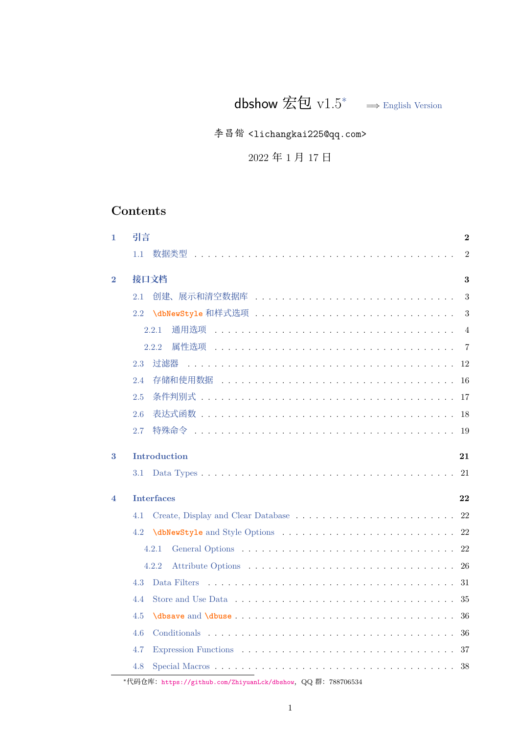# dbshow 宏包 v1.5*

⟹ English Version

李昌锴 <lichangkai225@qq.com>

2022 年 1 月 17 日

## Contents

- **1 引言** — 2
  - 1.1 数据类型 — 2
- **2 接口文档** — 3
  - 2.1 创建、展示和清空数据库 — 3
  - 2.2 `\dbNewStyle` 和样式选项 — 3
    - 2.2.1 通用选项 — 4
    - 2.2.2 属性选项 — 7
  - 2.3 过滤器 — 12
  - 2.4 存储和使用数据 — 16
  - 2.5 条件判别式 — 17
  - 2.6 表达式函数 — 18
  - 2.7 特殊命令 — 19
- **3 Introduction** — 21
  - 3.1 Data Types — 21
- **4 Interfaces** — 22
  - 4.1 Create, Display and Clear Database — 22
  - 4.2 `\dbNewStyle` and Style Options — 22
    - 4.2.1 General Options — 22
    - 4.2.2 Attribute Options — 26
  - 4.3 Data Filters — 31
  - 4.4 Store and Use Data — 35
  - 4.5 `\dbsave` and `\dbuse` — 36
  - 4.6 Conditionals — 36
  - 4.7 Expression Functions — 37
  - 4.8 Special Macros — 38

*代码仓库：https://github.com/ZhiyuanLck/dbshow，QQ 群：788706534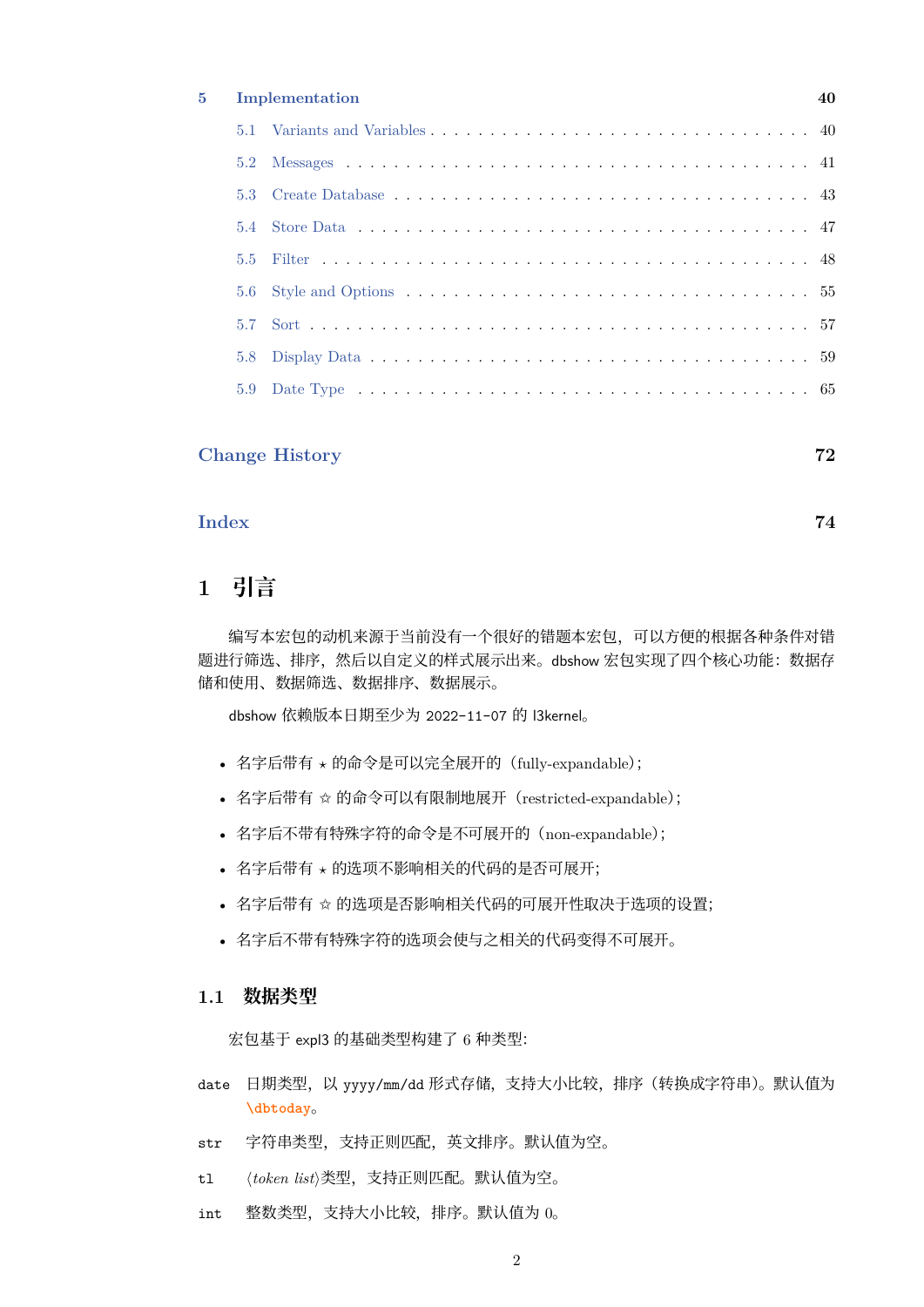5 Implementation 40
- 5.1 Variants and Variables . . . 40
- 5.2 Messages . . . 41
- 5.3 Create Database . . . 43
- 5.4 Store Data . . . 47
- 5.5 Filter . . . 48
- 5.6 Style and Options . . . 55
- 5.7 Sort . . . 57
- 5.8 Display Data . . . 59
- 5.9 Date Type . . . 65

Change History 72

Index 74

# 1 引言

编写本宏包的动机来源于当前没有一个很好的错题本宏包，可以方便的根据各种条件对错题进行筛选、排序，然后以自定义的样式展示出来。dbshow 宏包实现了四个核心功能：数据存储和使用、数据筛选、数据排序、数据展示。

dbshow 依赖版本日期至少为 2022-11-07 的 l3kernel。

- 名字后带有 ⋆ 的命令是可以完全展开的（fully-expandable）;
- 名字后带有 ☆ 的命令可以有限制地展开（restricted-expandable）;
- 名字后不带有特殊字符的命令是不可展开的（non-expandable）;
- 名字后带有 ⋆ 的选项不影响相关的代码的是否可展开;
- 名字后带有 ☆ 的选项是否影响相关代码的可展开性取决于选项的设置;
- 名字后不带有特殊字符的选项会使与之相关的代码变得不可展开。

## 1.1 数据类型

宏包基于 expl3 的基础类型构建了 6 种类型:

`date` 日期类型，以 yyyy/mm/dd 形式存储，支持大小比较，排序（转换成字符串）。默认值为 `\dbtoday`。

`str` 字符串类型，支持正则匹配，英文排序。默认值为空。

`tl` ⟨*token list*⟩类型，支持正则匹配。默认值为空。

`int` 整数类型，支持大小比较，排序。默认值为 0。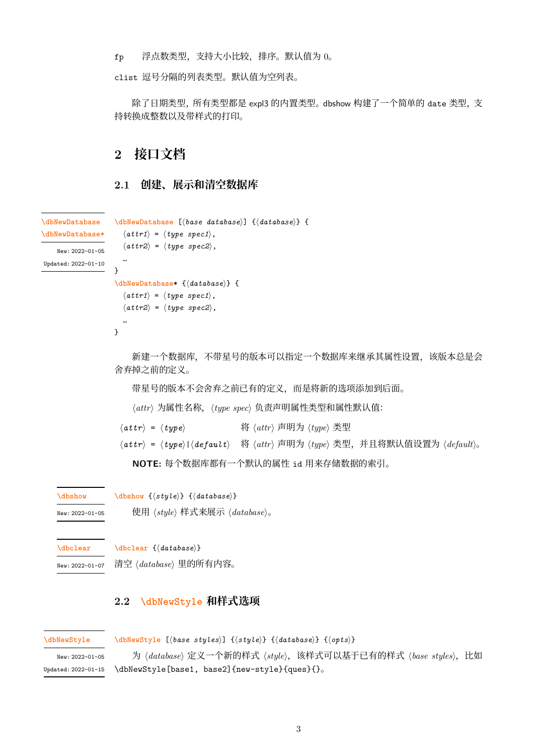fp 浮点数类型，支持大小比较，排序。默认值为 0。

clist 逗号分隔的列表类型。默认值为空列表。

除了日期类型，所有类型都是 expl3 的内置类型。dbshow 构建了一个简单的 date 类型，支持转换成整数以及带样式的打印。

# 2 接口文档

## 2.1 创建、展示和清空数据库

\dbNewDatabase
\dbNewDatabase*

New: 2022-01-05
Updated: 2022-01-10

```
\dbNewDatabase [⟨base database⟩] {⟨database⟩} {
  ⟨attr1⟩ = ⟨type spec1⟩,
  ⟨attr2⟩ = ⟨type spec2⟩,
  …
}
\dbNewDatabase* {⟨database⟩} {
  ⟨attr1⟩ = ⟨type spec1⟩,
  ⟨attr2⟩ = ⟨type spec2⟩,
  …
}
```

新建一个数据库，不带星号的版本可以指定一个数据库来继承其属性设置，该版本总是会舍弃掉之前的定义。

带星号的版本不会舍弃之前已有的定义，而是将新的选项添加到后面。

⟨attr⟩ 为属性名称，⟨type spec⟩ 负责声明属性类型和属性默认值：

| | |
|---|---|
| ⟨attr⟩ = ⟨type⟩ | 将 ⟨attr⟩ 声明为 ⟨type⟩ 类型 |
| ⟨attr⟩ = ⟨type⟩\|⟨default⟩ | 将 ⟨attr⟩ 声明为 ⟨type⟩ 类型，并且将默认值设置为 ⟨default⟩。 |

**NOTE:** 每个数据库都有一个默认的属性 id 用来存储数据的索引。

\dbshow

New: 2022-01-05

```
\dbshow {⟨style⟩} {⟨database⟩}
```

使用 ⟨style⟩ 样式来展示 ⟨database⟩。

\dbclear

New: 2022-01-07

```
\dbclear {⟨database⟩}
```

清空 ⟨database⟩ 里的所有内容。

## 2.2 \dbNewStyle 和样式选项

\dbNewStyle

New: 2022-01-05
Updated: 2022-01-15

```
\dbNewStyle [⟨base styles⟩] {⟨style⟩} {⟨database⟩} {⟨opts⟩}
```

为 ⟨database⟩ 定义一个新的样式 ⟨style⟩，该样式可以基于已有的样式 ⟨base styles⟩，比如 \dbNewStyle[base1, base2]{new-style}{ques}{}。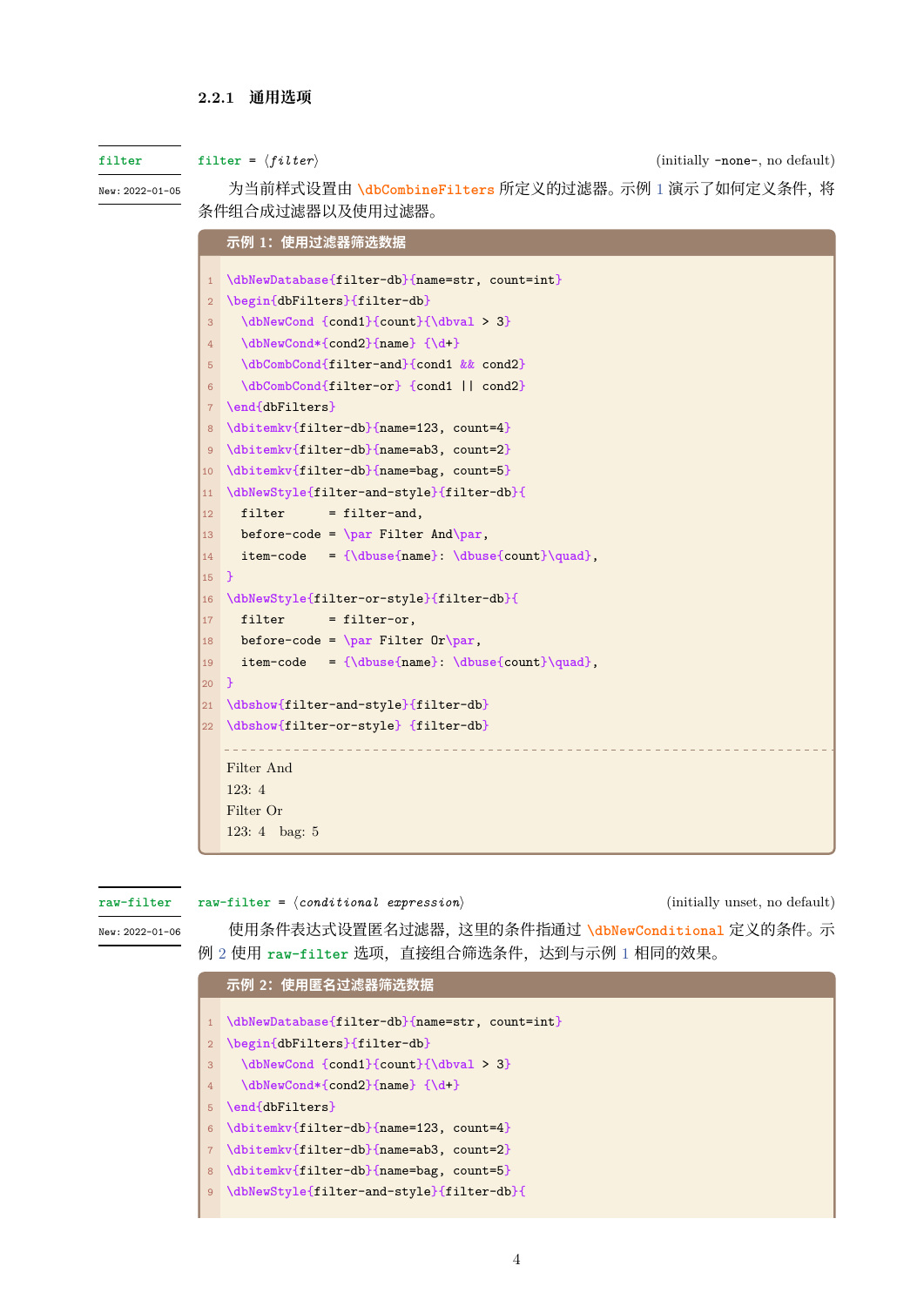### 2.2.1 通用选项

filter

New: 2022-01-05

`filter = ⟨filter⟩` (initially `-none-`, no default)

为当前样式设置由 `\dbCombineFilters` 所定义的过滤器。示例 1 演示了如何定义条件，将条件组合成过滤器以及使用过滤器。

**示例 1：使用过滤器筛选数据**

```
\dbNewDatabase{filter-db}{name=str, count=int}
\begin{dbFilters}{filter-db}
  \dbNewCond {cond1}{count}{\dbval > 3}
  \dbNewCond*{cond2}{name} {\d+}
  \dbCombCond{filter-and}{cond1 && cond2}
  \dbCombCond{filter-or} {cond1 || cond2}
\end{dbFilters}
\dbitemkv{filter-db}{name=123, count=4}
\dbitemkv{filter-db}{name=ab3, count=2}
\dbitemkv{filter-db}{name=bag, count=5}
\dbNewStyle{filter-and-style}{filter-db}{
  filter      = filter-and,
  before-code = \par Filter And\par,
  item-code   = {\dbuse{name}: \dbuse{count}\quad},
}
\dbNewStyle{filter-or-style}{filter-db}{
  filter      = filter-or,
  before-code = \par Filter Or\par,
  item-code   = {\dbuse{name}: \dbuse{count}\quad},
}
\dbshow{filter-and-style}{filter-db}
\dbshow{filter-or-style} {filter-db}
```

Filter And

123: 4

Filter Or

123: 4 bag: 5

raw-filter

New: 2022-01-06

`raw-filter = ⟨conditional expression⟩` (initially unset, no default)

使用条件表达式设置匿名过滤器，这里的条件指通过 `\dbNewConditional` 定义的条件。示例 2 使用 `raw-filter` 选项，直接组合筛选条件，达到与示例 1 相同的效果。

**示例 2：使用匿名过滤器筛选数据**

```
\dbNewDatabase{filter-db}{name=str, count=int}
\begin{dbFilters}{filter-db}
  \dbNewCond {cond1}{count}{\dbval > 3}
  \dbNewCond*{cond2}{name} {\d+}
\end{dbFilters}
\dbitemkv{filter-db}{name=123, count=4}
\dbitemkv{filter-db}{name=ab3, count=2}
\dbitemkv{filter-db}{name=bag, count=5}
\dbNewStyle{filter-and-style}{filter-db}{
```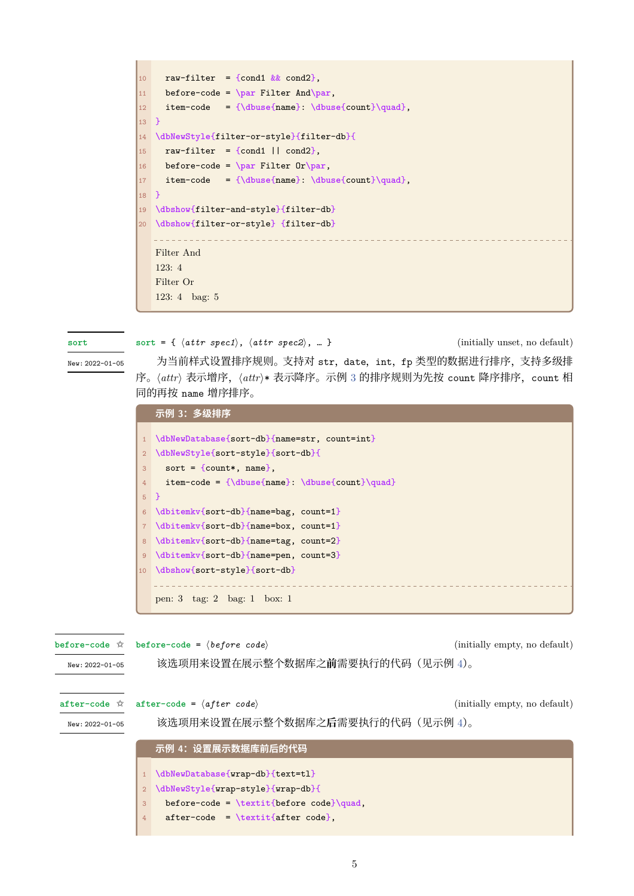```
  raw-filter  = {cond1 && cond2},
  before-code = \par Filter And\par,
  item-code   = {\dbuse{name}: \dbuse{count}\quad},
}
\dbNewStyle{filter-or-style}{filter-db}{
  raw-filter  = {cond1 || cond2},
  before-code = \par Filter Or\par,
  item-code   = {\dbuse{name}: \dbuse{count}\quad},
}
\dbshow{filter-and-style}{filter-db}
\dbshow{filter-or-style} {filter-db}
```

Filter And

123: 4

Filter Or

123: 4  bag: 5

**sort**

New: 2022-01-05

sort = { ⟨*attr spec1*⟩, ⟨*attr spec2*⟩, … }  (initially unset, no default)

为当前样式设置排序规则。支持对 str，date，int，fp 类型的数据进行排序，支持多级排序。⟨*attr*⟩ 表示增序，⟨*attr*⟩* 表示降序。示例 3 的排序规则为先按 count 降序排序，count 相同的再按 name 增序排序。

**示例 3：多级排序**

```
\dbNewDatabase{sort-db}{name=str, count=int}
\dbNewStyle{sort-style}{sort-db}{
  sort = {count*, name},
  item-code = {\dbuse{name}: \dbuse{count}\quad}
}
\dbitemkv{sort-db}{name=bag, count=1}
\dbitemkv{sort-db}{name=box, count=1}
\dbitemkv{sort-db}{name=tag, count=2}
\dbitemkv{sort-db}{name=pen, count=3}
\dbshow{sort-style}{sort-db}
```

pen: 3  tag: 2  bag: 1  box: 1

**before-code** ☆

New: 2022-01-05

before-code = ⟨*before code*⟩  (initially empty, no default)

该选项用来设置在展示整个数据库之**前**需要执行的代码（见示例 4）。

**after-code** ☆

New: 2022-01-05

after-code = ⟨*after code*⟩  (initially empty, no default)

该选项用来设置在展示整个数据库之**后**需要执行的代码（见示例 4）。

**示例 4：设置展示数据库前后的代码**

```
\dbNewDatabase{wrap-db}{text=tl}
\dbNewStyle{wrap-style}{wrap-db}{
  before-code = \textit{before code}\quad,
  after-code  = \textit{after code},
```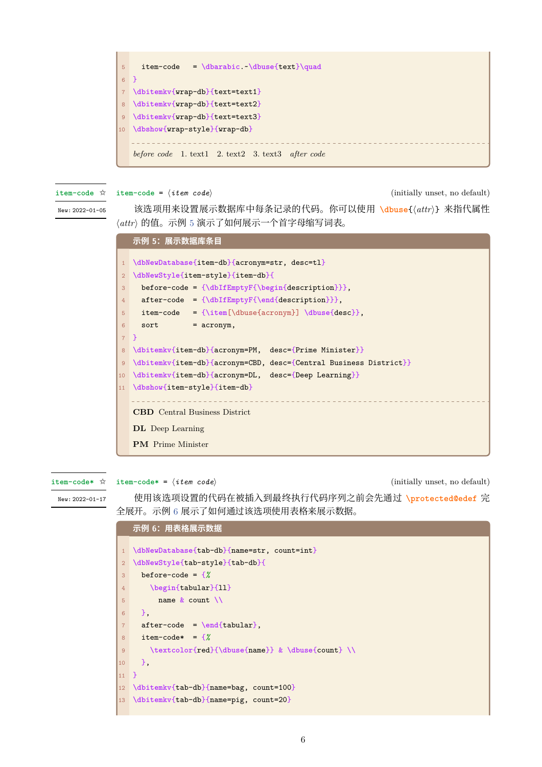```
5    item-code   = \dbarabic.~\dbuse{text}\quad
6  }
7  \dbitemkv{wrap-db}{text=text1}
8  \dbitemkv{wrap-db}{text=text2}
9  \dbitemkv{wrap-db}{text=text3}
10 \dbshow{wrap-style}{wrap-db}
```

*before code* 1. text1 2. text2 3. text3 *after code*

`item-code` ☆ New: 2022-01-05

`item-code` = ⟨*item code*⟩ (initially unset, no default)

该选项用来设置展示数据库中每条记录的代码。你可以使用 `\dbuse{⟨attr⟩}` 来指代属性 ⟨*attr*⟩ 的值。示例 5 演示了如何展示一个首字母缩写词表。

**示例 5：展示数据库条目**

```
1  \dbNewDatabase{item-db}{acronym=str, desc=tl}
2  \dbNewStyle{item-style}{item-db}{
3    before-code = {\dbIfEmptyF{\begin{description}}},
4    after-code  = {\dbIfEmptyF{\end{description}}},
5    item-code   = {\item[\dbuse{acronym}] \dbuse{desc}},
6    sort        = acronym,
7  }
8  \dbitemkv{item-db}{acronym=PM,  desc={Prime Minister}}
9  \dbitemkv{item-db}{acronym=CBD, desc={Central Business District}}
10 \dbitemkv{item-db}{acronym=DL,  desc={Deep Learning}}
11 \dbshow{item-style}{item-db}
```

**CBD** Central Business District

**DL** Deep Learning

**PM** Prime Minister

`item-code*` ☆ New: 2022-01-17

`item-code*` = ⟨*item code*⟩ (initially unset, no default)

使用该选项设置的代码在被插入到最终执行代码序列之前会先通过 `\protected@edef` 完全展开。示例 6 展示了如何通过该选项使用表格来展示数据。

**示例 6：用表格展示数据**

```
1  \dbNewDatabase{tab-db}{name=str, count=int}
2  \dbNewStyle{tab-style}{tab-db}{
3    before-code = {%
4      \begin{tabular}{ll}
5        name & count \\
6    },
7    after-code  = \end{tabular},
8    item-code*  = {%
9      \textcolor{red}{\dbuse{name}} & \dbuse{count} \\
10   },
11 }
12 \dbitemkv{tab-db}{name=bag, count=100}
13 \dbitemkv{tab-db}{name=pig, count=20}
```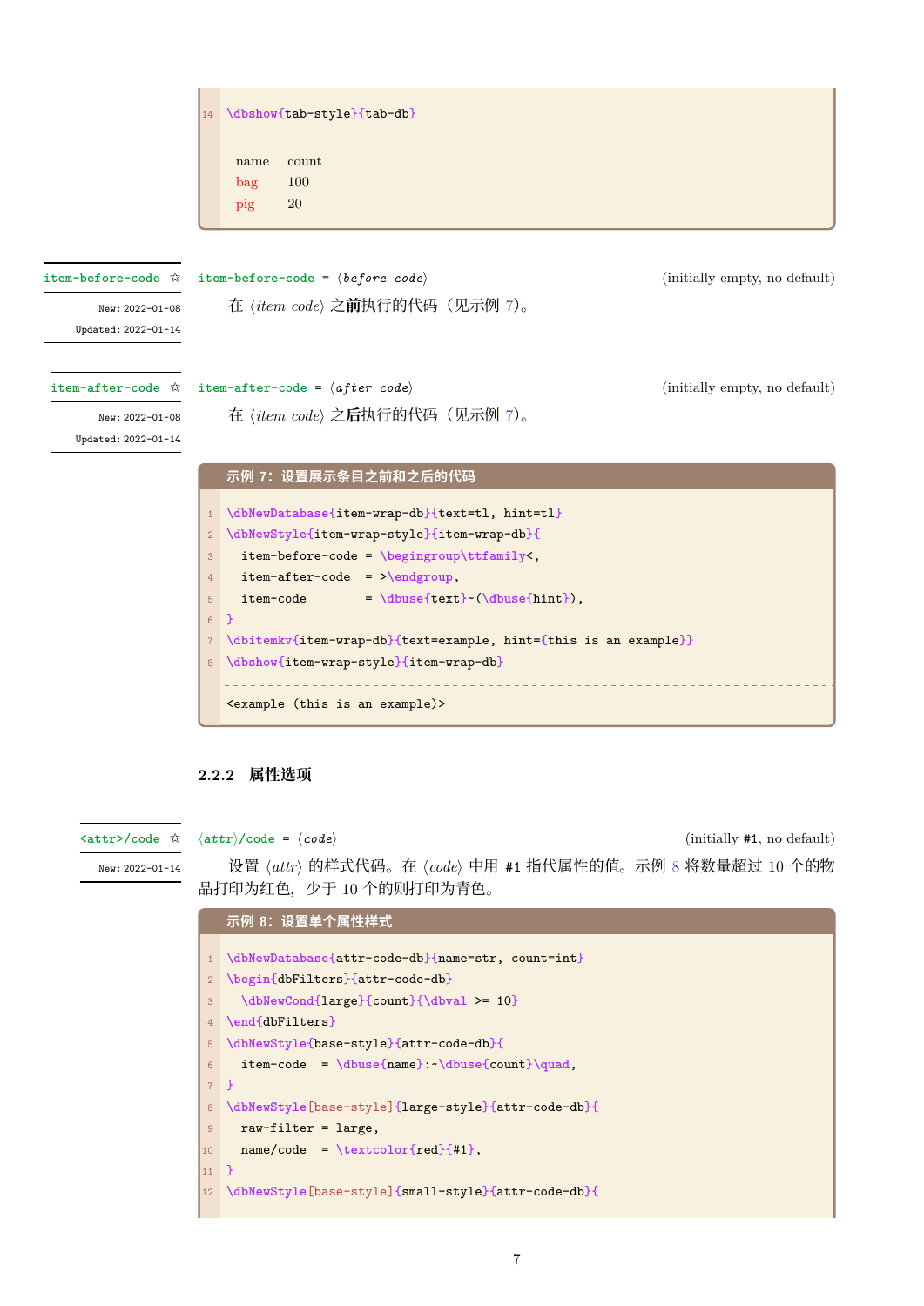```
\dbshow{tab-style}{tab-db}
```

| name | count |
|---|---|
| bag | 100 |
| pig | 20 |

**item-before-code** ☆

New: 2022-01-08
Updated: 2022-01-14

`item-before-code = ⟨before code⟩` (initially empty, no default)

在 ⟨*item code*⟩ 之**前**执行的代码（见示例 7）。

**item-after-code** ☆

New: 2022-01-08
Updated: 2022-01-14

`item-after-code = ⟨after code⟩` (initially empty, no default)

在 ⟨*item code*⟩ 之**后**执行的代码（见示例 7）。

**示例 7：设置展示条目之前和之后的代码**

```
\dbNewDatabase{item-wrap-db}{text=tl, hint=tl}
\dbNewStyle{item-wrap-style}{item-wrap-db}{
  item-before-code = \begingroup\ttfamily<,
  item-after-code  = >\endgroup,
  item-code        = \dbuse{text}~(\dbuse{hint}),
}
\dbitemkv{item-wrap-db}{text=example, hint={this is an example}}
\dbshow{item-wrap-style}{item-wrap-db}
```

```
<example (this is an example)>
```

### 2.2.2 属性选项

**⟨attr⟩/code** ☆

New: 2022-01-14

`⟨attr⟩/code = ⟨code⟩` (initially #1, no default)

设置 ⟨*attr*⟩ 的样式代码。在 ⟨*code*⟩ 中用 #1 指代属性的值。示例 8 将数量超过 10 个的物品打印为红色，少于 10 个的则打印为青色。

**示例 8：设置单个属性样式**

```
\dbNewDatabase{attr-code-db}{name=str, count=int}
\begin{dbFilters}{attr-code-db}
  \dbNewCond{large}{count}{\dbval >= 10}
\end{dbFilters}
\dbNewStyle{base-style}{attr-code-db}{
  item-code  = \dbuse{name}:~\dbuse{count}\quad,
}
\dbNewStyle[base-style]{large-style}{attr-code-db}{
  raw-filter = large,
  name/code  = \textcolor{red}{#1},
}
\dbNewStyle[base-style]{small-style}{attr-code-db}{
```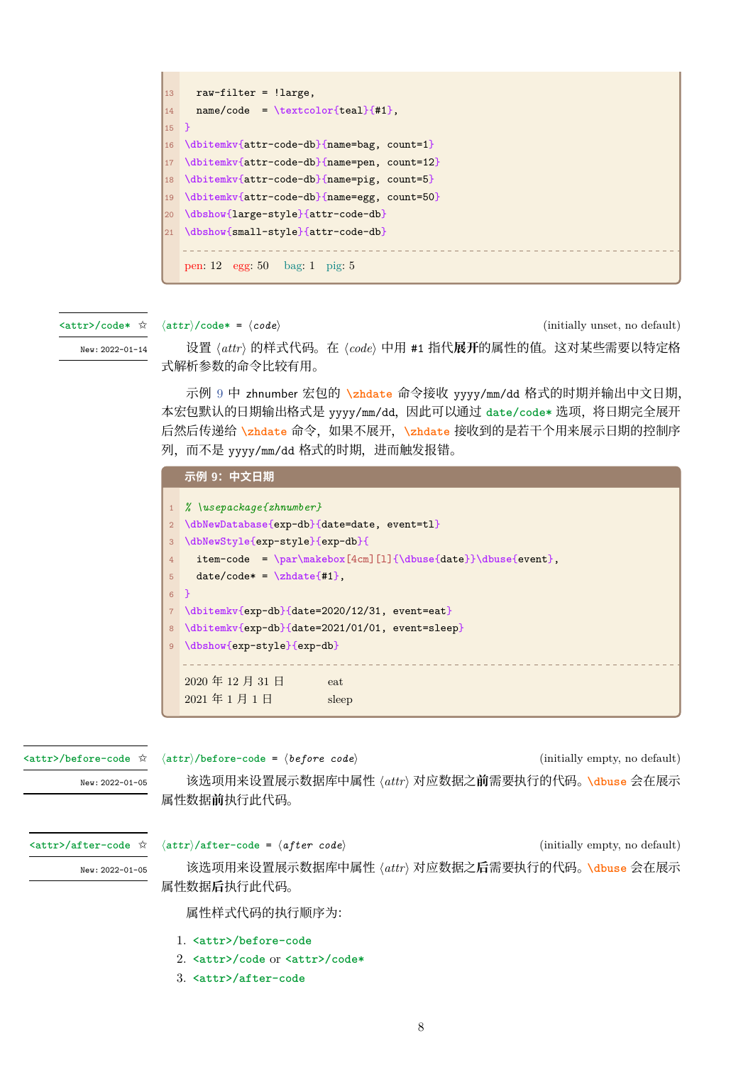```
13   raw-filter = !large,
14   name/code  = \textcolor{teal}{#1},
15 }
16 \dbitemkv{attr-code-db}{name=bag, count=1}
17 \dbitemkv{attr-code-db}{name=pen, count=12}
18 \dbitemkv{attr-code-db}{name=pig, count=5}
19 \dbitemkv{attr-code-db}{name=egg, count=50}
20 \dbshow{large-style}{attr-code-db}
21 \dbshow{small-style}{attr-code-db}
```

pen: 12  egg: 50  bag: 1  pig: 5

**<attr>/code*** ☆ New: 2022-01-14

⟨attr⟩/code* = ⟨code⟩ (initially unset, no default)

设置 ⟨*attr*⟩ 的样式代码。在 ⟨*code*⟩ 中用 #1 指代**展开**的属性的值。这对某些需要以特定格式解析参数的命令比较有用。

示例 9 中 zhnumber 宏包的 \zhdate 命令接收 yyyy/mm/dd 格式的时期并输出中文日期，本宏包默认的日期输出格式是 yyyy/mm/dd，因此可以通过 date/code* 选项，将日期完全展开后然后传递给 \zhdate 命令，如果不展开，\zhdate 接收到的是若干个用来展示日期的控制序列，而不是 yyyy/mm/dd 格式的时期，进而触发报错。

**示例 9：中文日期**

```
1 % \usepackage{zhnumber}
2 \dbNewDatabase{exp-db}{date=date, event=tl}
3 \dbNewStyle{exp-style}{exp-db}{
4   item-code  = \par\makebox[4cm][l]{\dbuse{date}}\dbuse{event},
5   date/code* = \zhdate{#1},
6 }
7 \dbitemkv{exp-db}{date=2020/12/31, event=eat}
8 \dbitemkv{exp-db}{date=2021/01/01, event=sleep}
9 \dbshow{exp-style}{exp-db}
```

2020 年 12 月 31 日  eat
2021 年 1 月 1 日  sleep

**<attr>/before-code** ☆ New: 2022-01-05

⟨attr⟩/before-code = ⟨before code⟩ (initially empty, no default)

该选项用来设置展示数据库中属性 ⟨*attr*⟩ 对应数据之**前**需要执行的代码。\dbuse 会在展示属性数据**前**执行此代码。

**<attr>/after-code** ☆ New: 2022-01-05

⟨attr⟩/after-code = ⟨after code⟩ (initially empty, no default)

该选项用来设置展示数据库中属性 ⟨*attr*⟩ 对应数据之**后**需要执行的代码。\dbuse 会在展示属性数据**后**执行此代码。

属性样式代码的执行顺序为：

1. <attr>/before-code
2. <attr>/code or <attr>/code*
3. <attr>/after-code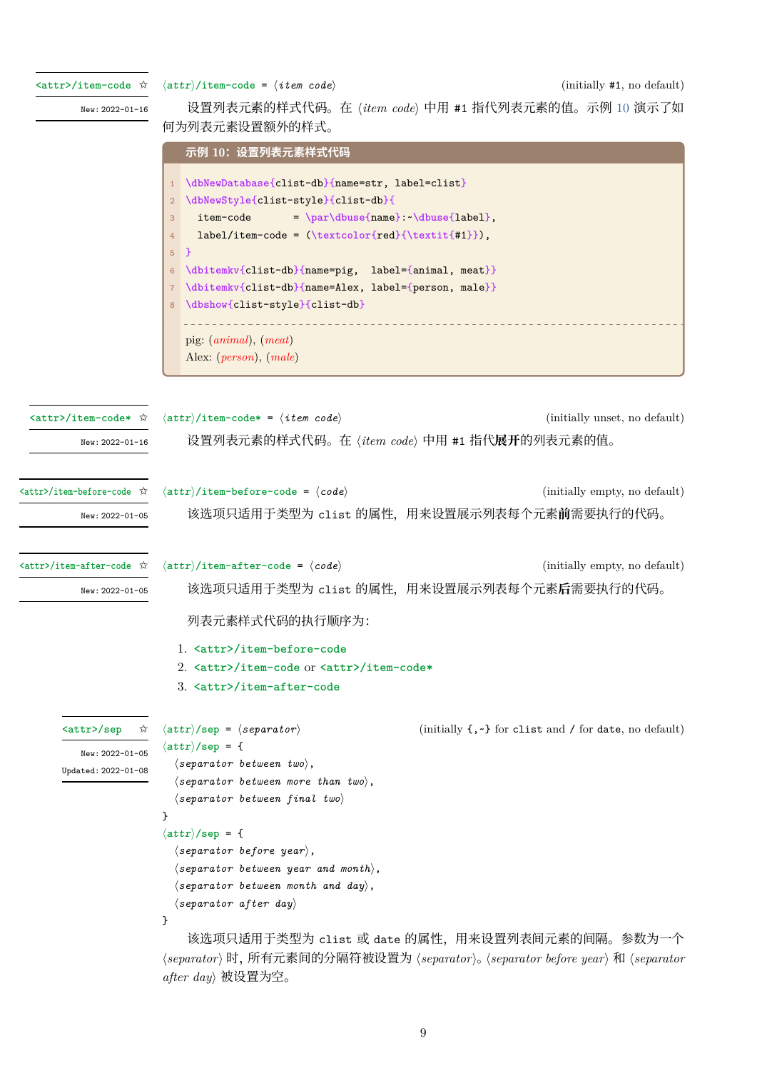<attr>/item-code ☆

New: 2022-01-16

⟨attr⟩/item-code = ⟨*item code*⟩ (initially #1, no default)

设置列表元素的样式代码。在 ⟨*item code*⟩ 中用 #1 指代列表元素的值。示例 10 演示了如何为列表元素设置额外的样式。

**示例 10：设置列表元素样式代码**

```
\dbNewDatabase{clist-db}{name=str, label=clist}
\dbNewStyle{clist-style}{clist-db}{
  item-code       = \par\dbuse{name}:~\dbuse{label},
  label/item-code = (\textcolor{red}{\textit{#1}}),
}
\dbitemkv{clist-db}{name=pig,  label={animal, meat}}
\dbitemkv{clist-db}{name=Alex, label={person, male}}
\dbshow{clist-style}{clist-db}
```

pig: (*animal*), (*meat*)
Alex: (*person*), (*male*)

<attr>/item-code* ☆

New: 2022-01-16

⟨attr⟩/item-code* = ⟨*item code*⟩ (initially unset, no default)

设置列表元素的样式代码。在 ⟨*item code*⟩ 中用 #1 指代**展开**的列表元素的值。

<attr>/item-before-code ☆

New: 2022-01-05

⟨attr⟩/item-before-code = ⟨*code*⟩ (initially empty, no default)

该选项只适用于类型为 clist 的属性，用来设置展示列表每个元素**前**需要执行的代码。

<attr>/item-after-code ☆

New: 2022-01-05

⟨attr⟩/item-after-code = ⟨*code*⟩ (initially empty, no default)

该选项只适用于类型为 clist 的属性，用来设置展示列表每个元素**后**需要执行的代码。

列表元素样式代码的执行顺序为：

1. <attr>/item-before-code
2. <attr>/item-code or <attr>/item-code*
3. <attr>/item-after-code

<attr>/sep ☆

New: 2022-01-05
Updated: 2022-01-08

⟨attr⟩/sep = ⟨*separator*⟩ (initially {,~} for clist and / for date, no default)

```
⟨attr⟩/sep = {
  ⟨separator between two⟩,
  ⟨separator between more than two⟩,
  ⟨separator between final two⟩
}
⟨attr⟩/sep = {
  ⟨separator before year⟩,
  ⟨separator between year and month⟩,
  ⟨separator between month and day⟩,
  ⟨separator after day⟩
}
```

该选项只适用于类型为 clist 或 date 的属性，用来设置列表间元素的间隔。参数为一个 ⟨*separator*⟩ 时，所有元素间的分隔符被设置为 ⟨*separator*⟩。⟨*separator before year*⟩ 和 ⟨*separator after day*⟩ 被设置为空。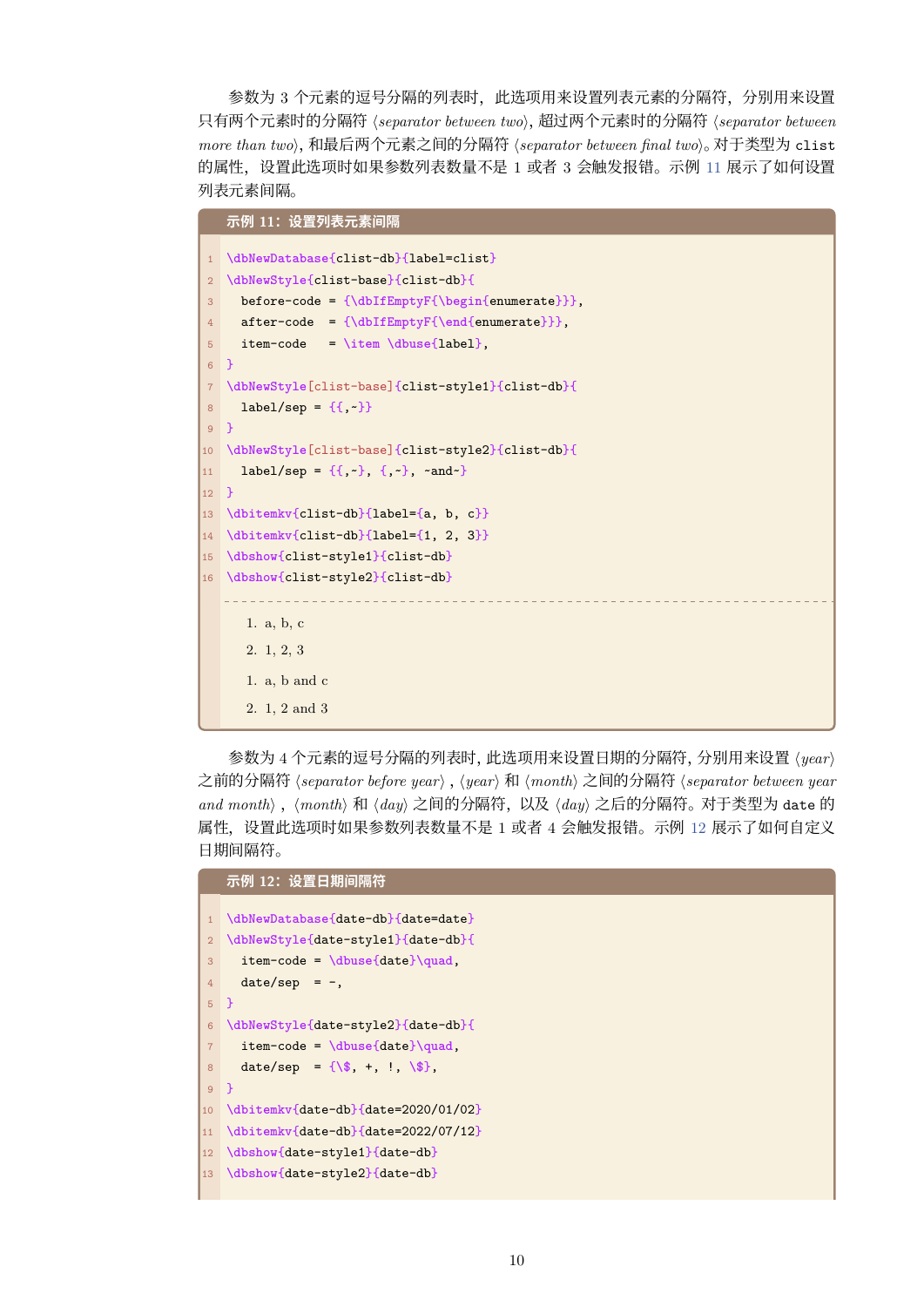参数为 3 个元素的逗号分隔的列表时，此选项用来设置列表元素的分隔符，分别用来设置只有两个元素时的分隔符 ⟨*separator between two*⟩，超过两个元素时的分隔符 ⟨*separator between more than two*⟩，和最后两个元素之间的分隔符 ⟨*separator between final two*⟩。对于类型为 `clist` 的属性，设置此选项时如果参数列表数量不是 1 或者 3 会触发报错。示例 11 展示了如何设置列表元素间隔。

**示例 11：设置列表元素间隔**

```
\dbNewDatabase{clist-db}{label=clist}
\dbNewStyle{clist-base}{clist-db}{
  before-code = {\dbIfEmptyF{\begin{enumerate}}},
  after-code  = {\dbIfEmptyF{\end{enumerate}}},
  item-code   = \item \dbuse{label},
}
\dbNewStyle[clist-base]{clist-style1}{clist-db}{
  label/sep = {{,~}}
}
\dbNewStyle[clist-base]{clist-style2}{clist-db}{
  label/sep = {{,~}, {,~}, ~and~}
}
\dbitemkv{clist-db}{label={a, b, c}}
\dbitemkv{clist-db}{label={1, 2, 3}}
\dbshow{clist-style1}{clist-db}
\dbshow{clist-style2}{clist-db}
```

1. a, b, c
2. 1, 2, 3

1. a, b and c
2. 1, 2 and 3

参数为 4 个元素的逗号分隔的列表时，此选项用来设置日期的分隔符，分别用来设置 ⟨*year*⟩ 之前的分隔符 ⟨*separator before year*⟩，⟨*year*⟩ 和 ⟨*month*⟩ 之间的分隔符 ⟨*separator between year and month*⟩，⟨*month*⟩ 和 ⟨*day*⟩ 之间的分隔符，以及 ⟨*day*⟩ 之后的分隔符。对于类型为 `date` 的属性，设置此选项时如果参数列表数量不是 1 或者 4 会触发报错。示例 12 展示了如何自定义日期间隔符。

**示例 12：设置日期间隔符**

```
\dbNewDatabase{date-db}{date=date}
\dbNewStyle{date-style1}{date-db}{
  item-code = \dbuse{date}\quad,
  date/sep  = -,
}
\dbNewStyle{date-style2}{date-db}{
  item-code = \dbuse{date}\quad,
  date/sep  = {\$, +, !, \$},
}
\dbitemkv{date-db}{date=2020/01/02}
\dbitemkv{date-db}{date=2022/07/12}
\dbshow{date-style1}{date-db}
\dbshow{date-style2}{date-db}
```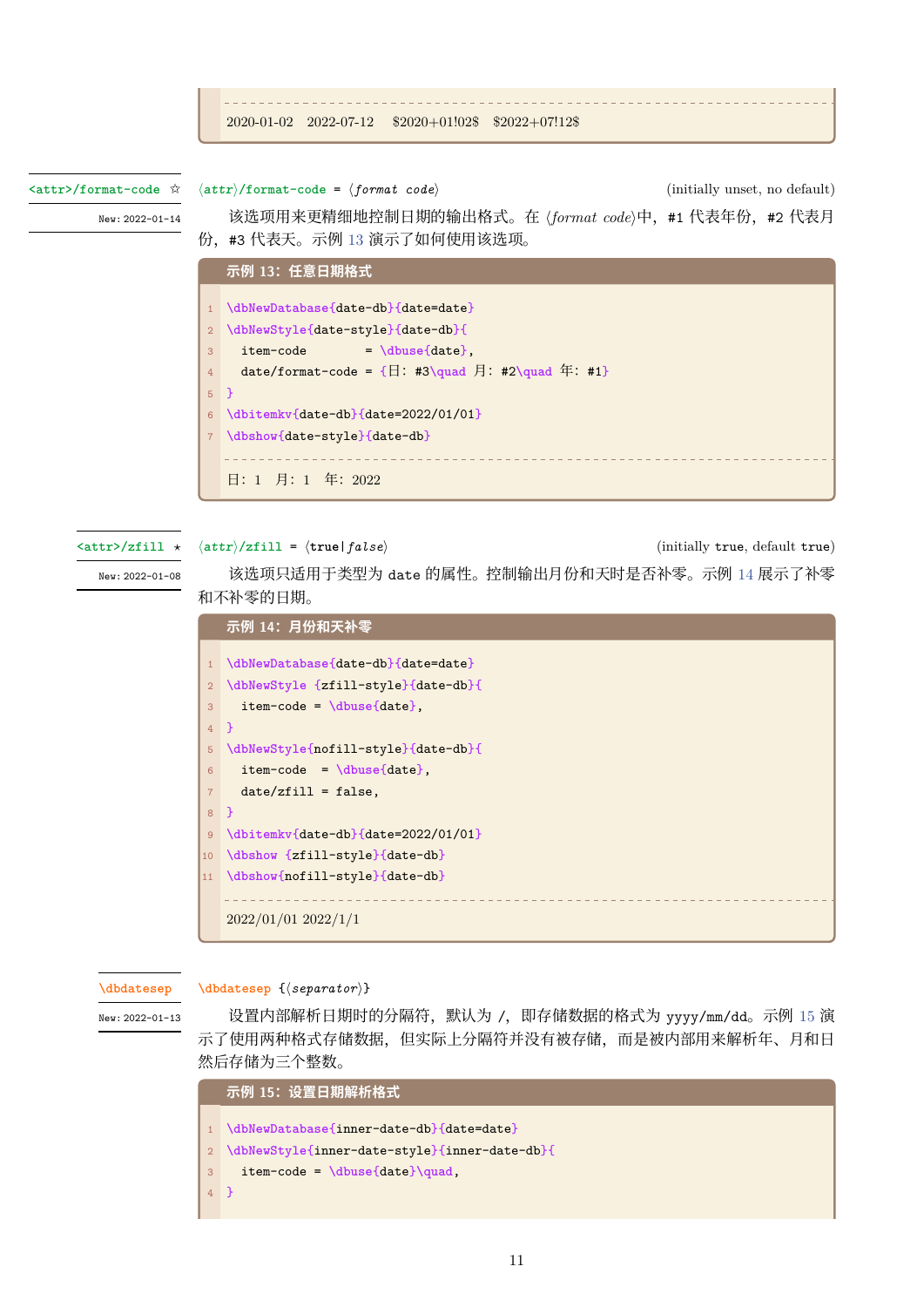2020-01-02　2022-07-12　$2020+01!02$　$2022+07!12$

<attr>/format-code ☆
New: 2022-01-14

⟨attr⟩/format-code = ⟨*format code*⟩ (initially unset, no default)

该选项用来更精细地控制日期的输出格式。在 ⟨*format code*⟩中，#1 代表年份，#2 代表月份，#3 代表天。示例 13 演示了如何使用该选项。

**示例 13：任意日期格式**

```
\dbNewDatabase{date-db}{date=date}
\dbNewStyle{date-style}{date-db}{
  item-code        = \dbuse{date},
  date/format-code = {日：#3\quad 月：#2\quad 年：#1}
}
\dbitemkv{date-db}{date=2022/01/01}
\dbshow{date-style}{date-db}
```

日：1　月：1　年：2022

<attr>/zfill ★
New: 2022-01-08

⟨attr⟩/zfill = ⟨true|*false*⟩ (initially true, default true)

该选项只适用于类型为 date 的属性。控制输出月份和天时是否补零。示例 14 展示了补零和不补零的日期。

**示例 14：月份和天补零**

```
\dbNewDatabase{date-db}{date=date}
\dbNewStyle {zfill-style}{date-db}{
  item-code = \dbuse{date},
}
\dbNewStyle{nofill-style}{date-db}{
  item-code  = \dbuse{date},
  date/zfill = false,
}
\dbitemkv{date-db}{date=2022/01/01}
\dbshow {zfill-style}{date-db}
\dbshow{nofill-style}{date-db}
```

2022/01/01 2022/1/1

\dbdatesep
New: 2022-01-13

\dbdatesep {⟨*separator*⟩}

设置内部解析日期时的分隔符，默认为 /，即存储数据的格式为 yyyy/mm/dd。示例 15 演示了使用两种格式存储数据，但实际上分隔符并没有被存储，而是被内部用来解析年、月和日然后存储为三个整数。

**示例 15：设置日期解析格式**

```
\dbNewDatabase{inner-date-db}{date=date}
\dbNewStyle{inner-date-style}{inner-date-db}{
  item-code = \dbuse{date}\quad,
}
```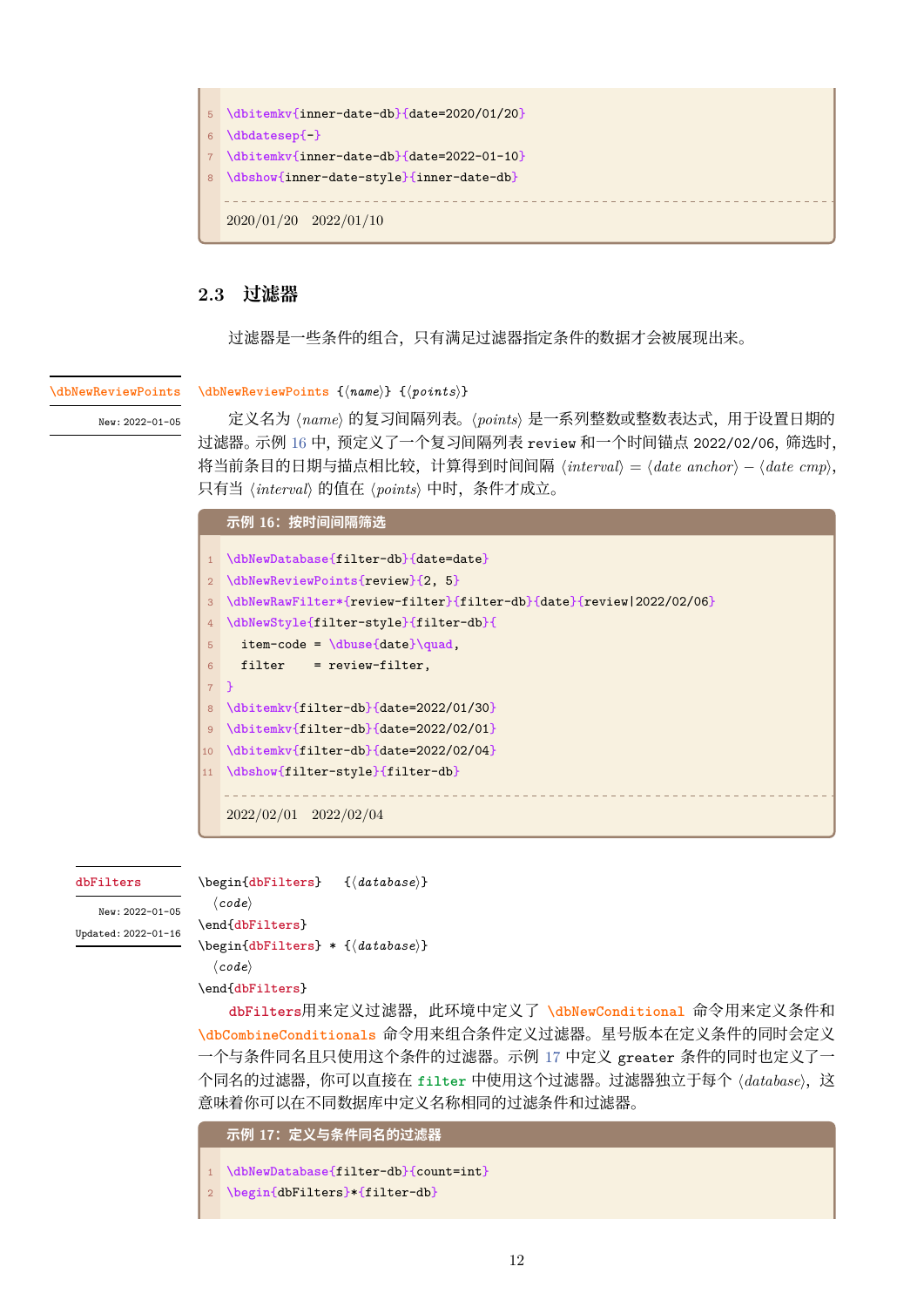```
5 \dbitemkv{inner-date-db}{date=2020/01/20}
6 \dbdatesep{-}
7 \dbitemkv{inner-date-db}{date=2022-01-10}
8 \dbshow{inner-date-style}{inner-date-db}
```

2020/01/20 2022/01/10

## 2.3 过滤器

过滤器是一些条件的组合，只有满足过滤器指定条件的数据才会被展现出来。

\dbNewReviewPoints

New: 2022-01-05

\dbNewReviewPoints {⟨name⟩} {⟨points⟩}

定义名为 ⟨name⟩ 的复习间隔列表。⟨points⟩ 是一系列整数或整数表达式，用于设置日期的过滤器。示例 16 中，预定义了一个复习间隔列表 review 和一个时间锚点 2022/02/06，筛选时，将当前条目的日期与描点相比较，计算得到时间间隔 ⟨interval⟩ = ⟨date anchor⟩ − ⟨date cmp⟩，只有当 ⟨interval⟩ 的值在 ⟨points⟩ 中时，条件才成立。

**示例 16：按时间间隔筛选**

```
1  \dbNewDatabase{filter-db}{date=date}
2  \dbNewReviewPoints{review}{2, 5}
3  \dbNewRawFilter*{review-filter}{filter-db}{date}{review|2022/02/06}
4  \dbNewStyle{filter-style}{filter-db}{
5    item-code = \dbuse{date}\quad,
6    filter    = review-filter,
7  }
8  \dbitemkv{filter-db}{date=2022/01/30}
9  \dbitemkv{filter-db}{date=2022/02/01}
10 \dbitemkv{filter-db}{date=2022/02/04}
11 \dbshow{filter-style}{filter-db}
```

2022/02/01 2022/02/04

dbFilters

New: 2022-01-05

Updated: 2022-01-16

\begin{dbFilters} {⟨database⟩}
 ⟨code⟩
\end{dbFilters}
\begin{dbFilters} * {⟨database⟩}
 ⟨code⟩
\end{dbFilters}

dbFilters用来定义过滤器，此环境中定义了 \dbNewConditional 命令用来定义条件和 \dbCombineConditionals 命令用来组合条件定义过滤器。星号版本在定义条件的同时会定义一个与条件同名且只使用这个条件的过滤器。示例 17 中定义 greater 条件的同时也定义了一个同名的过滤器，你可以直接在 filter 中使用这个过滤器。过滤器独立于每个 ⟨database⟩，这意味着你可以在不同数据库中定义名称相同的过滤条件和过滤器。

**示例 17：定义与条件同名的过滤器**

```
1 \dbNewDatabase{filter-db}{count=int}
2 \begin{dbFilters}*{filter-db}
```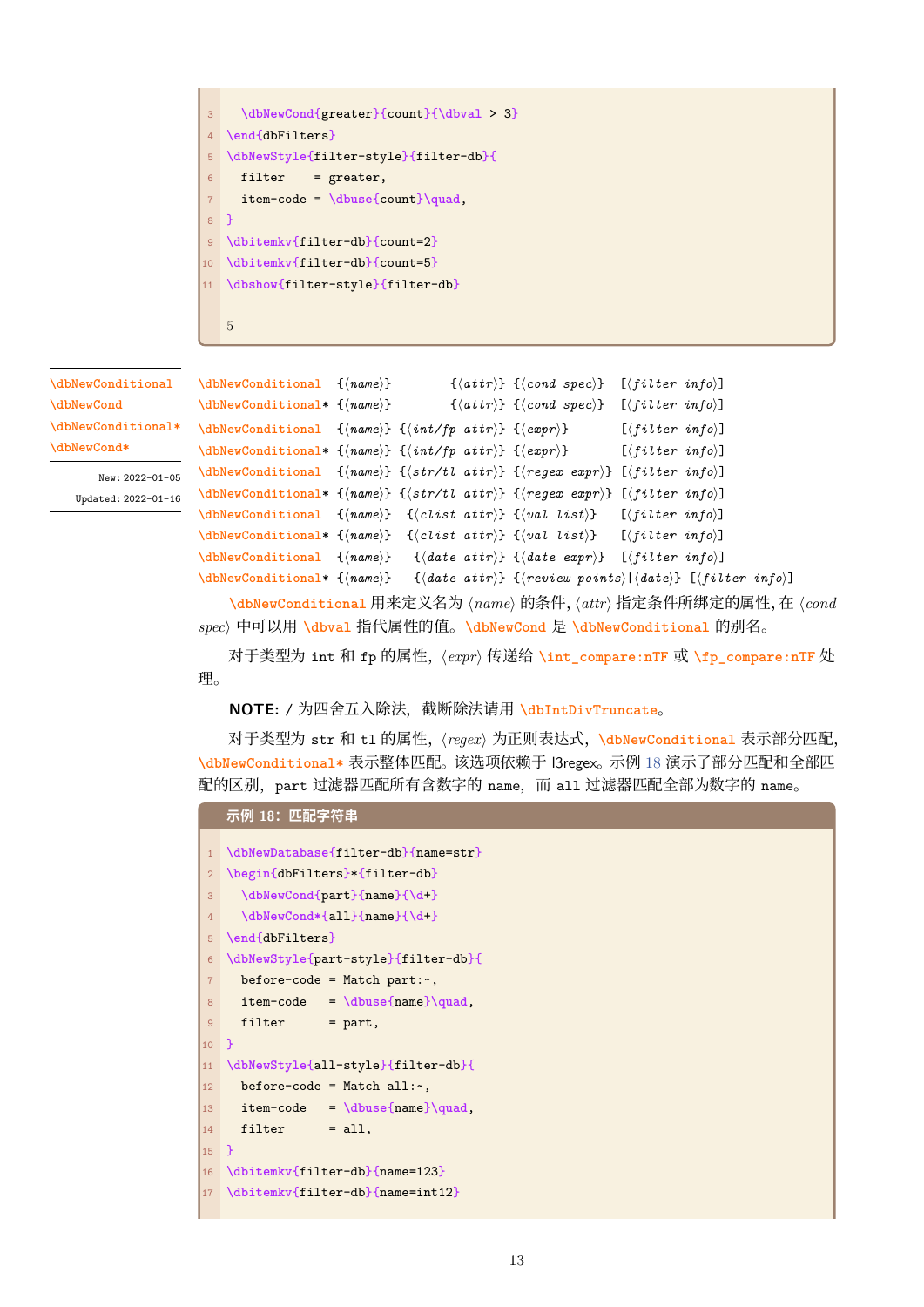```
3   \dbNewCond{greater}{count}{\dbval > 3}
4 \end{dbFilters}
5 \dbNewStyle{filter-style}{filter-db}{
6   filter    = greater,
7   item-code = \dbuse{count}\quad,
8 }
9 \dbitemkv{filter-db}{count=2}
10 \dbitemkv{filter-db}{count=5}
11 \dbshow{filter-style}{filter-db}
```

5

\dbNewConditional
\dbNewCond
\dbNewConditional*
\dbNewCond*

New: 2022-01-05
Updated: 2022-01-16

```
\dbNewConditional  {⟨name⟩}          {⟨attr⟩} {⟨cond spec⟩}   [⟨filter info⟩]
\dbNewConditional* {⟨name⟩}          {⟨attr⟩} {⟨cond spec⟩}   [⟨filter info⟩]
\dbNewConditional  {⟨name⟩} {⟨int/fp attr⟩} {⟨expr⟩}        [⟨filter info⟩]
\dbNewConditional* {⟨name⟩} {⟨int/fp attr⟩} {⟨expr⟩}        [⟨filter info⟩]
\dbNewConditional  {⟨name⟩} {⟨str/tl attr⟩} {⟨regex expr⟩} [⟨filter info⟩]
\dbNewConditional* {⟨name⟩} {⟨str/tl attr⟩} {⟨regex expr⟩} [⟨filter info⟩]
\dbNewConditional  {⟨name⟩}  {⟨clist attr⟩} {⟨val list⟩}    [⟨filter info⟩]
\dbNewConditional* {⟨name⟩}  {⟨clist attr⟩} {⟨val list⟩}    [⟨filter info⟩]
\dbNewConditional  {⟨name⟩}   {⟨date attr⟩} {⟨date expr⟩}   [⟨filter info⟩]
\dbNewConditional* {⟨name⟩}   {⟨date attr⟩} {⟨review points⟩|⟨date⟩} [⟨filter info⟩]
```

`\dbNewConditional` 用来定义名为 ⟨*name*⟩ 的条件, ⟨*attr*⟩ 指定条件所绑定的属性, 在 ⟨*cond spec*⟩ 中可以用 `\dbval` 指代属性的值。`\dbNewCond` 是 `\dbNewConditional` 的别名。

对于类型为 `int` 和 `fp` 的属性, ⟨*expr*⟩ 传递给 `\int_compare:nTF` 或 `\fp_compare:nTF` 处理。

**NOTE:** / 为四舍五入除法, 截断除法请用 `\dbIntDivTruncate`。

对于类型为 `str` 和 `tl` 的属性, ⟨*regex*⟩ 为正则表达式, `\dbNewConditional` 表示部分匹配, `\dbNewConditional*` 表示整体匹配。该选项依赖于 l3regex。示例 18 演示了部分匹配和全部匹配的区别, `part` 过滤器匹配所有含数字的 `name`, 而 `all` 过滤器匹配全部为数字的 `name`。

**示例 18: 匹配字符串**

```
1 \dbNewDatabase{filter-db}{name=str}
2 \begin{dbFilters}*{filter-db}
3   \dbNewCond{part}{name}{\d+}
4   \dbNewCond*{all}{name}{\d+}
5 \end{dbFilters}
6 \dbNewStyle{part-style}{filter-db}{
7   before-code = Match part:~,
8   item-code   = \dbuse{name}\quad,
9   filter      = part,
10 }
11 \dbNewStyle{all-style}{filter-db}{
12   before-code = Match all:~,
13   item-code   = \dbuse{name}\quad,
14   filter      = all,
15 }
16 \dbitemkv{filter-db}{name=123}
17 \dbitemkv{filter-db}{name=int12}
```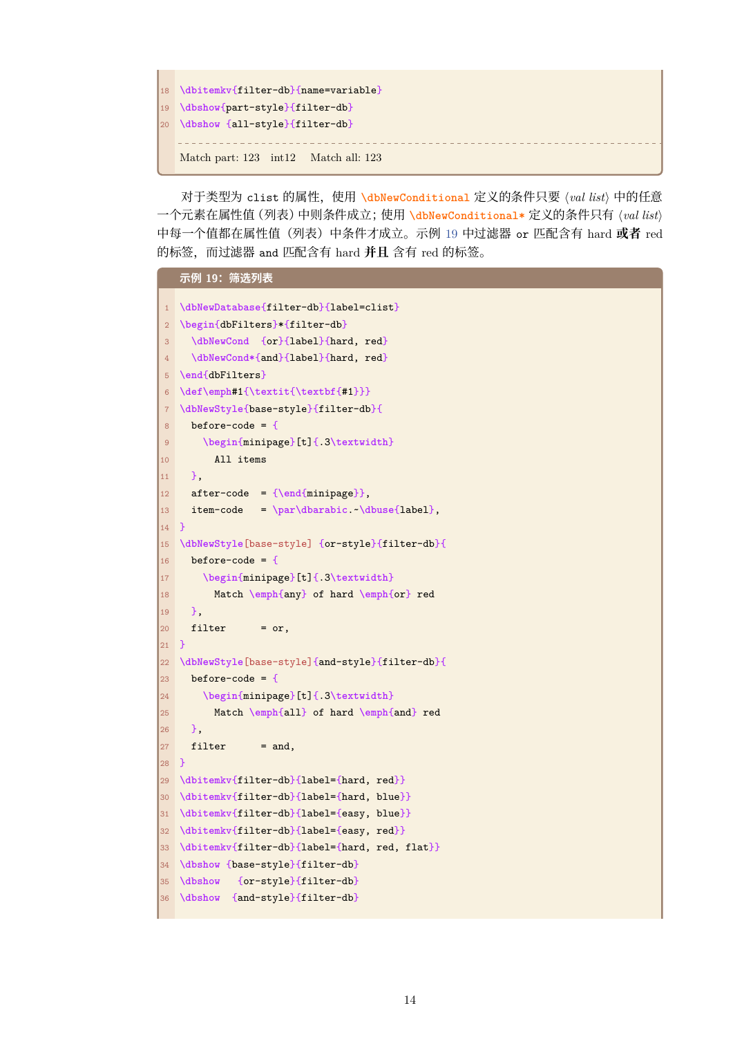```
\dbitemkv{filter-db}{name=variable}
\dbshow{part-style}{filter-db}
\dbshow {all-style}{filter-db}
```

Match part: 123 int12 Match all: 123

对于类型为 clist 的属性，使用 \dbNewConditional 定义的条件只要 ⟨*val list*⟩ 中的任意一个元素在属性值（列表）中则条件成立；使用 \dbNewConditional* 定义的条件只有 ⟨*val list*⟩ 中每一个值都在属性值（列表）中条件才成立。示例 19 中过滤器 or 匹配含有 hard **或者** red 的标签，而过滤器 and 匹配含有 hard **并且** 含有 red 的标签。

**示例 19：筛选列表**

```
\dbNewDatabase{filter-db}{label=clist}
\begin{dbFilters}*{filter-db}
  \dbNewCond  {or}{label}{hard, red}
  \dbNewCond*{and}{label}{hard, red}
\end{dbFilters}
\def\emph#1{\textit{\textbf{#1}}}
\dbNewStyle{base-style}{filter-db}{
  before-code = {
    \begin{minipage}[t]{.3\textwidth}
      All items
  },
  after-code  = {\end{minipage}},
  item-code   = \par\dbarabic.~\dbuse{label},
}
\dbNewStyle[base-style] {or-style}{filter-db}{
  before-code = {
    \begin{minipage}[t]{.3\textwidth}
      Match \emph{any} of hard \emph{or} red
  },
  filter      = or,
}
\dbNewStyle[base-style]{and-style}{filter-db}{
  before-code = {
    \begin{minipage}[t]{.3\textwidth}
      Match \emph{all} of hard \emph{and} red
  },
  filter      = and,
}
\dbitemkv{filter-db}{label={hard, red}}
\dbitemkv{filter-db}{label={hard, blue}}
\dbitemkv{filter-db}{label={easy, blue}}
\dbitemkv{filter-db}{label={easy, red}}
\dbitemkv{filter-db}{label={hard, red, flat}}
\dbshow {base-style}{filter-db}
\dbshow   {or-style}{filter-db}
\dbshow  {and-style}{filter-db}
```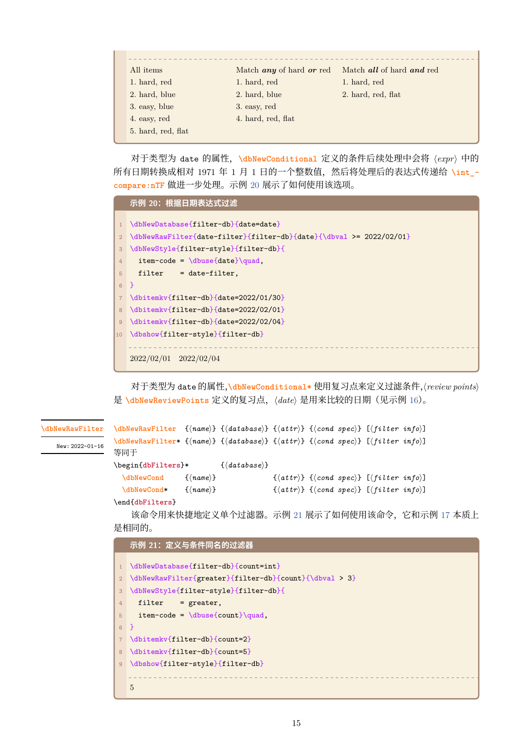| All items | Match *any* of hard *or* red | Match *all* of hard *and* red |
|---|---|---|
| 1. hard, red | 1. hard, red | 1. hard, red |
| 2. hard, blue | 2. hard, blue | 2. hard, red, flat |
| 3. easy, blue | 3. easy, red | |
| 4. easy, red | 4. hard, red, flat | |
| 5. hard, red, flat | | |

对于类型为 date 的属性，\dbNewConditional 定义的条件后续处理中会将 ⟨*expr*⟩ 中的所有日期转换成相对 1971 年 1 月 1 日的一个整数值，然后将处理后的表达式传递给 \int_compare:nTF 做进一步处理。示例 20 展示了如何使用该选项。

**示例 20：根据日期表达式过滤**

```
\dbNewDatabase{filter-db}{date=date}
\dbNewRawFilter{date-filter}{filter-db}{date}{\dbval >= 2022/02/01}
\dbNewStyle{filter-style}{filter-db}{
  item-code = \dbuse{date}\quad,
  filter    = date-filter,
}
\dbitemkv{filter-db}{date=2022/01/30}
\dbitemkv{filter-db}{date=2022/02/01}
\dbitemkv{filter-db}{date=2022/02/04}
\dbshow{filter-style}{filter-db}
```

2022/02/01 2022/02/04

对于类型为 date 的属性，\dbNewConditional* 使用复习点来定义过滤条件，⟨*review points*⟩ 是 \dbNewReviewPoints 定义的复习点，⟨*date*⟩ 是用来比较的日期（见示例 16）。

\dbNewRawFilter　New: 2022-01-16

```
\dbNewRawFilter  {⟨name⟩} {⟨database⟩} {⟨attr⟩} {⟨cond spec⟩} [⟨filter info⟩]
\dbNewRawFilter* {⟨name⟩} {⟨database⟩} {⟨attr⟩} {⟨cond spec⟩} [⟨filter info⟩]
```

等同于

```
\begin{dbFilters}*      {⟨database⟩}
  \dbNewCond    {⟨name⟩}            {⟨attr⟩} {⟨cond spec⟩} [⟨filter info⟩]
  \dbNewCond*   {⟨name⟩}            {⟨attr⟩} {⟨cond spec⟩} [⟨filter info⟩]
\end{dbFilters}
```

该命令用来快捷地定义单个过滤器。示例 21 展示了如何使用该命令，它和示例 17 本质上是相同的。

**示例 21：定义与条件同名的过滤器**

```
\dbNewDatabase{filter-db}{count=int}
\dbNewRawFilter{greater}{filter-db}{count}{\dbval > 3}
\dbNewStyle{filter-style}{filter-db}{
  filter    = greater,
  item-code = \dbuse{count}\quad,
}
\dbitemkv{filter-db}{count=2}
\dbitemkv{filter-db}{count=5}
\dbshow{filter-style}{filter-db}
```

5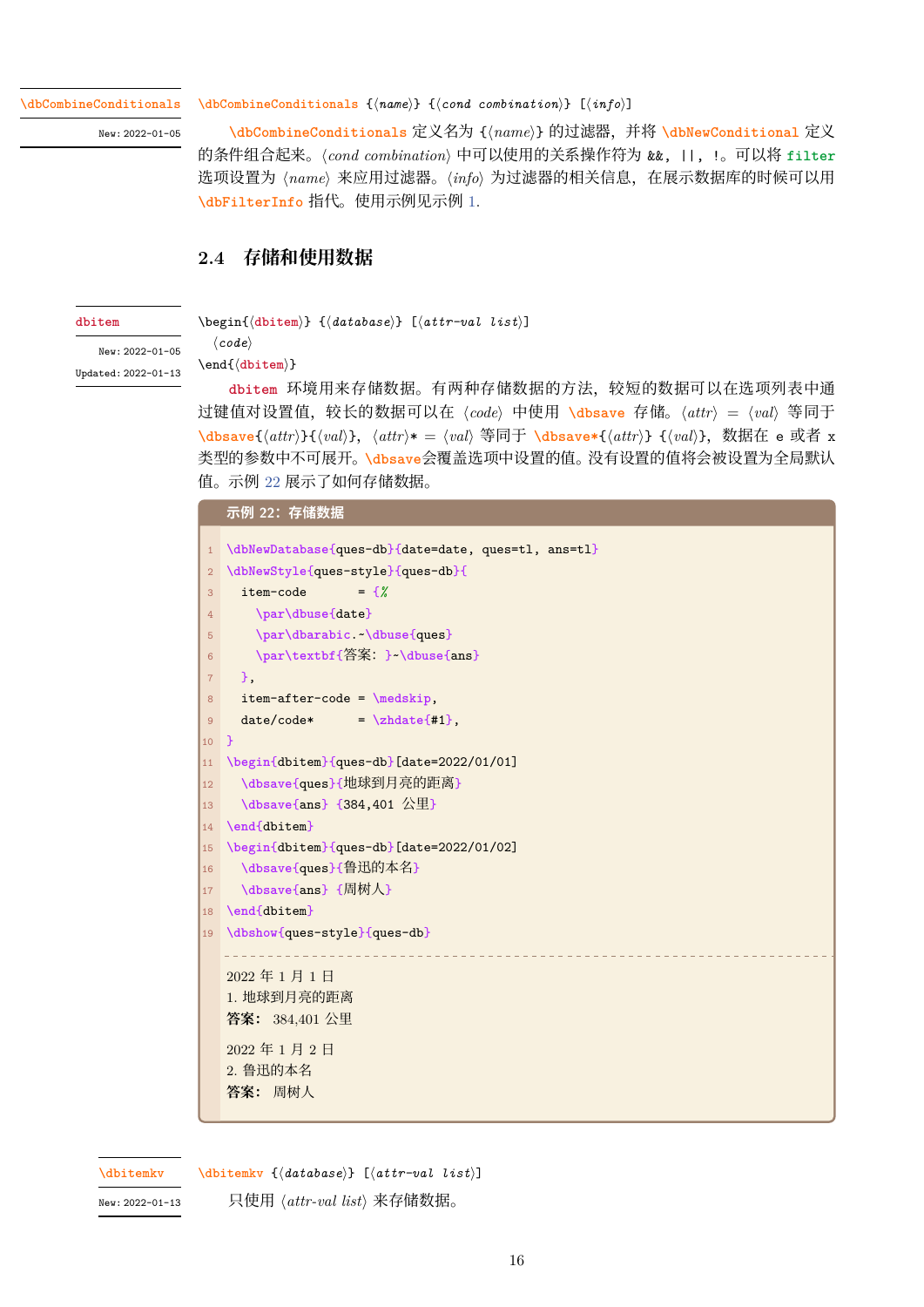\dbCombineConditionals

New: 2022-01-05

\dbCombineConditionals {⟨name⟩} {⟨cond combination⟩} [⟨info⟩]

\dbCombineConditionals 定义名为 {⟨name⟩} 的过滤器，并将 \dbNewConditional 定义的条件组合起来。⟨cond combination⟩ 中可以使用的关系操作符为 &&, ||, !。可以将 filter 选项设置为 ⟨name⟩ 来应用过滤器。⟨info⟩ 为过滤器的相关信息，在展示数据库的时候可以用 \dbFilterInfo 指代。使用示例见示例 1.

## 2.4 存储和使用数据

dbitem

New: 2022-01-05

Updated: 2022-01-13

```
\begin{⟨dbitem⟩} {⟨database⟩} [⟨attr-val list⟩]
  ⟨code⟩
\end{⟨dbitem⟩}
```

dbitem 环境用来存储数据。有两种存储数据的方法，较短的数据可以在选项列表中通过键值对设置值，较长的数据可以在 ⟨code⟩ 中使用 \dbsave 存储。⟨attr⟩ = ⟨val⟩ 等同于 \dbsave{⟨attr⟩}{⟨val⟩}，⟨attr⟩* = ⟨val⟩ 等同于 \dbsave*{⟨attr⟩} {⟨val⟩}，数据在 e 或者 x 类型的参数中不可展开。\dbsave会覆盖选项中设置的值。没有设置的值将会被设置为全局默认值。示例 22 展示了如何存储数据。

**示例 22：存储数据**

```
\dbNewDatabase{ques-db}{date=date, ques=tl, ans=tl}
\dbNewStyle{ques-style}{ques-db}{
  item-code       = {%
    \par\dbuse{date}
    \par\dbarabic.~\dbuse{ques}
    \par\textbf{答案：}~\dbuse{ans}
  },
  item-after-code = \medskip,
  date/code*      = \zhdate{#1},
}
\begin{dbitem}{ques-db}[date=2022/01/01]
  \dbsave{ques}{地球到月亮的距离}
  \dbsave{ans} {384,401 公里}
\end{dbitem}
\begin{dbitem}{ques-db}[date=2022/01/02]
  \dbsave{ques}{鲁迅的本名}
  \dbsave{ans} {周树人}
\end{dbitem}
\dbshow{ques-style}{ques-db}
```

2022 年 1 月 1 日
1. 地球到月亮的距离
**答案：** 384,401 公里

2022 年 1 月 2 日
2. 鲁迅的本名
**答案：** 周树人

\dbitemkv

New: 2022-01-13

\dbitemkv {⟨database⟩} [⟨attr-val list⟩]

只使用 ⟨attr-val list⟩ 来存储数据。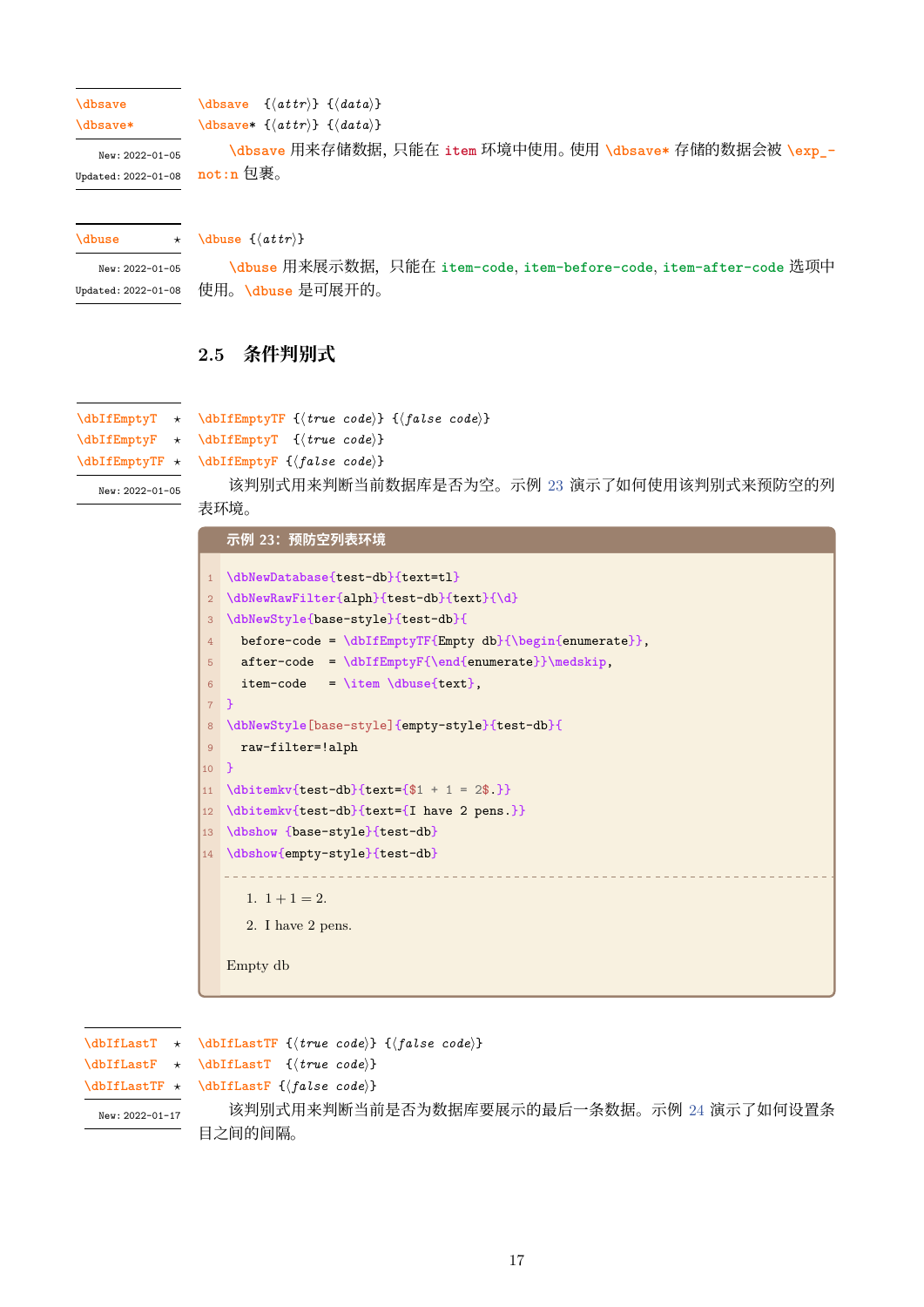\dbsave
\dbsave*

New: 2022-01-05
Updated: 2022-01-08

\dbsave {⟨*attr*⟩} {⟨*data*⟩}
\dbsave* {⟨*attr*⟩} {⟨*data*⟩}

\dbsave 用来存储数据，只能在 item 环境中使用。使用 \dbsave* 存储的数据会被 \exp_not:n 包裹。

\dbuse ⋆

New: 2022-01-05
Updated: 2022-01-08

\dbuse {⟨*attr*⟩}

\dbuse 用来展示数据，只能在 item-code, item-before-code, item-after-code 选项中使用。\dbuse 是可展开的。

## 2.5 条件判别式

\dbIfEmptyT ⋆
\dbIfEmptyF ⋆
\dbIfEmptyTF ⋆

New: 2022-01-05

\dbIfEmptyTF {⟨*true code*⟩} {⟨*false code*⟩}
\dbIfEmptyT {⟨*true code*⟩}
\dbIfEmptyF {⟨*false code*⟩}

该判别式用来判断当前数据库是否为空。示例 23 演示了如何使用该判别式来预防空的列表环境。

**示例 23：预防空列表环境**

```
\dbNewDatabase{test-db}{text=tl}
\dbNewRawFilter{alph}{test-db}{text}{\d}
\dbNewStyle{base-style}{test-db}{
  before-code = \dbIfEmptyTF{Empty db}{\begin{enumerate}},
  after-code  = \dbIfEmptyF{\end{enumerate}}\medskip,
  item-code   = \item \dbuse{text},
}
\dbNewStyle[base-style]{empty-style}{test-db}{
  raw-filter=!alph
}
\dbitemkv{test-db}{text={$1 + 1 = 2$.}}
\dbitemkv{test-db}{text={I have 2 pens.}}
\dbshow {base-style}{test-db}
\dbshow{empty-style}{test-db}
```

1. $1 + 1 = 2$.
2. I have 2 pens.

Empty db

\dbIfLastT ⋆
\dbIfLastF ⋆
\dbIfLastTF ⋆

New: 2022-01-17

\dbIfLastTF {⟨*true code*⟩} {⟨*false code*⟩}
\dbIfLastT {⟨*true code*⟩}
\dbIfLastF {⟨*false code*⟩}

该判别式用来判断当前是否为数据库要展示的最后一条数据。示例 24 演示了如何设置条目之间的间隔。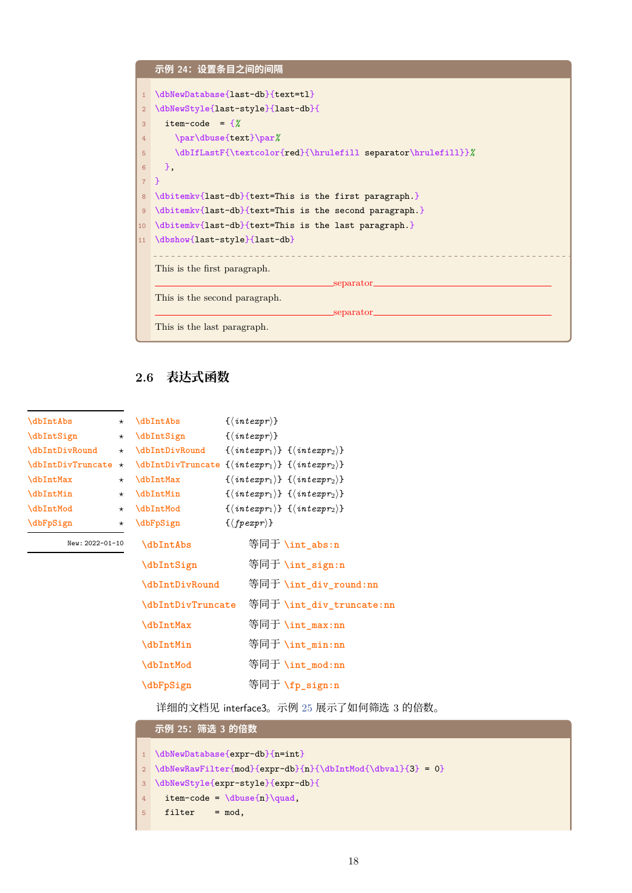**示例 24：设置条目之间的间隔**

```
\dbNewDatabase{last-db}{text=tl}
\dbNewStyle{last-style}{last-db}{
  item-code  = {%
    \par\dbuse{text}\par%
    \dbIfLastF{\textcolor{red}{\hrulefill separator\hrulefill}}%
  },
}
\dbitemkv{last-db}{text=This is the first paragraph.}
\dbitemkv{last-db}{text=This is the second paragraph.}
\dbitemkv{last-db}{text=This is the last paragraph.}
\dbshow{last-style}{last-db}
```

This is the first paragraph.

————————————————separator————————————————

This is the second paragraph.

————————————————separator————————————————

This is the last paragraph.

## 2.6 表达式函数

| 命令 | | 参数 |
|---|---|---|
| \dbIntAbs | ★ | {⟨*intexpr*⟩} |
| \dbIntSign | ★ | {⟨*intexpr*⟩} |
| \dbIntDivRound | ★ | {⟨$intexpr_1$⟩} {⟨$intexpr_2$⟩} |
| \dbIntDivTruncate | ★ | {⟨$intexpr_1$⟩} {⟨$intexpr_2$⟩} |
| \dbIntMax | ★ | {⟨$intexpr_1$⟩} {⟨$intexpr_2$⟩} |
| \dbIntMin | ★ | {⟨$intexpr_1$⟩} {⟨$intexpr_2$⟩} |
| \dbIntMod | ★ | {⟨$intexpr_1$⟩} {⟨$intexpr_2$⟩} |
| \dbFpSign | ★ | {⟨*fpexpr*⟩} |

New: 2022-01-10

| | |
|---|---|
| \dbIntAbs | 等同于 \int_abs:n |
| \dbIntSign | 等同于 \int_sign:n |
| \dbIntDivRound | 等同于 \int_div_round:nn |
| \dbIntDivTruncate | 等同于 \int_div_truncate:nn |
| \dbIntMax | 等同于 \int_max:nn |
| \dbIntMin | 等同于 \int_min:nn |
| \dbIntMod | 等同于 \int_mod:nn |
| \dbFpSign | 等同于 \fp_sign:n |

详细的文档见 interface3。示例 25 展示了如何筛选 3 的倍数。

**示例 25：筛选 3 的倍数**

```
\dbNewDatabase{expr-db}{n=int}
\dbNewRawFilter{mod}{expr-db}{n}{\dbIntMod{\dbval}{3} = 0}
\dbNewStyle{expr-style}{expr-db}{
  item-code = \dbuse{n}\quad,
  filter    = mod,
```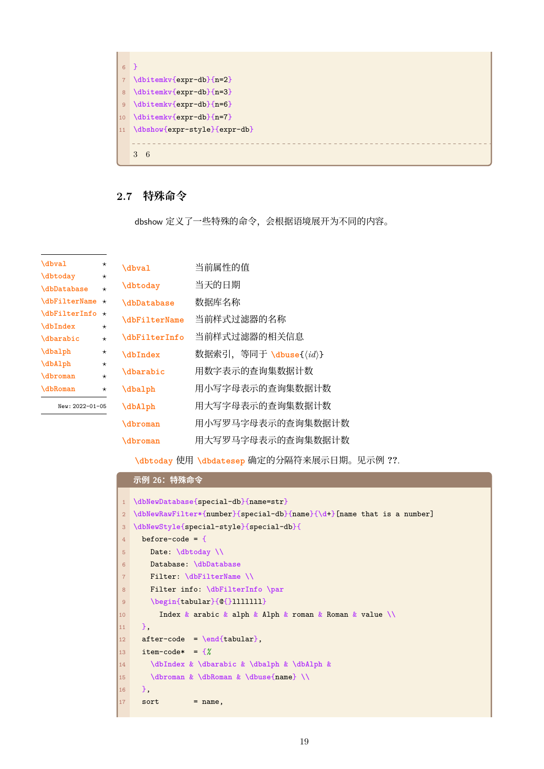```
}
\dbitemkv{expr-db}{n=2}
\dbitemkv{expr-db}{n=3}
\dbitemkv{expr-db}{n=6}
\dbitemkv{expr-db}{n=7}
\dbshow{expr-style}{expr-db}
```

3 6

## 2.7 特殊命令

dbshow 定义了一些特殊的命令，会根据语境展开为不同的内容。

\dbval ⋆
\dbtoday ⋆
\dbDatabase ⋆
\dbFilterName ⋆
\dbFilterInfo ⋆
\dbIndex ⋆
\dbarabic ⋆
\dbalph ⋆
\dbAlph ⋆
\dbroman ⋆
\dbRoman ⋆

New: 2022-01-05

| | |
|---|---|
| \dbval | 当前属性的值 |
| \dbtoday | 当天的日期 |
| \dbDatabase | 数据库名称 |
| \dbFilterName | 当前样式过滤器的名称 |
| \dbFilterInfo | 当前样式过滤器的相关信息 |
| \dbIndex | 数据索引，等同于 \dbuse{⟨id⟩} |
| \dbarabic | 用数字表示的查询集数据计数 |
| \dbalph | 用小写字母表示的查询集数据计数 |
| \dbAlph | 用大写字母表示的查询集数据计数 |
| \dbroman | 用小写罗马字母表示的查询集数据计数 |
| \dbroman | 用大写罗马字母表示的查询集数据计数 |

\dbtoday 使用 \dbdatesep 确定的分隔符来展示日期。见示例 ??.

**示例 26：特殊命令**

```
\dbNewDatabase{special-db}{name=str}
\dbNewRawFilter*{number}{special-db}{name}{\d+}[name that is a number]
\dbNewStyle{special-style}{special-db}{
  before-code = {
    Date: \dbtoday \\
    Database: \dbDatabase
    Filter: \dbFilterName \\
    Filter info: \dbFilterInfo \par
    \begin{tabular}{@{}lllllll}
      Index & arabic & alph & Alph & roman & Roman & value \\
  },
  after-code  = \end{tabular},
  item-code*  = {%
    \dbIndex & \dbarabic & \dbalph & \dbAlph &
    \dbroman & \dbRoman & \dbuse{name} \\
  },
  sort        = name,
```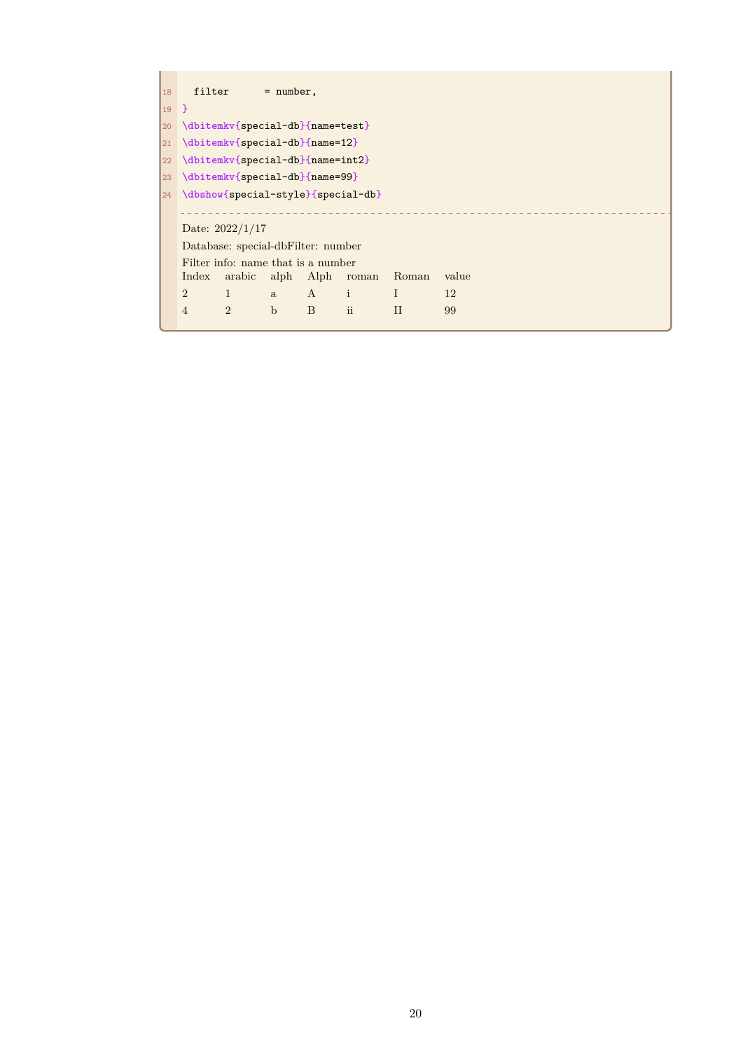```
  filter      = number,
}
\dbitemkv{special-db}{name=test}
\dbitemkv{special-db}{name=12}
\dbitemkv{special-db}{name=int2}
\dbitemkv{special-db}{name=99}
\dbshow{special-style}{special-db}
```

Date: 2022/1/17

Database: special-dbFilter: number

Filter info: name that is a number

| Index | arabic | alph | Alph | roman | Roman | value |
|---|---|---|---|---|---|---|
| 2 | 1 | a | A | i | I | 12 |
| 4 | 2 | b | B | ii | II | 99 |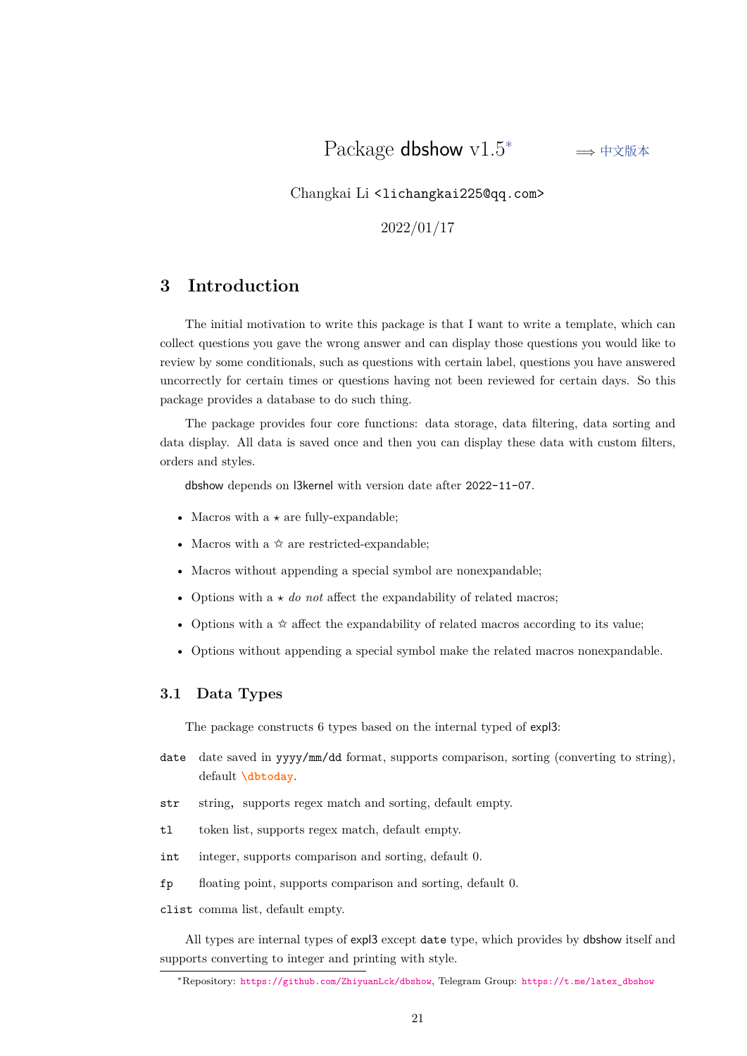# Package dbshow v1.5*

⟹ 中文版本

Changkai Li <lichangkai225@qq.com>

2022/01/17

## 3 Introduction

The initial motivation to write this package is that I want to write a template, which can collect questions you gave the wrong answer and can display those questions you would like to review by some conditionals, such as questions with certain label, questions you have answered uncorrectly for certain times or questions having not been reviewed for certain days. So this package provides a database to do such thing.

The package provides four core functions: data storage, data filtering, data sorting and data display. All data is saved once and then you can display these data with custom filters, orders and styles.

dbshow depends on l3kernel with version date after 2022-11-07.

- Macros with a ⋆ are fully-expandable;
- Macros with a ☆ are restricted-expandable;
- Macros without appending a special symbol are nonexpandable;
- Options with a ⋆ *do not* affect the expandability of related macros;
- Options with a ☆ affect the expandability of related macros according to its value;
- Options without appending a special symbol make the related macros nonexpandable.

### 3.1 Data Types

The package constructs 6 types based on the internal typed of expl3:

`date` date saved in `yyyy/mm/dd` format, supports comparison, sorting (converting to string), default `\dbtoday`.

`str` string, supports regex match and sorting, default empty.

`tl` token list, supports regex match, default empty.

`int` integer, supports comparison and sorting, default 0.

`fp` floating point, supports comparison and sorting, default 0.

`clist` comma list, default empty.

All types are internal types of expl3 except `date` type, which provides by dbshow itself and supports converting to integer and printing with style.

*Repository: https://github.com/ZhiyuanLck/dbshow, Telegram Group: https://t.me/latex_dbshow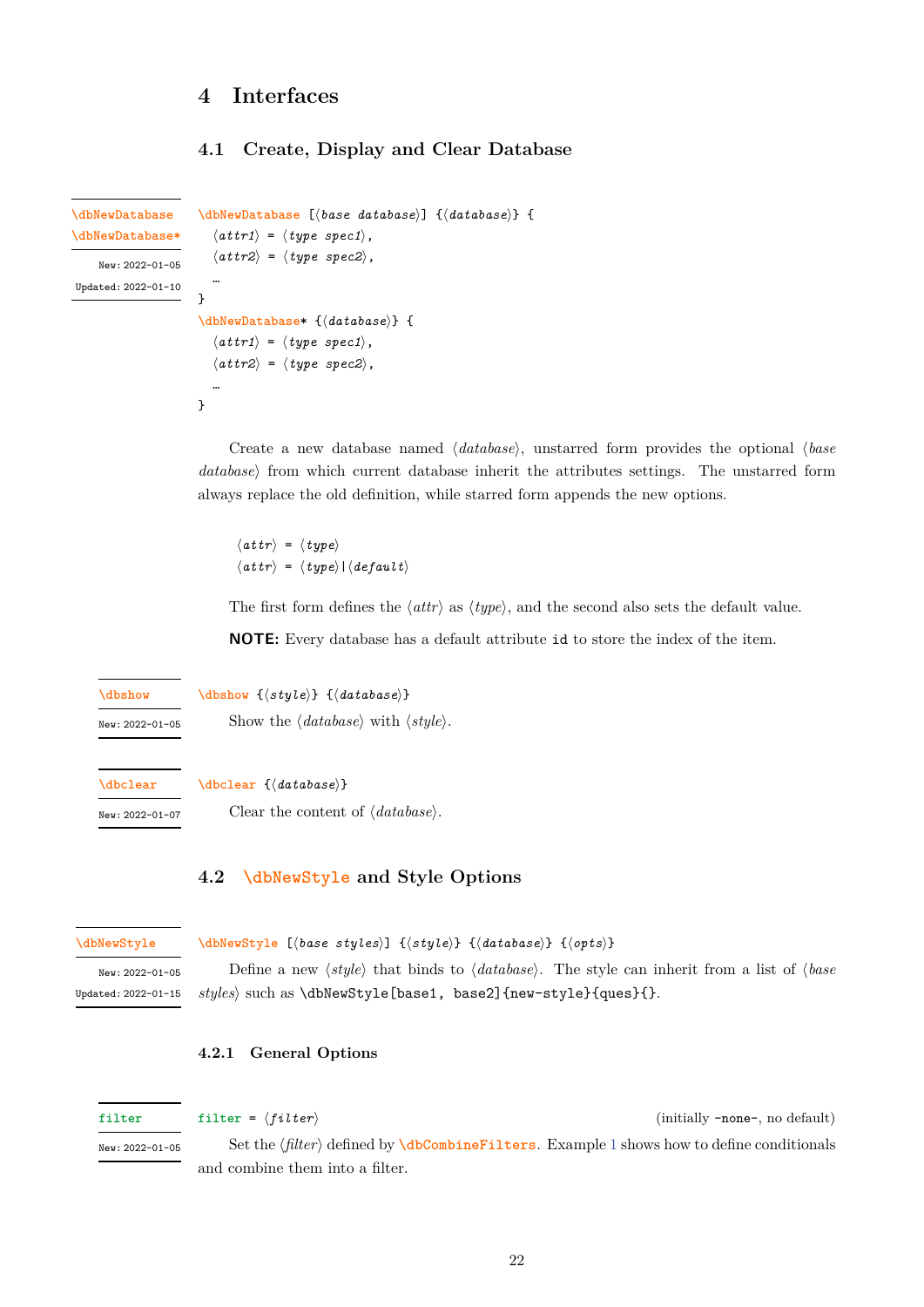# 4 Interfaces

## 4.1 Create, Display and Clear Database

`\dbNewDatabase`
`\dbNewDatabase*`

New: 2022-01-05
Updated: 2022-01-10

```
\dbNewDatabase [⟨base database⟩] {⟨database⟩} {
  ⟨attr1⟩ = ⟨type spec1⟩,
  ⟨attr2⟩ = ⟨type spec2⟩,
  …
}
\dbNewDatabase* {⟨database⟩} {
  ⟨attr1⟩ = ⟨type spec1⟩,
  ⟨attr2⟩ = ⟨type spec2⟩,
  …
}
```

Create a new database named ⟨*database*⟩, unstarred form provides the optional ⟨*base database*⟩ from which current database inherit the attributes settings. The unstarred form always replace the old definition, while starred form appends the new options.

```
⟨attr⟩ = ⟨type⟩
⟨attr⟩ = ⟨type⟩|⟨default⟩
```

The first form defines the ⟨*attr*⟩ as ⟨*type*⟩, and the second also sets the default value.

**NOTE:** Every database has a default attribute `id` to store the index of the item.

`\dbshow`

New: 2022-01-05

`\dbshow {⟨style⟩} {⟨database⟩}`

Show the ⟨*database*⟩ with ⟨*style*⟩.

`\dbclear`

New: 2022-01-07

`\dbclear {⟨database⟩}`

Clear the content of ⟨*database*⟩.

## 4.2 `\dbNewStyle` and Style Options

`\dbNewStyle`

New: 2022-01-05
Updated: 2022-01-15

`\dbNewStyle [⟨base styles⟩] {⟨style⟩} {⟨database⟩} {⟨opts⟩}`

Define a new ⟨*style*⟩ that binds to ⟨*database*⟩. The style can inherit from a list of ⟨*base styles*⟩ such as `\dbNewStyle[base1, base2]{new-style}{ques}{}`.

### 4.2.1 General Options

`filter`

New: 2022-01-05

`filter = ⟨filter⟩` (initially `-none-`, no default)

Set the ⟨*filter*⟩ defined by `\dbCombineFilters`. Example 1 shows how to define conditionals and combine them into a filter.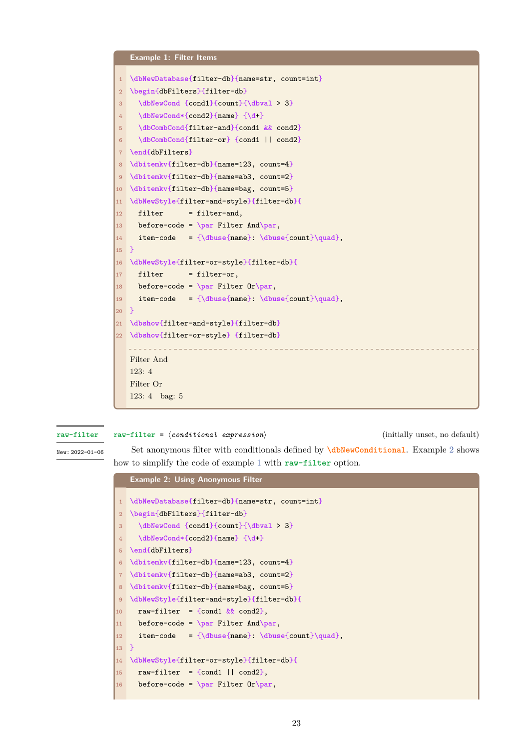**Example 1: Filter Items**

```
\dbNewDatabase{filter-db}{name=str, count=int}
\begin{dbFilters}{filter-db}
  \dbNewCond {cond1}{count}{\dbval > 3}
  \dbNewCond*{cond2}{name} {\d+}
  \dbCombCond{filter-and}{cond1 && cond2}
  \dbCombCond{filter-or} {cond1 || cond2}
\end{dbFilters}
\dbitemkv{filter-db}{name=123, count=4}
\dbitemkv{filter-db}{name=ab3, count=2}
\dbitemkv{filter-db}{name=bag, count=5}
\dbNewStyle{filter-and-style}{filter-db}{
  filter      = filter-and,
  before-code = \par Filter And\par,
  item-code   = {\dbuse{name}: \dbuse{count}\quad},
}
\dbNewStyle{filter-or-style}{filter-db}{
  filter      = filter-or,
  before-code = \par Filter Or\par,
  item-code   = {\dbuse{name}: \dbuse{count}\quad},
}
\dbshow{filter-and-style}{filter-db}
\dbshow{filter-or-style} {filter-db}
```

Filter And

123: 4

Filter Or

123: 4   bag: 5

**raw-filter**

New: 2022-01-06

`raw-filter` = ⟨*conditional expression*⟩ (initially unset, no default)

Set anonymous filter with conditionals defined by `\dbNewConditional`. Example 2 shows how to simplify the code of example 1 with `raw-filter` option.

**Example 2: Using Anonymous Filter**

```
\dbNewDatabase{filter-db}{name=str, count=int}
\begin{dbFilters}{filter-db}
  \dbNewCond {cond1}{count}{\dbval > 3}
  \dbNewCond*{cond2}{name} {\d+}
\end{dbFilters}
\dbitemkv{filter-db}{name=123, count=4}
\dbitemkv{filter-db}{name=ab3, count=2}
\dbitemkv{filter-db}{name=bag, count=5}
\dbNewStyle{filter-and-style}{filter-db}{
  raw-filter  = {cond1 && cond2},
  before-code = \par Filter And\par,
  item-code   = {\dbuse{name}: \dbuse{count}\quad},
}
\dbNewStyle{filter-or-style}{filter-db}{
  raw-filter  = {cond1 || cond2},
  before-code = \par Filter Or\par,
```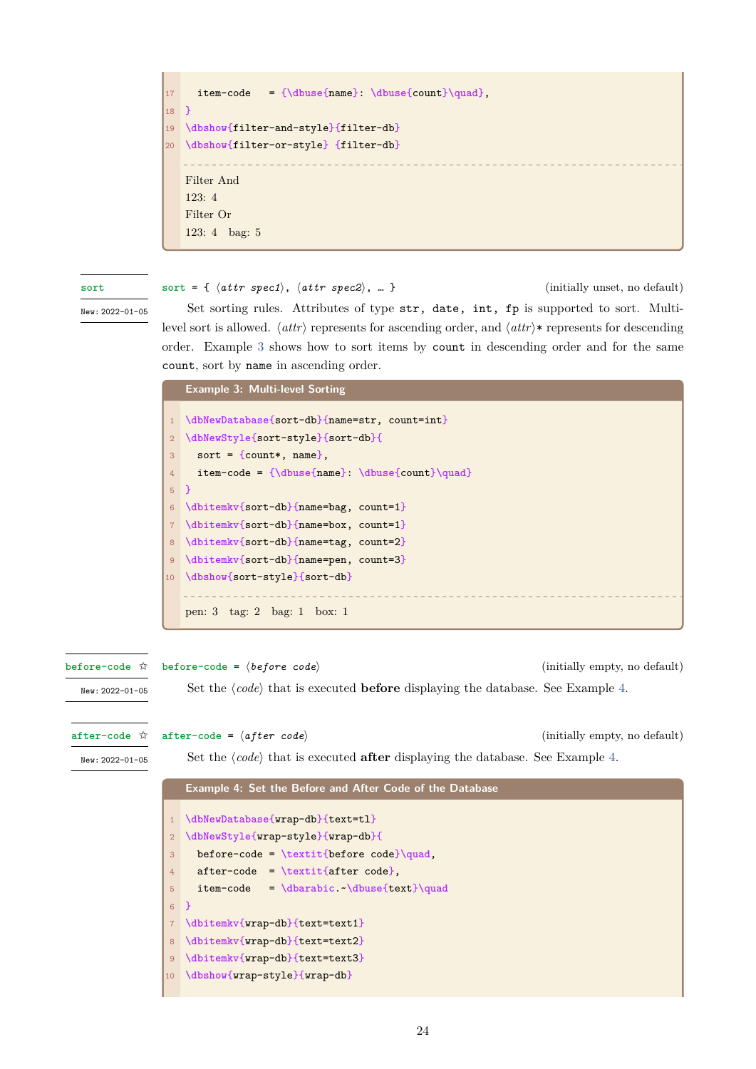```
  item-code   = {\dbuse{name}: \dbuse{count}\quad},
}
\dbshow{filter-and-style}{filter-db}
\dbshow{filter-or-style} {filter-db}
```

Filter And
123: 4
Filter Or
123: 4  bag: 5

**sort**
New: 2022-01-05

`sort` = { ⟨*attr spec1*⟩, ⟨*attr spec2*⟩, … }  (initially unset, no default)

Set sorting rules. Attributes of type `str`, `date`, `int`, `fp` is supported to sort. Multi-level sort is allowed. ⟨*attr*⟩ represents for ascending order, and ⟨*attr*⟩`*` represents for descending order. Example 3 shows how to sort items by `count` in descending order and for the same `count`, sort by `name` in ascending order.

**Example 3: Multi-level Sorting**

```
\dbNewDatabase{sort-db}{name=str, count=int}
\dbNewStyle{sort-style}{sort-db}{
  sort = {count*, name},
  item-code = {\dbuse{name}: \dbuse{count}\quad}
}
\dbitemkv{sort-db}{name=bag, count=1}
\dbitemkv{sort-db}{name=box, count=1}
\dbitemkv{sort-db}{name=tag, count=2}
\dbitemkv{sort-db}{name=pen, count=3}
\dbshow{sort-style}{sort-db}
```

pen: 3  tag: 2  bag: 1  box: 1

**before-code** ☆
New: 2022-01-05

`before-code` = ⟨*before code*⟩  (initially empty, no default)

Set the ⟨*code*⟩ that is executed **before** displaying the database. See Example 4.

**after-code** ☆
New: 2022-01-05

`after-code` = ⟨*after code*⟩  (initially empty, no default)

Set the ⟨*code*⟩ that is executed **after** displaying the database. See Example 4.

**Example 4: Set the Before and After Code of the Database**

```
\dbNewDatabase{wrap-db}{text=tl}
\dbNewStyle{wrap-style}{wrap-db}{
  before-code = \textit{before code}\quad,
  after-code  = \textit{after code},
  item-code   = \dbarabic.~\dbuse{text}\quad
}
\dbitemkv{wrap-db}{text=text1}
\dbitemkv{wrap-db}{text=text2}
\dbitemkv{wrap-db}{text=text3}
\dbshow{wrap-style}{wrap-db}
```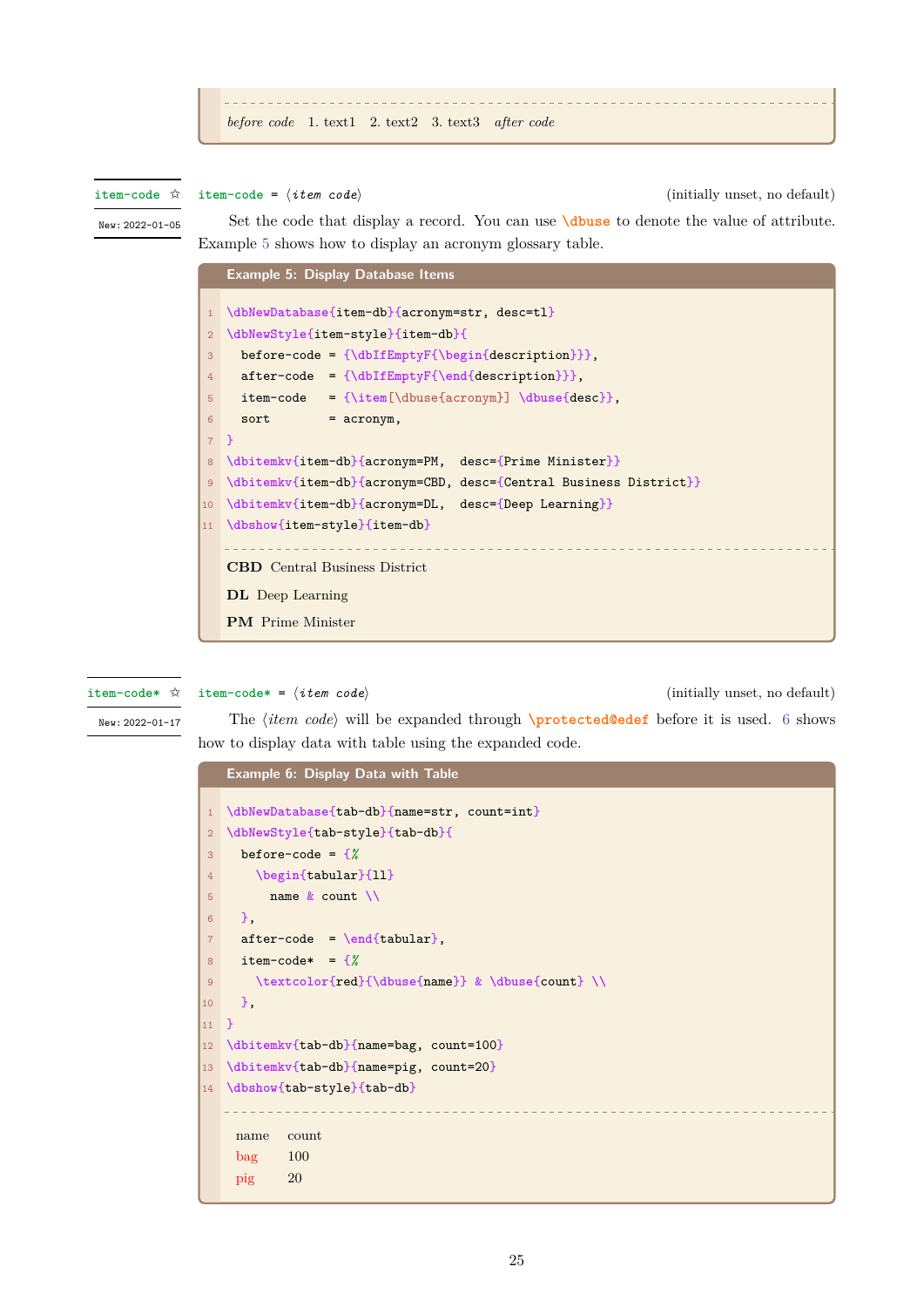*before code* 1. text1 2. text2 3. text3 *after code*

**item-code** ☆ New: 2022-01-05

`item-code` = ⟨*item code*⟩ (initially unset, no default)

Set the code that display a record. You can use `\dbuse` to denote the value of attribute. Example 5 shows how to display an acronym glossary table.

**Example 5: Display Database Items**

```
\dbNewDatabase{item-db}{acronym=str, desc=tl}
\dbNewStyle{item-style}{item-db}{
  before-code = {\dbIfEmptyF{\begin{description}}},
  after-code  = {\dbIfEmptyF{\end{description}}},
  item-code   = {\item[\dbuse{acronym}] \dbuse{desc}},
  sort        = acronym,
}
\dbitemkv{item-db}{acronym=PM,  desc={Prime Minister}}
\dbitemkv{item-db}{acronym=CBD, desc={Central Business District}}
\dbitemkv{item-db}{acronym=DL,  desc={Deep Learning}}
\dbshow{item-style}{item-db}
```

**CBD** Central Business District

**DL** Deep Learning

**PM** Prime Minister

**item-code*** ☆ New: 2022-01-17

`item-code*` = ⟨*item code*⟩ (initially unset, no default)

The ⟨*item code*⟩ will be expanded through `\protected@edef` before it is used. 6 shows how to display data with table using the expanded code.

**Example 6: Display Data with Table**

```
\dbNewDatabase{tab-db}{name=str, count=int}
\dbNewStyle{tab-style}{tab-db}{
  before-code = {%
    \begin{tabular}{ll}
      name & count \\
  },
  after-code  = \end{tabular},
  item-code*  = {%
    \textcolor{red}{\dbuse{name}} & \dbuse{count} \\
  },
}
\dbitemkv{tab-db}{name=bag, count=100}
\dbitemkv{tab-db}{name=pig, count=20}
\dbshow{tab-style}{tab-db}
```

| name | count |
|---|---|
| bag | 100 |
| pig | 20 |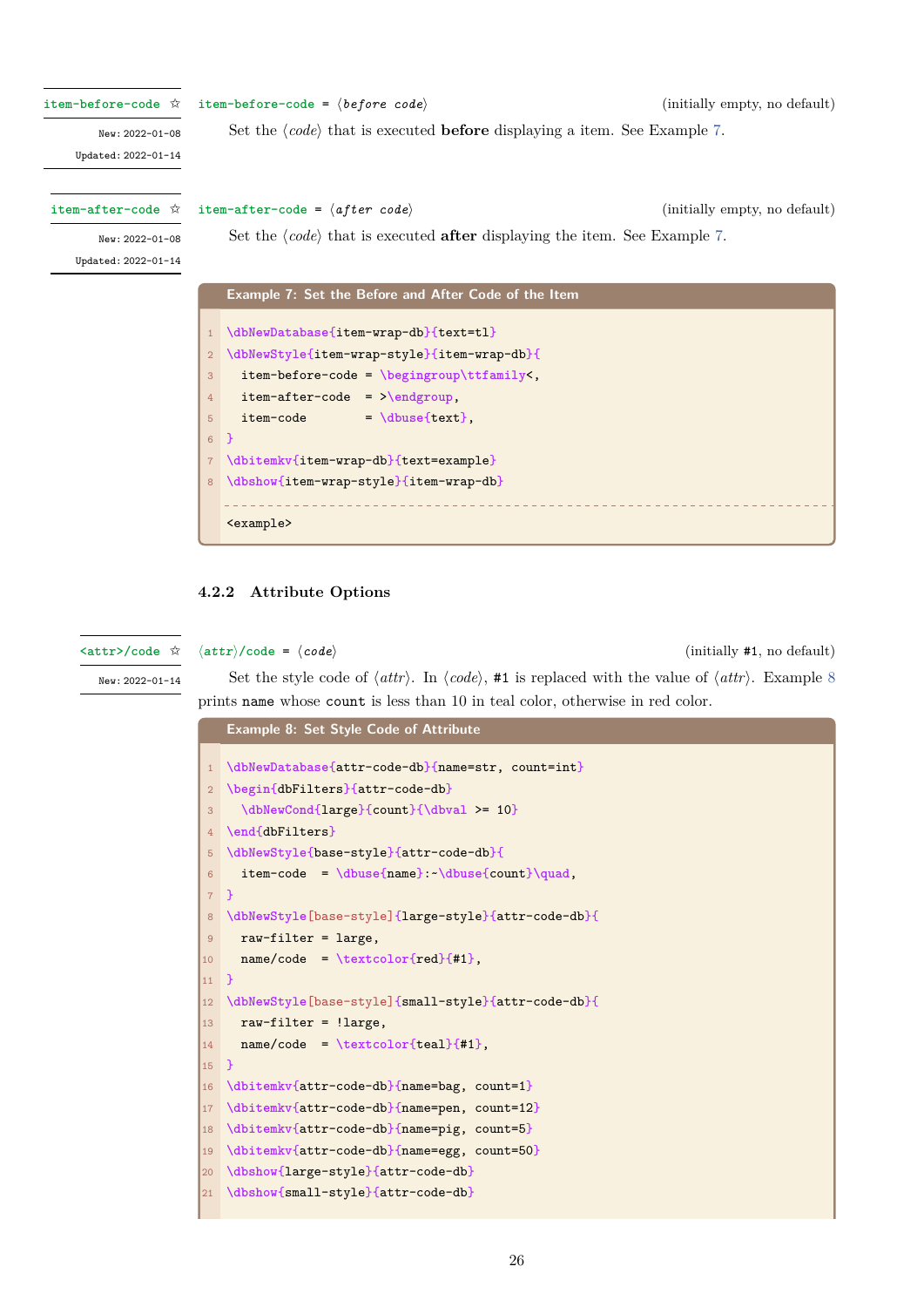`item-before-code` ☆

New: 2022-01-08

Updated: 2022-01-14

`item-before-code` = ⟨*before code*⟩ (initially empty, no default)

Set the ⟨*code*⟩ that is executed **before** displaying a item. See Example 7.

`item-after-code` ☆

New: 2022-01-08

Updated: 2022-01-14

`item-after-code` = ⟨*after code*⟩ (initially empty, no default)

Set the ⟨*code*⟩ that is executed **after** displaying the item. See Example 7.

**Example 7: Set the Before and After Code of the Item**

```
\dbNewDatabase{item-wrap-db}{text=tl}
\dbNewStyle{item-wrap-style}{item-wrap-db}{
  item-before-code = \begingroup\ttfamily<,
  item-after-code  = >\endgroup,
  item-code        = \dbuse{text},
}
\dbitemkv{item-wrap-db}{text=example}
\dbshow{item-wrap-style}{item-wrap-db}
```

<example>

### 4.2.2 Attribute Options

`<attr>/code` ☆

New: 2022-01-14

⟨*attr*⟩`/code` = ⟨*code*⟩ (initially `#1`, no default)

Set the style code of ⟨*attr*⟩. In ⟨*code*⟩, `#1` is replaced with the value of ⟨*attr*⟩. Example 8 prints `name` whose `count` is less than 10 in teal color, otherwise in red color.

**Example 8: Set Style Code of Attribute**

```
\dbNewDatabase{attr-code-db}{name=str, count=int}
\begin{dbFilters}{attr-code-db}
  \dbNewCond{large}{count}{\dbval >= 10}
\end{dbFilters}
\dbNewStyle{base-style}{attr-code-db}{
  item-code  = \dbuse{name}:~\dbuse{count}\quad,
}
\dbNewStyle[base-style]{large-style}{attr-code-db}{
  raw-filter = large,
  name/code  = \textcolor{red}{#1},
}
\dbNewStyle[base-style]{small-style}{attr-code-db}{
  raw-filter = !large,
  name/code  = \textcolor{teal}{#1},
}
\dbitemkv{attr-code-db}{name=bag, count=1}
\dbitemkv{attr-code-db}{name=pen, count=12}
\dbitemkv{attr-code-db}{name=pig, count=5}
\dbitemkv{attr-code-db}{name=egg, count=50}
\dbshow{large-style}{attr-code-db}
\dbshow{small-style}{attr-code-db}
```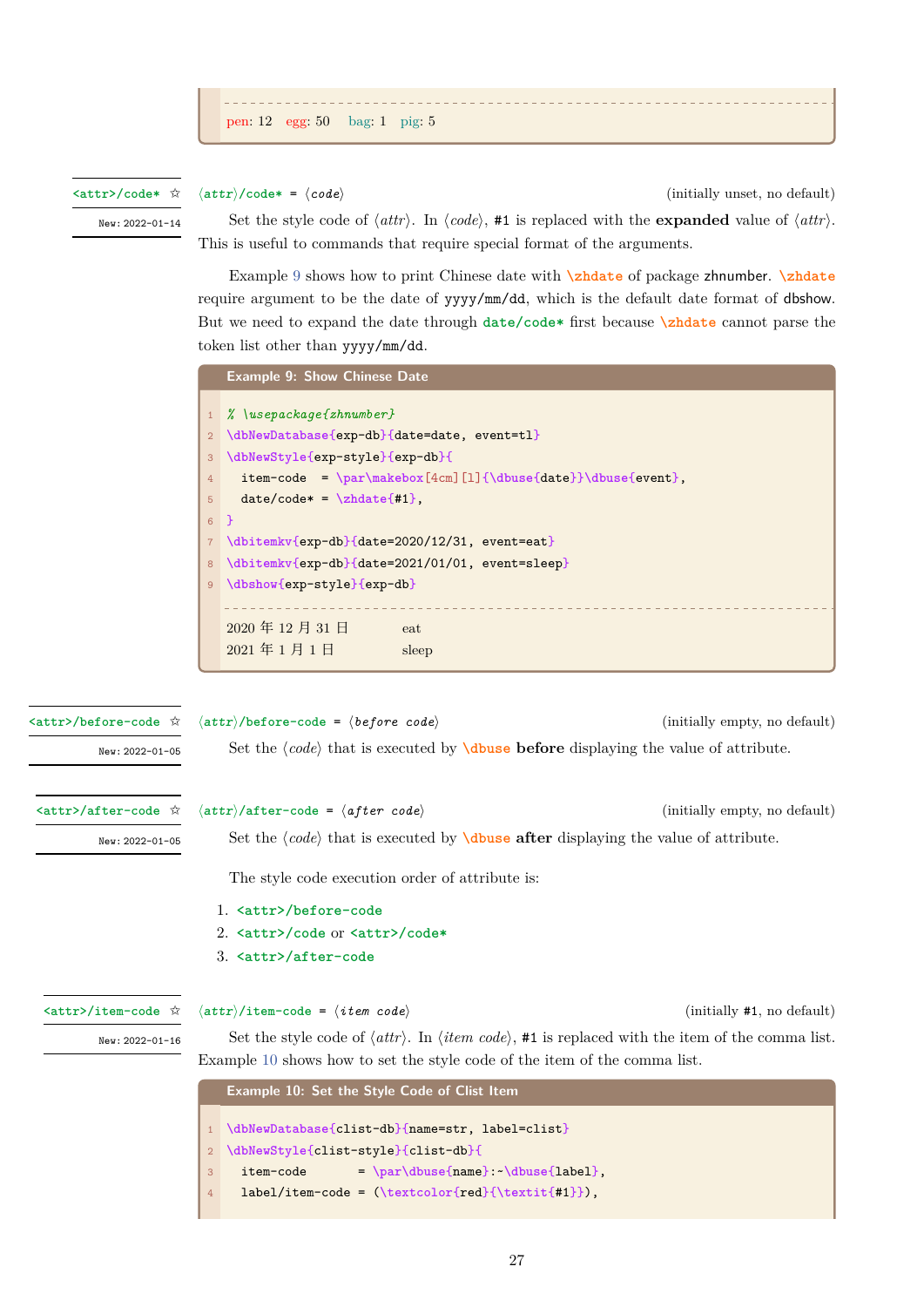pen: 12  egg: 50  bag: 1  pig: 5

<attr>/code* ☆
New: 2022-01-14

⟨attr⟩/code* = ⟨code⟩ (initially unset, no default)

Set the style code of ⟨attr⟩. In ⟨code⟩, #1 is replaced with the **expanded** value of ⟨attr⟩. This is useful to commands that require special format of the arguments.

Example 9 shows how to print Chinese date with \zhdate of package zhnumber. \zhdate require argument to be the date of yyyy/mm/dd, which is the default date format of dbshow. But we need to expand the date through date/code* first because \zhdate cannot parse the token list other than yyyy/mm/dd.

**Example 9: Show Chinese Date**

```
% \usepackage{zhnumber}
\dbNewDatabase{exp-db}{date=date, event=tl}
\dbNewStyle{exp-style}{exp-db}{
  item-code  = \par\makebox[4cm][l]{\dbuse{date}}\dbuse{event},
  date/code* = \zhdate{#1},
}
\dbitemkv{exp-db}{date=2020/12/31, event=eat}
\dbitemkv{exp-db}{date=2021/01/01, event=sleep}
\dbshow{exp-style}{exp-db}
```

2020 年 12 月 31 日 eat
2021 年 1 月 1 日 sleep

<attr>/before-code ☆
New: 2022-01-05

⟨attr⟩/before-code = ⟨before code⟩ (initially empty, no default)

Set the ⟨code⟩ that is executed by \dbuse **before** displaying the value of attribute.

<attr>/after-code ☆
New: 2022-01-05

⟨attr⟩/after-code = ⟨after code⟩ (initially empty, no default)

Set the ⟨code⟩ that is executed by \dbuse **after** displaying the value of attribute.

The style code execution order of attribute is:

1. <attr>/before-code
2. <attr>/code or <attr>/code*
3. <attr>/after-code

<attr>/item-code ☆
New: 2022-01-16

⟨attr⟩/item-code = ⟨item code⟩ (initially #1, no default)

Set the style code of ⟨attr⟩. In ⟨item code⟩, #1 is replaced with the item of the comma list. Example 10 shows how to set the style code of the item of the comma list.

**Example 10: Set the Style Code of Clist Item**

```
\dbNewDatabase{clist-db}{name=str, label=clist}
\dbNewStyle{clist-style}{clist-db}{
  item-code       = \par\dbuse{name}:~\dbuse{label},
  label/item-code = (\textcolor{red}{\textit{#1}}),
```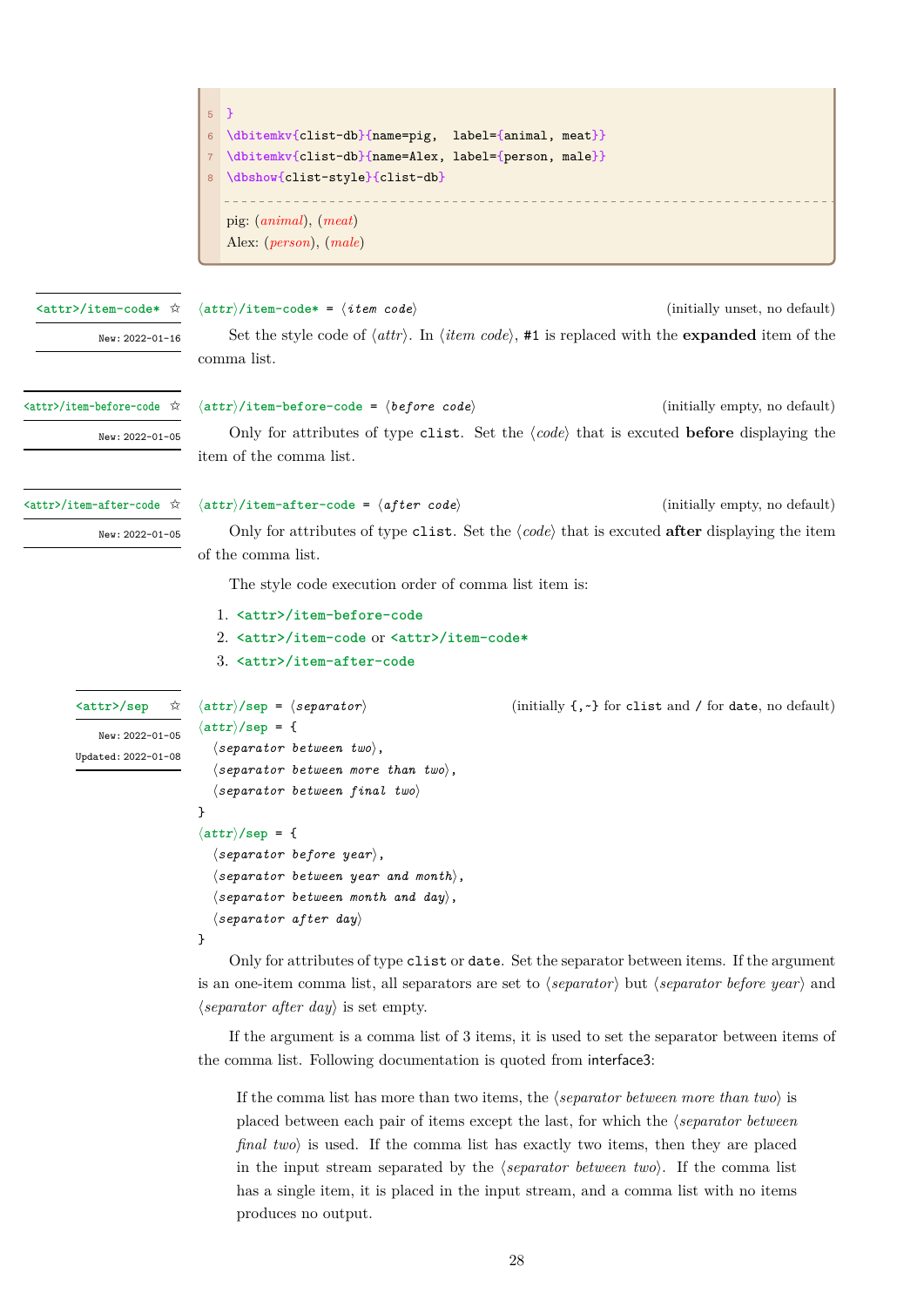```
5 }
6 \dbitemkv{clist-db}{name=pig,  label={animal, meat}}
7 \dbitemkv{clist-db}{name=Alex, label={person, male}}
8 \dbshow{clist-style}{clist-db}
```

pig: (*animal*), (*meat*)
Alex: (*person*), (*male*)

`<attr>/item-code*` ☆ — New: 2022-01-16

⟨attr⟩/item-code* = ⟨*item code*⟩ (initially unset, no default)

Set the style code of ⟨*attr*⟩. In ⟨*item code*⟩, `#1` is replaced with the **expanded** item of the comma list.

`<attr>/item-before-code` ☆ — New: 2022-01-05

⟨attr⟩/item-before-code = ⟨*before code*⟩ (initially empty, no default)

Only for attributes of type `clist`. Set the ⟨*code*⟩ that is excuted **before** displaying the item of the comma list.

`<attr>/item-after-code` ☆ — New: 2022-01-05

⟨attr⟩/item-after-code = ⟨*after code*⟩ (initially empty, no default)

Only for attributes of type `clist`. Set the ⟨*code*⟩ that is excuted **after** displaying the item of the comma list.

The style code execution order of comma list item is:

1. `<attr>/item-before-code`
2. `<attr>/item-code` or `<attr>/item-code*`
3. `<attr>/item-after-code`

`<attr>/sep` ☆ — New: 2022-01-05, Updated: 2022-01-08

⟨attr⟩/sep = ⟨*separator*⟩ (initially `{,~}` for `clist` and `/` for `date`, no default)

```
⟨attr⟩/sep = {
  ⟨separator between two⟩,
  ⟨separator between more than two⟩,
  ⟨separator between final two⟩
}
⟨attr⟩/sep = {
  ⟨separator before year⟩,
  ⟨separator between year and month⟩,
  ⟨separator between month and day⟩,
  ⟨separator after day⟩
}
```

Only for attributes of type `clist` or `date`. Set the separator between items. If the argument is an one-item comma list, all separators are set to ⟨*separator*⟩ but ⟨*separator before year*⟩ and ⟨*separator after day*⟩ is set empty.

If the argument is a comma list of 3 items, it is used to set the separator between items of the comma list. Following documentation is quoted from interface3:

> If the comma list has more than two items, the ⟨*separator between more than two*⟩ is placed between each pair of items except the last, for which the ⟨*separator between final two*⟩ is used. If the comma list has exactly two items, then they are placed in the input stream separated by the ⟨*separator between two*⟩. If the comma list has a single item, it is placed in the input stream, and a comma list with no items produces no output.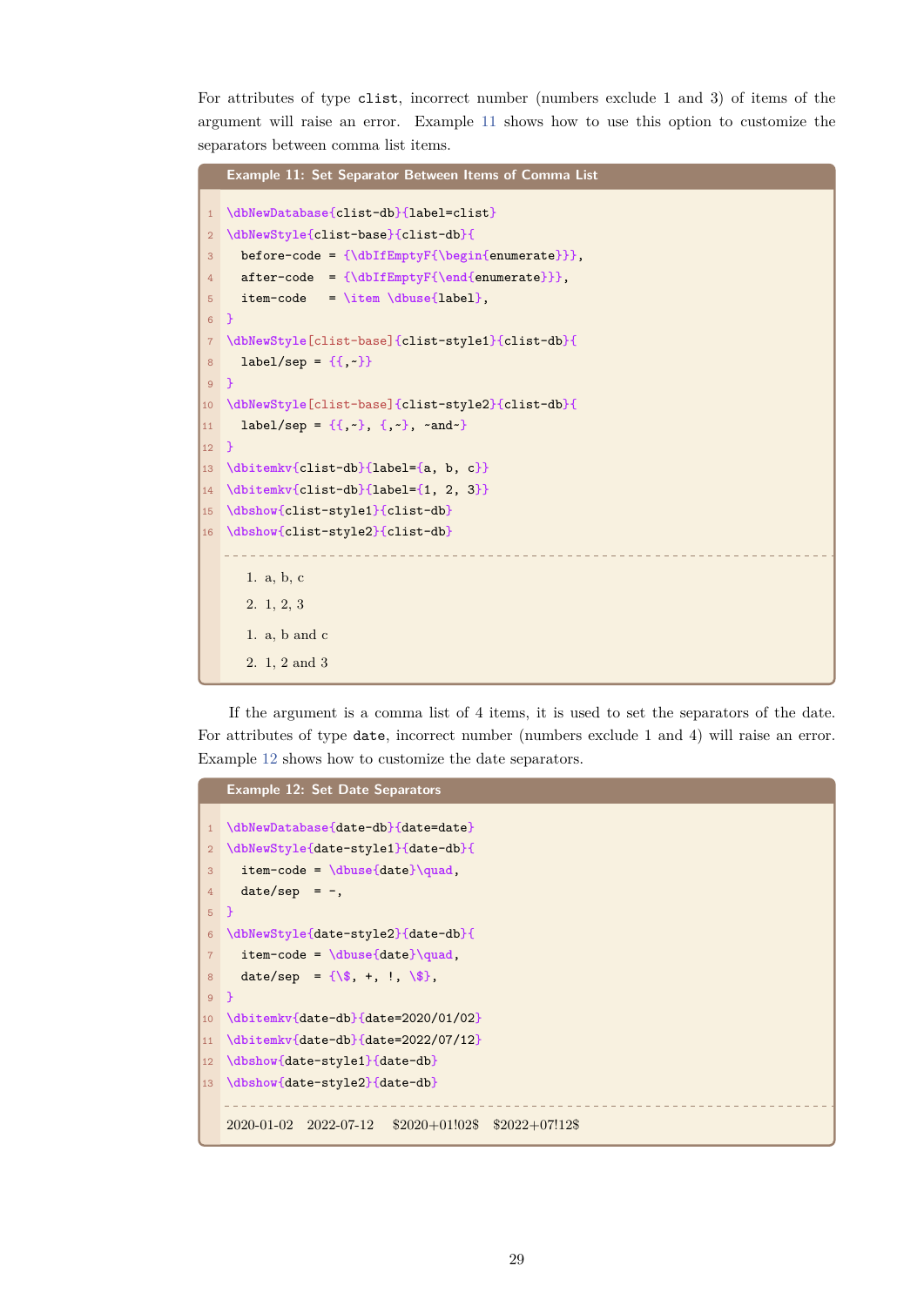For attributes of type `clist`, incorrect number (numbers exclude 1 and 3) of items of the argument will raise an error. Example 11 shows how to use this option to customize the separators between comma list items.

**Example 11: Set Separator Between Items of Comma List**

```
\dbNewDatabase{clist-db}{label=clist}
\dbNewStyle{clist-base}{clist-db}{
  before-code = {\dbIfEmptyF{\begin{enumerate}}},
  after-code  = {\dbIfEmptyF{\end{enumerate}}},
  item-code   = \item \dbuse{label},
}
\dbNewStyle[clist-base]{clist-style1}{clist-db}{
  label/sep = {{,~}}
}
\dbNewStyle[clist-base]{clist-style2}{clist-db}{
  label/sep = {{,~}, {,~}, ~and~}
}
\dbitemkv{clist-db}{label={a, b, c}}
\dbitemkv{clist-db}{label={1, 2, 3}}
\dbshow{clist-style1}{clist-db}
\dbshow{clist-style2}{clist-db}
```

1. a, b, c
2. 1, 2, 3

1. a, b and c
2. 1, 2 and 3

If the argument is a comma list of 4 items, it is used to set the separators of the date. For attributes of type `date`, incorrect number (numbers exclude 1 and 4) will raise an error. Example 12 shows how to customize the date separators.

**Example 12: Set Date Separators**

```
\dbNewDatabase{date-db}{date=date}
\dbNewStyle{date-style1}{date-db}{
  item-code = \dbuse{date}\quad,
  date/sep  = -,
}
\dbNewStyle{date-style2}{date-db}{
  item-code = \dbuse{date}\quad,
  date/sep  = {\$, +, !, \$},
}
\dbitemkv{date-db}{date=2020/01/02}
\dbitemkv{date-db}{date=2022/07/12}
\dbshow{date-style1}{date-db}
\dbshow{date-style2}{date-db}
```

2020-01-02 2022-07-12 $2020+01!02$ $2022+07!12$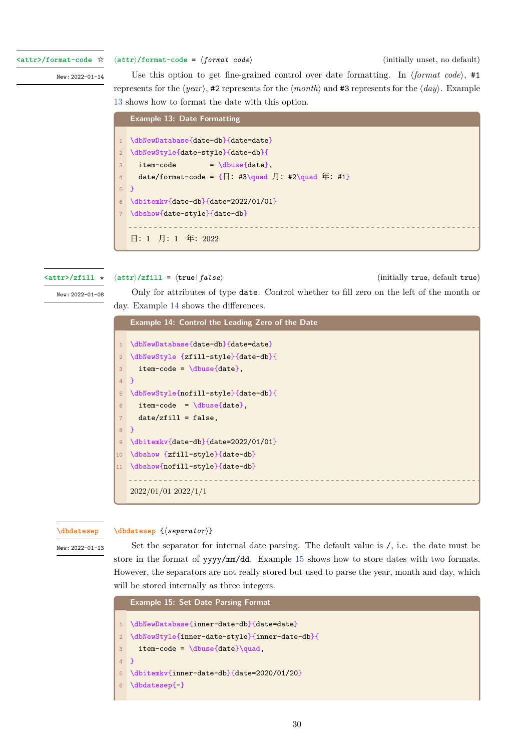`<attr>/format-code` ☆
New: 2022-01-14

⟨attr⟩/format-code = ⟨*format code*⟩ (initially unset, no default)

Use this option to get fine-grained control over date formatting. In ⟨*format code*⟩, `#1` represents for the ⟨*year*⟩, `#2` represents for the ⟨*month*⟩ and `#3` represents for the ⟨*day*⟩. Example 13 shows how to format the date with this option.

**Example 13: Date Formatting**

```
\dbNewDatabase{date-db}{date=date}
\dbNewStyle{date-style}{date-db}{
  item-code        = \dbuse{date},
  date/format-code = {日: #3\quad 月: #2\quad 年: #1}
}
\dbitemkv{date-db}{date=2022/01/01}
\dbshow{date-style}{date-db}
```

日: 1 月: 1 年: 2022

`<attr>/zfill` ★
New: 2022-01-08

⟨attr⟩/zfill = ⟨`true`|*false*⟩ (initially `true`, default `true`)

Only for attributes of type `date`. Control whether to fill zero on the left of the month or day. Example 14 shows the differences.

**Example 14: Control the Leading Zero of the Date**

```
\dbNewDatabase{date-db}{date=date}
\dbNewStyle {zfill-style}{date-db}{
  item-code = \dbuse{date},
}
\dbNewStyle{nofill-style}{date-db}{
  item-code  = \dbuse{date},
  date/zfill = false,
}
\dbitemkv{date-db}{date=2022/01/01}
\dbshow {zfill-style}{date-db}
\dbshow{nofill-style}{date-db}
```

2022/01/01 2022/1/1

`\dbdatesep`
New: 2022-01-13

`\dbdatesep` {⟨*separator*⟩}

Set the separator for internal date parsing. The default value is `/`, i.e. the date must be store in the format of `yyyy/mm/dd`. Example 15 shows how to store dates with two formats. However, the separators are not really stored but used to parse the year, month and day, which will be stored internally as three integers.

**Example 15: Set Date Parsing Format**

```
\dbNewDatabase{inner-date-db}{date=date}
\dbNewStyle{inner-date-style}{inner-date-db}{
  item-code = \dbuse{date}\quad,
}
\dbitemkv{inner-date-db}{date=2020/01/20}
\dbdatesep{-}
```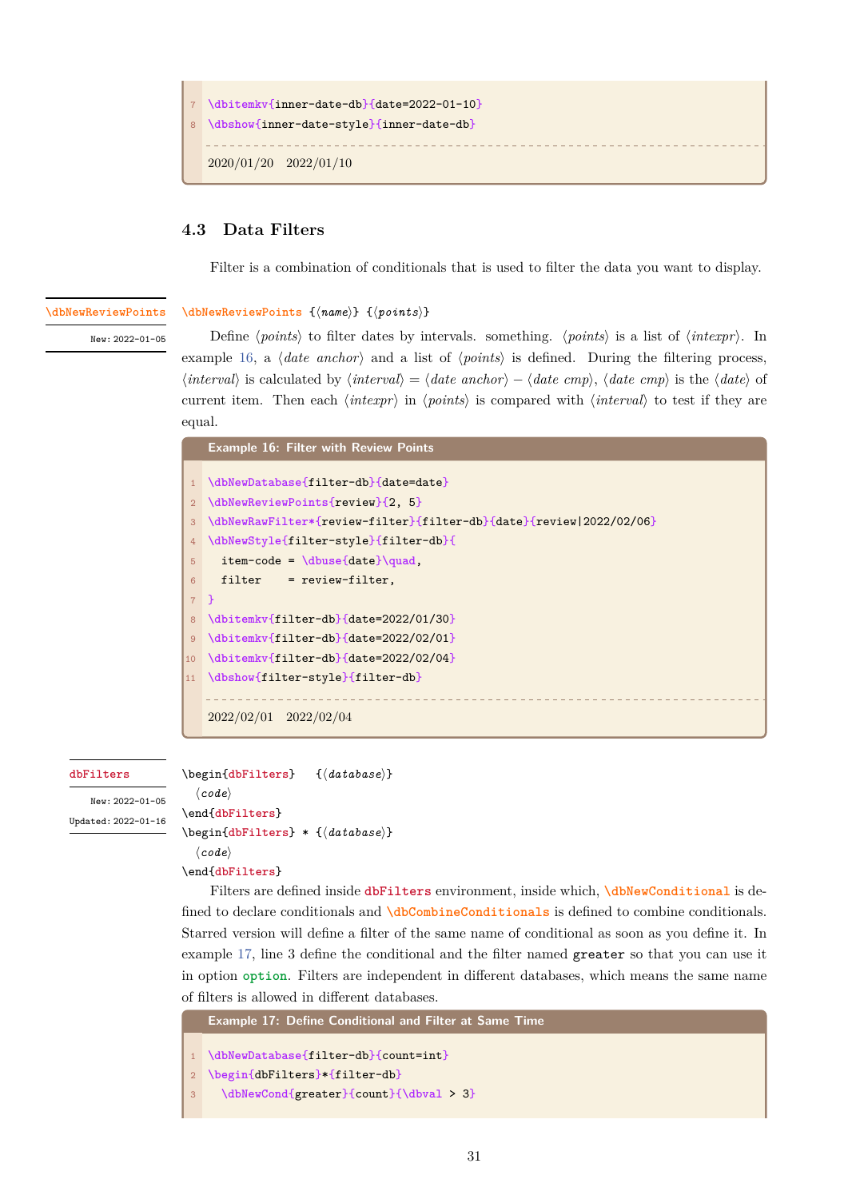```
\dbitemkv{inner-date-db}{date=2022-01-10}
\dbshow{inner-date-style}{inner-date-db}
```

2020/01/20 2022/01/10

### 4.3 Data Filters

Filter is a combination of conditionals that is used to filter the data you want to display.

`\dbNewReviewPoints` New: 2022-01-05

`\dbNewReviewPoints` {⟨*name*⟩} {⟨*points*⟩}

Define ⟨*points*⟩ to filter dates by intervals. something. ⟨*points*⟩ is a list of ⟨*intexpr*⟩. In example 16, a ⟨*date anchor*⟩ and a list of ⟨*points*⟩ is defined. During the filtering process, ⟨*interval*⟩ is calculated by ⟨*interval*⟩ = ⟨*date anchor*⟩ − ⟨*date cmp*⟩, ⟨*date cmp*⟩ is the ⟨*date*⟩ of current item. Then each ⟨*intexpr*⟩ in ⟨*points*⟩ is compared with ⟨*interval*⟩ to test if they are equal.

**Example 16: Filter with Review Points**

```
\dbNewDatabase{filter-db}{date=date}
\dbNewReviewPoints{review}{2, 5}
\dbNewRawFilter*{review-filter}{filter-db}{date}{review|2022/02/06}
\dbNewStyle{filter-style}{filter-db}{
  item-code = \dbuse{date}\quad,
  filter    = review-filter,
}
\dbitemkv{filter-db}{date=2022/01/30}
\dbitemkv{filter-db}{date=2022/02/01}
\dbitemkv{filter-db}{date=2022/02/04}
\dbshow{filter-style}{filter-db}
```

2022/02/01 2022/02/04

**dbFilters** New: 2022-01-05 Updated: 2022-01-16

```
\begin{dbFilters}   {⟨database⟩}
  ⟨code⟩
\end{dbFilters}
\begin{dbFilters} * {⟨database⟩}
  ⟨code⟩
\end{dbFilters}
```

Filters are defined inside **dbFilters** environment, inside which, `\dbNewConditional` is defined to declare conditionals and `\dbCombineConditionals` is defined to combine conditionals. Starred version will define a filter of the same name of conditional as soon as you define it. In example 17, line 3 define the conditional and the filter named `greater` so that you can use it in option `option`. Filters are independent in different databases, which means the same name of filters is allowed in different databases.

**Example 17: Define Conditional and Filter at Same Time**

```
\dbNewDatabase{filter-db}{count=int}
\begin{dbFilters}*{filter-db}
  \dbNewCond{greater}{count}{\dbval > 3}
```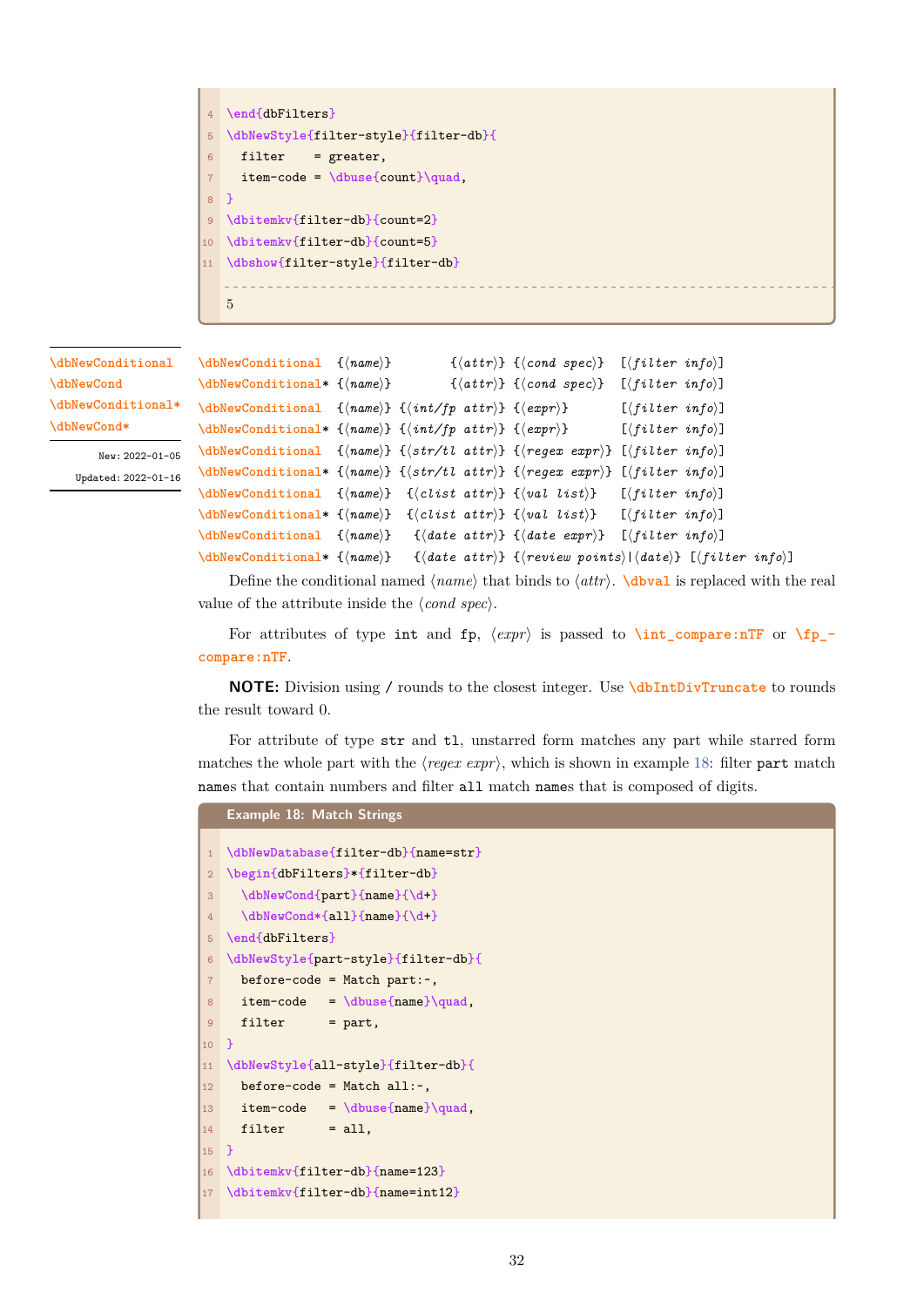```
4  \end{dbFilters}
5  \dbNewStyle{filter-style}{filter-db}{
6    filter    = greater,
7    item-code = \dbuse{count}\quad,
8  }
9  \dbitemkv{filter-db}{count=2}
10 \dbitemkv{filter-db}{count=5}
11 \dbshow{filter-style}{filter-db}
```

5

\dbNewConditional
\dbNewCond
\dbNewConditional*
\dbNewCond*

New: 2022-01-05
Updated: 2022-01-16

```
\dbNewConditional  {⟨name⟩}        {⟨attr⟩} {⟨cond spec⟩}  [⟨filter info⟩]
\dbNewConditional* {⟨name⟩}        {⟨attr⟩} {⟨cond spec⟩}  [⟨filter info⟩]
\dbNewConditional  {⟨name⟩} {⟨int/fp attr⟩} {⟨expr⟩}       [⟨filter info⟩]
\dbNewConditional* {⟨name⟩} {⟨int/fp attr⟩} {⟨expr⟩}       [⟨filter info⟩]
\dbNewConditional  {⟨name⟩} {⟨str/tl attr⟩} {⟨regex expr⟩} [⟨filter info⟩]
\dbNewConditional* {⟨name⟩} {⟨str/tl attr⟩} {⟨regex expr⟩} [⟨filter info⟩]
\dbNewConditional  {⟨name⟩}  {⟨clist attr⟩} {⟨val list⟩}   [⟨filter info⟩]
\dbNewConditional* {⟨name⟩}  {⟨clist attr⟩} {⟨val list⟩}   [⟨filter info⟩]
\dbNewConditional  {⟨name⟩}   {⟨date attr⟩} {⟨date expr⟩}  [⟨filter info⟩]
\dbNewConditional* {⟨name⟩}   {⟨date attr⟩} {⟨review points⟩|⟨date⟩} [⟨filter info⟩]
```

Define the conditional named ⟨*name*⟩ that binds to ⟨*attr*⟩. `\dbval` is replaced with the real value of the attribute inside the ⟨*cond spec*⟩.

For attributes of type `int` and `fp`, ⟨*expr*⟩ is passed to `\int_compare:nTF` or `\fp_compare:nTF`.

**NOTE:** Division using `/` rounds to the closest integer. Use `\dbIntDivTruncate` to rounds the result toward 0.

For attribute of type `str` and `tl`, unstarred form matches any part while starred form matches the whole part with the ⟨*regex expr*⟩, which is shown in example 18: filter `part` match `name`s that contain numbers and filter `all` match `name`s that is composed of digits.

**Example 18: Match Strings**

```
1  \dbNewDatabase{filter-db}{name=str}
2  \begin{dbFilters}*{filter-db}
3    \dbNewCond{part}{name}{\d+}
4    \dbNewCond*{all}{name}{\d+}
5  \end{dbFilters}
6  \dbNewStyle{part-style}{filter-db}{
7    before-code = Match part:~,
8    item-code   = \dbuse{name}\quad,
9    filter      = part,
10 }
11 \dbNewStyle{all-style}{filter-db}{
12   before-code = Match all:~,
13   item-code   = \dbuse{name}\quad,
14   filter      = all,
15 }
16 \dbitemkv{filter-db}{name=123}
17 \dbitemkv{filter-db}{name=int12}
```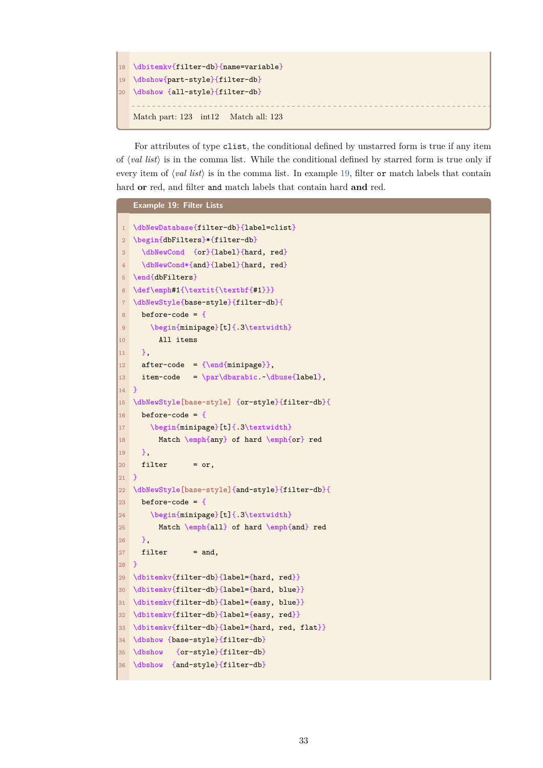```
18 \dbitemkv{filter-db}{name=variable}
19 \dbshow{part-style}{filter-db}
20 \dbshow {all-style}{filter-db}
```

Match part: 123   int12   Match all: 123

For attributes of type `clist`, the conditional defined by unstarred form is true if any item of ⟨*val list*⟩ is in the comma list. While the conditional defined by starred form is true only if every item of ⟨*val list*⟩ is in the comma list. In example 19, filter `or` match labels that contain hard **or** red, and filter `and` match labels that contain hard **and** red.

**Example 19: Filter Lists**

```
1  \dbNewDatabase{filter-db}{label=clist}
2  \begin{dbFilters}*{filter-db}
3    \dbNewCond  {or}{label}{hard, red}
4    \dbNewCond*{and}{label}{hard, red}
5  \end{dbFilters}
6  \def\emph#1{\textit{\textbf{#1}}}
7  \dbNewStyle{base-style}{filter-db}{
8    before-code = {
9      \begin{minipage}[t]{.3\textwidth}
10       All items
11   },
12   after-code  = {\end{minipage}},
13   item-code   = \par\dbarabic.~\dbuse{label},
14 }
15 \dbNewStyle[base-style] {or-style}{filter-db}{
16   before-code = {
17     \begin{minipage}[t]{.3\textwidth}
18       Match \emph{any} of hard \emph{or} red
19   },
20   filter      = or,
21 }
22 \dbNewStyle[base-style]{and-style}{filter-db}{
23   before-code = {
24     \begin{minipage}[t]{.3\textwidth}
25       Match \emph{all} of hard \emph{and} red
26   },
27   filter      = and,
28 }
29 \dbitemkv{filter-db}{label={hard, red}}
30 \dbitemkv{filter-db}{label={hard, blue}}
31 \dbitemkv{filter-db}{label={easy, blue}}
32 \dbitemkv{filter-db}{label={easy, red}}
33 \dbitemkv{filter-db}{label={hard, red, flat}}
34 \dbshow {base-style}{filter-db}
35 \dbshow   {or-style}{filter-db}
36 \dbshow  {and-style}{filter-db}
```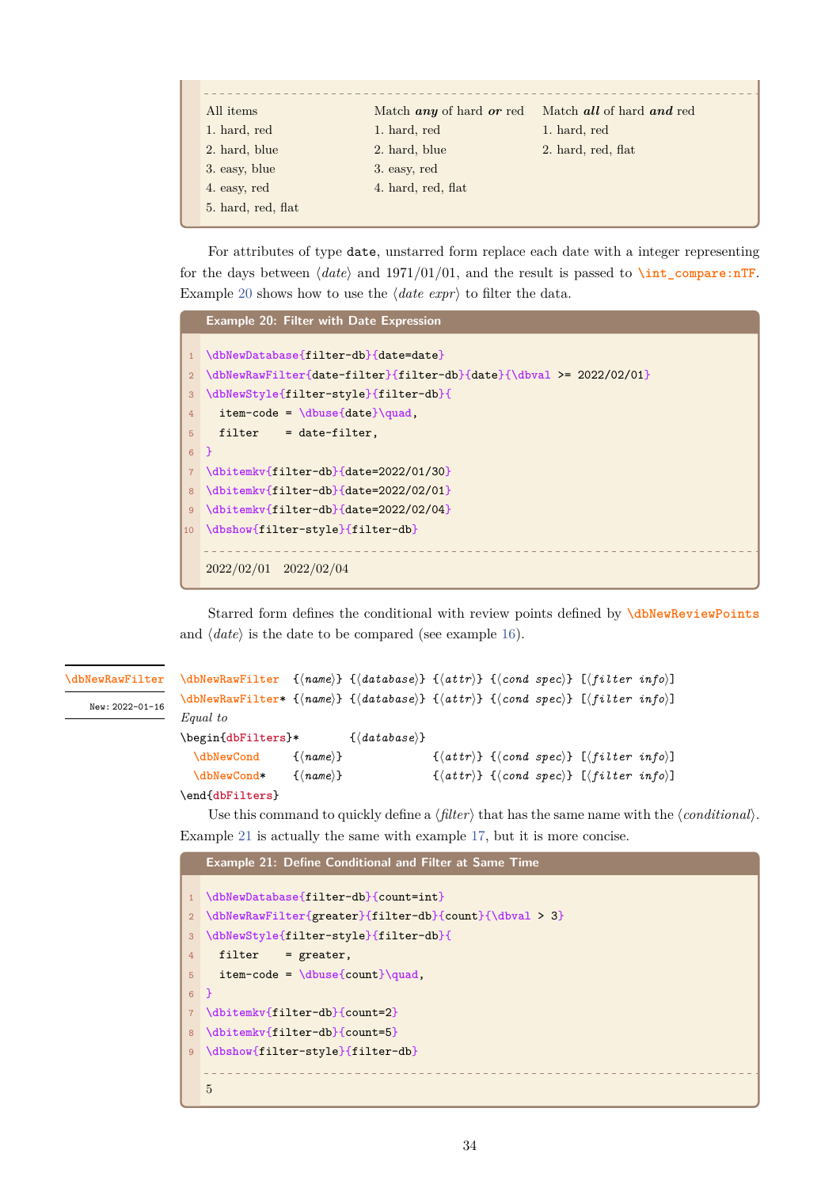| All items | Match ***any*** of hard ***or*** red | Match ***all*** of hard ***and*** red |
|---|---|---|
| 1. hard, red | 1. hard, red | 1. hard, red |
| 2. hard, blue | 2. hard, blue | 2. hard, red, flat |
| 3. easy, blue | 3. easy, red | |
| 4. easy, red | 4. hard, red, flat | |
| 5. hard, red, flat | | |

For attributes of type `date`, unstarred form replace each date with a integer representing for the days between ⟨*date*⟩ and 1971/01/01, and the result is passed to `\int_compare:nTF`. Example 20 shows how to use the ⟨*date expr*⟩ to filter the data.

**Example 20: Filter with Date Expression**

```
\dbNewDatabase{filter-db}{date=date}
\dbNewRawFilter{date-filter}{filter-db}{date}{\dbval >= 2022/02/01}
\dbNewStyle{filter-style}{filter-db}{
  item-code = \dbuse{date}\quad,
  filter    = date-filter,
}
\dbitemkv{filter-db}{date=2022/01/30}
\dbitemkv{filter-db}{date=2022/02/01}
\dbitemkv{filter-db}{date=2022/02/04}
\dbshow{filter-style}{filter-db}
```

2022/02/01  2022/02/04

Starred form defines the conditional with review points defined by `\dbNewReviewPoints` and ⟨*date*⟩ is the date to be compared (see example 16).

`\dbNewRawFilter` — New: 2022-01-16

```
\dbNewRawFilter  {⟨name⟩} {⟨database⟩} {⟨attr⟩} {⟨cond spec⟩} [⟨filter info⟩]
\dbNewRawFilter* {⟨name⟩} {⟨database⟩} {⟨attr⟩} {⟨cond spec⟩} [⟨filter info⟩]
```

*Equal to*

```
\begin{dbFilters}*      {⟨database⟩}
  \dbNewCond    {⟨name⟩}             {⟨attr⟩} {⟨cond spec⟩} [⟨filter info⟩]
  \dbNewCond*   {⟨name⟩}             {⟨attr⟩} {⟨cond spec⟩} [⟨filter info⟩]
\end{dbFilters}
```

Use this command to quickly define a ⟨*filter*⟩ that has the same name with the ⟨*conditional*⟩. Example 21 is actually the same with example 17, but it is more concise.

**Example 21: Define Conditional and Filter at Same Time**

```
\dbNewDatabase{filter-db}{count=int}
\dbNewRawFilter{greater}{filter-db}{count}{\dbval > 3}
\dbNewStyle{filter-style}{filter-db}{
  filter    = greater,
  item-code = \dbuse{count}\quad,
}
\dbitemkv{filter-db}{count=2}
\dbitemkv{filter-db}{count=5}
\dbshow{filter-style}{filter-db}
```

5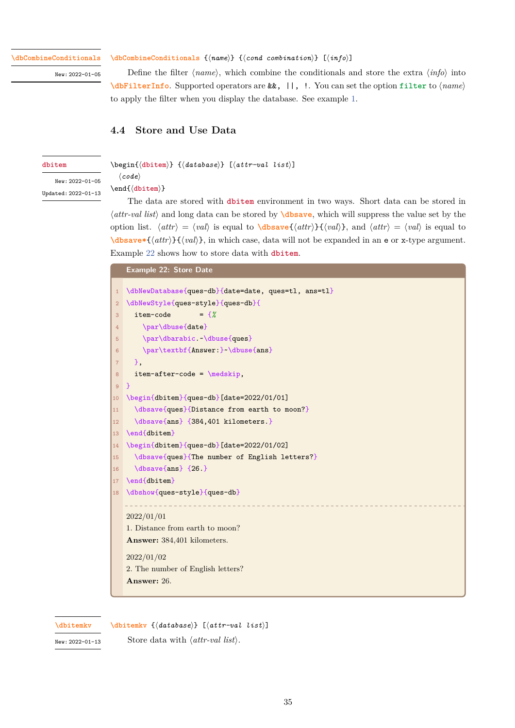`\dbCombineConditionals`
New: 2022-01-05

`\dbCombineConditionals {⟨name⟩} {⟨cond combination⟩} [⟨info⟩]`

Define the filter ⟨*name*⟩, which combine the conditionals and store the extra ⟨*info*⟩ into `\dbFilterInfo`. Supported operators are `&&`, `||`, `!`. You can set the option `filter` to ⟨*name*⟩ to apply the filter when you display the database. See example 1.

## 4.4 Store and Use Data

`dbitem`
New: 2022-01-05
Updated: 2022-01-13

```
\begin{⟨dbitem⟩} {⟨database⟩} [⟨attr-val list⟩]
  ⟨code⟩
\end{⟨dbitem⟩}
```

The data are stored with `dbitem` environment in two ways. Short data can be stored in ⟨*attr-val list*⟩ and long data can be stored by `\dbsave`, which will suppress the value set by the option list. ⟨*attr*⟩ = ⟨*val*⟩ is equal to `\dbsave{⟨attr⟩}{⟨val⟩}`, and ⟨*attr*⟩ = ⟨*val*⟩ is equal to `\dbsave*{⟨attr⟩}{⟨val⟩}`, in which case, data will not be expanded in an `e` or `x`-type argument. Example 22 shows how to store data with `dbitem`.

**Example 22: Store Date**

```
\dbNewDatabase{ques-db}{date=date, ques=tl, ans=tl}
\dbNewStyle{ques-style}{ques-db}{
  item-code       = {%
    \par\dbuse{date}
    \par\dbarabic.~\dbuse{ques}
    \par\textbf{Answer:}~\dbuse{ans}
  },
  item-after-code = \medskip,
}
\begin{dbitem}{ques-db}[date=2022/01/01]
  \dbsave{ques}{Distance from earth to moon?}
  \dbsave{ans} {384,401 kilometers.}
\end{dbitem}
\begin{dbitem}{ques-db}[date=2022/01/02]
  \dbsave{ques}{The number of English letters?}
  \dbsave{ans} {26.}
\end{dbitem}
\dbshow{ques-style}{ques-db}
```

2022/01/01
1. Distance from earth to moon?
**Answer:** 384,401 kilometers.

2022/01/02
2. The number of English letters?
**Answer:** 26.

`\dbitemkv`
New: 2022-01-13

`\dbitemkv {⟨database⟩} [⟨attr-val list⟩]`

Store data with ⟨*attr-val list*⟩.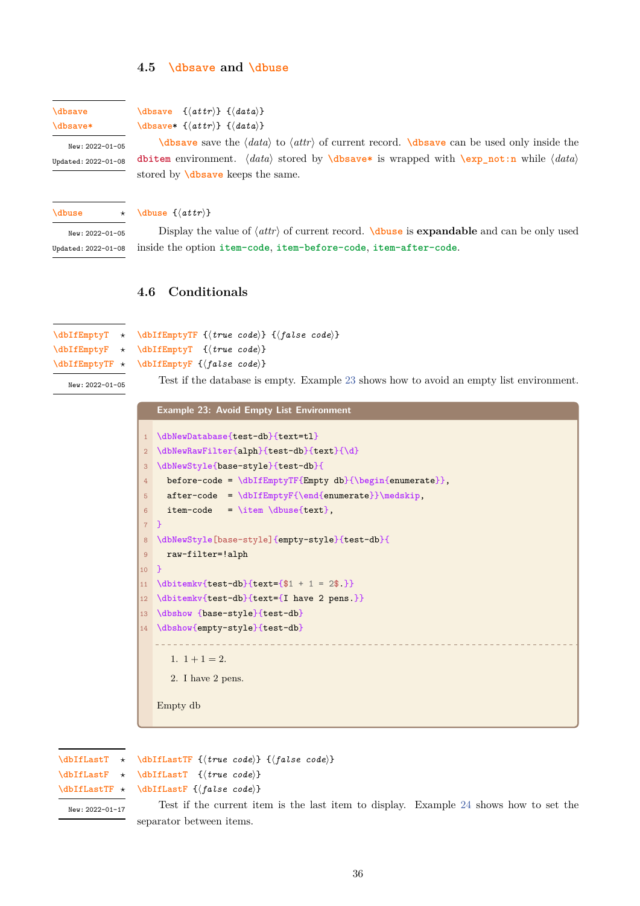## 4.5 `\dbsave` and `\dbuse`

`\dbsave`
`\dbsave*`

New: 2022-01-05
Updated: 2022-01-08

`\dbsave {⟨attr⟩} {⟨data⟩}`
`\dbsave* {⟨attr⟩} {⟨data⟩}`

`\dbsave` save the ⟨data⟩ to ⟨attr⟩ of current record. `\dbsave` can be used only inside the `dbitem` environment. ⟨data⟩ stored by `\dbsave*` is wrapped with `\exp_not:n` while ⟨data⟩ stored by `\dbsave` keeps the same.

`\dbuse` ⋆

New: 2022-01-05
Updated: 2022-01-08

`\dbuse {⟨attr⟩}`

Display the value of ⟨attr⟩ of current record. `\dbuse` is **expandable** and can be only used inside the option `item-code`, `item-before-code`, `item-after-code`.

## 4.6 Conditionals

`\dbIfEmptyT` ⋆
`\dbIfEmptyF` ⋆
`\dbIfEmptyTF` ⋆

New: 2022-01-05

`\dbIfEmptyTF {⟨true code⟩} {⟨false code⟩}`
`\dbIfEmptyT {⟨true code⟩}`
`\dbIfEmptyF {⟨false code⟩}`

Test if the database is empty. Example 23 shows how to avoid an empty list environment.

**Example 23: Avoid Empty List Environment**

```
\dbNewDatabase{test-db}{text=tl}
\dbNewRawFilter{alph}{test-db}{text}{\d}
\dbNewStyle{base-style}{test-db}{
  before-code = \dbIfEmptyTF{Empty db}{\begin{enumerate}},
  after-code  = \dbIfEmptyF{\end{enumerate}}\medskip,
  item-code   = \item \dbuse{text},
}
\dbNewStyle[base-style]{empty-style}{test-db}{
  raw-filter=!alph
}
\dbitemkv{test-db}{text={$1 + 1 = 2$.}}
\dbitemkv{test-db}{text={I have 2 pens.}}
\dbshow {base-style}{test-db}
\dbshow{empty-style}{test-db}
```

1. $1 + 1 = 2$.
2. I have 2 pens.

Empty db

`\dbIfLastT` ⋆
`\dbIfLastF` ⋆
`\dbIfLastTF` ⋆

New: 2022-01-17

`\dbIfLastTF {⟨true code⟩} {⟨false code⟩}`
`\dbIfLastT {⟨true code⟩}`
`\dbIfLastF {⟨false code⟩}`

Test if the current item is the last item to display. Example 24 shows how to set the separator between items.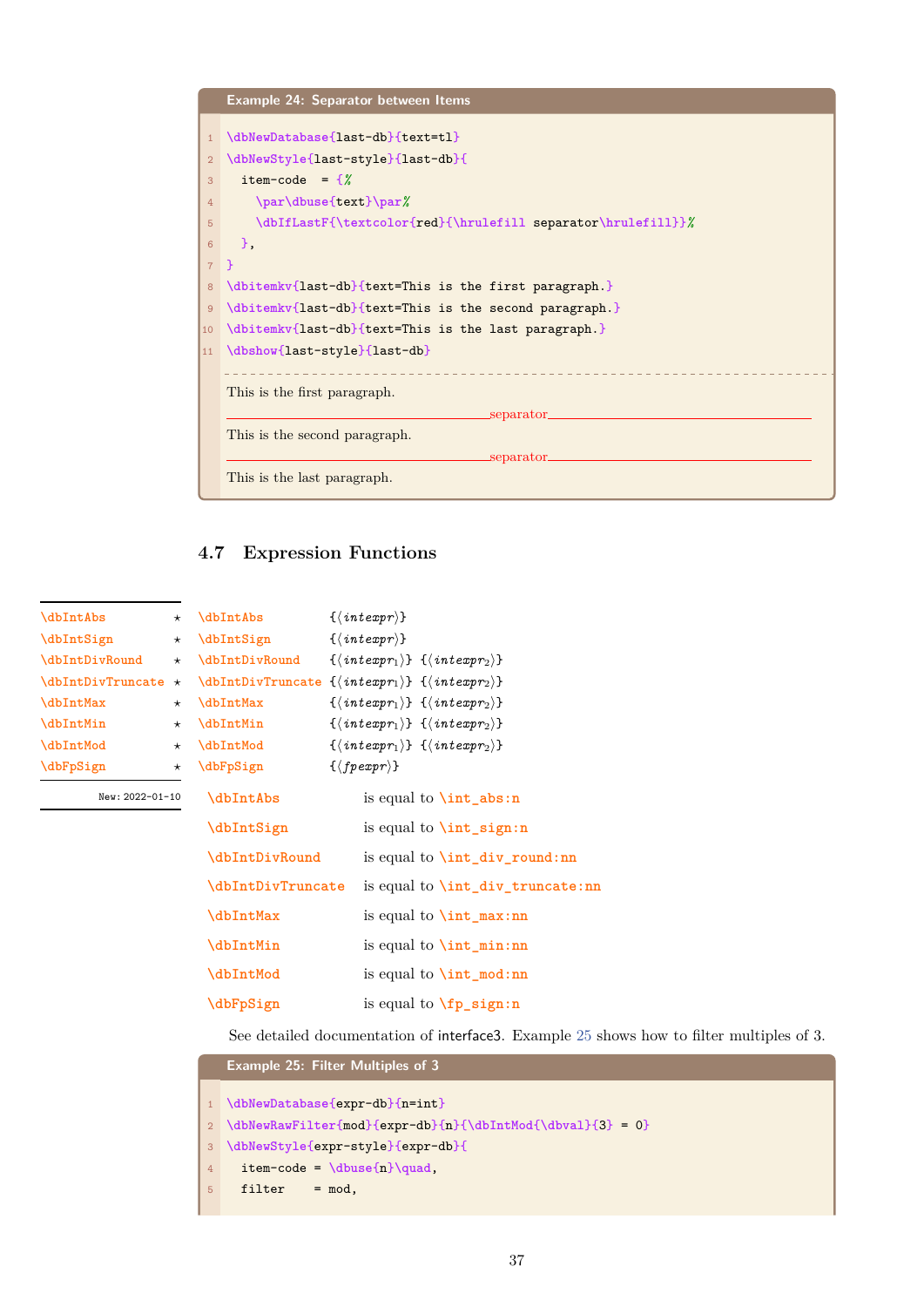**Example 24: Separator between Items**

```
\dbNewDatabase{last-db}{text=tl}
\dbNewStyle{last-style}{last-db}{
  item-code  = {%
    \par\dbuse{text}\par%
    \dbIfLastF{\textcolor{red}{\hrulefill separator\hrulefill}}%
  },
}
\dbitemkv{last-db}{text=This is the first paragraph.}
\dbitemkv{last-db}{text=This is the second paragraph.}
\dbitemkv{last-db}{text=This is the last paragraph.}
\dbshow{last-style}{last-db}
```

This is the first paragraph.

——————————separator——————————

This is the second paragraph.

——————————separator——————————

This is the last paragraph.

## 4.7 Expression Functions

`\dbIntAbs` ⋆
`\dbIntSign` ⋆
`\dbIntDivRound` ⋆
`\dbIntDivTruncate` ⋆
`\dbIntMax` ⋆
`\dbIntMin` ⋆
`\dbIntMod` ⋆
`\dbFpSign` ⋆

New: 2022-01-10

```
\dbIntAbs         {⟨intexpr⟩}
\dbIntSign        {⟨intexpr⟩}
\dbIntDivRound    {⟨intexpr1⟩} {⟨intexpr2⟩}
\dbIntDivTruncate {⟨intexpr1⟩} {⟨intexpr2⟩}
\dbIntMax         {⟨intexpr1⟩} {⟨intexpr2⟩}
\dbIntMin         {⟨intexpr1⟩} {⟨intexpr2⟩}
\dbIntMod         {⟨intexpr1⟩} {⟨intexpr2⟩}
\dbFpSign         {⟨fpexpr⟩}
```

| | |
|---|---|
| `\dbIntAbs` | is equal to `\int_abs:n` |
| `\dbIntSign` | is equal to `\int_sign:n` |
| `\dbIntDivRound` | is equal to `\int_div_round:nn` |
| `\dbIntDivTruncate` | is equal to `\int_div_truncate:nn` |
| `\dbIntMax` | is equal to `\int_max:nn` |
| `\dbIntMin` | is equal to `\int_min:nn` |
| `\dbIntMod` | is equal to `\int_mod:nn` |
| `\dbFpSign` | is equal to `\fp_sign:n` |

See detailed documentation of interface3. Example 25 shows how to filter multiples of 3.

**Example 25: Filter Multiples of 3**

```
\dbNewDatabase{expr-db}{n=int}
\dbNewRawFilter{mod}{expr-db}{n}{\dbIntMod{\dbval}{3} = 0}
\dbNewStyle{expr-style}{expr-db}{
  item-code = \dbuse{n}\quad,
  filter    = mod,
```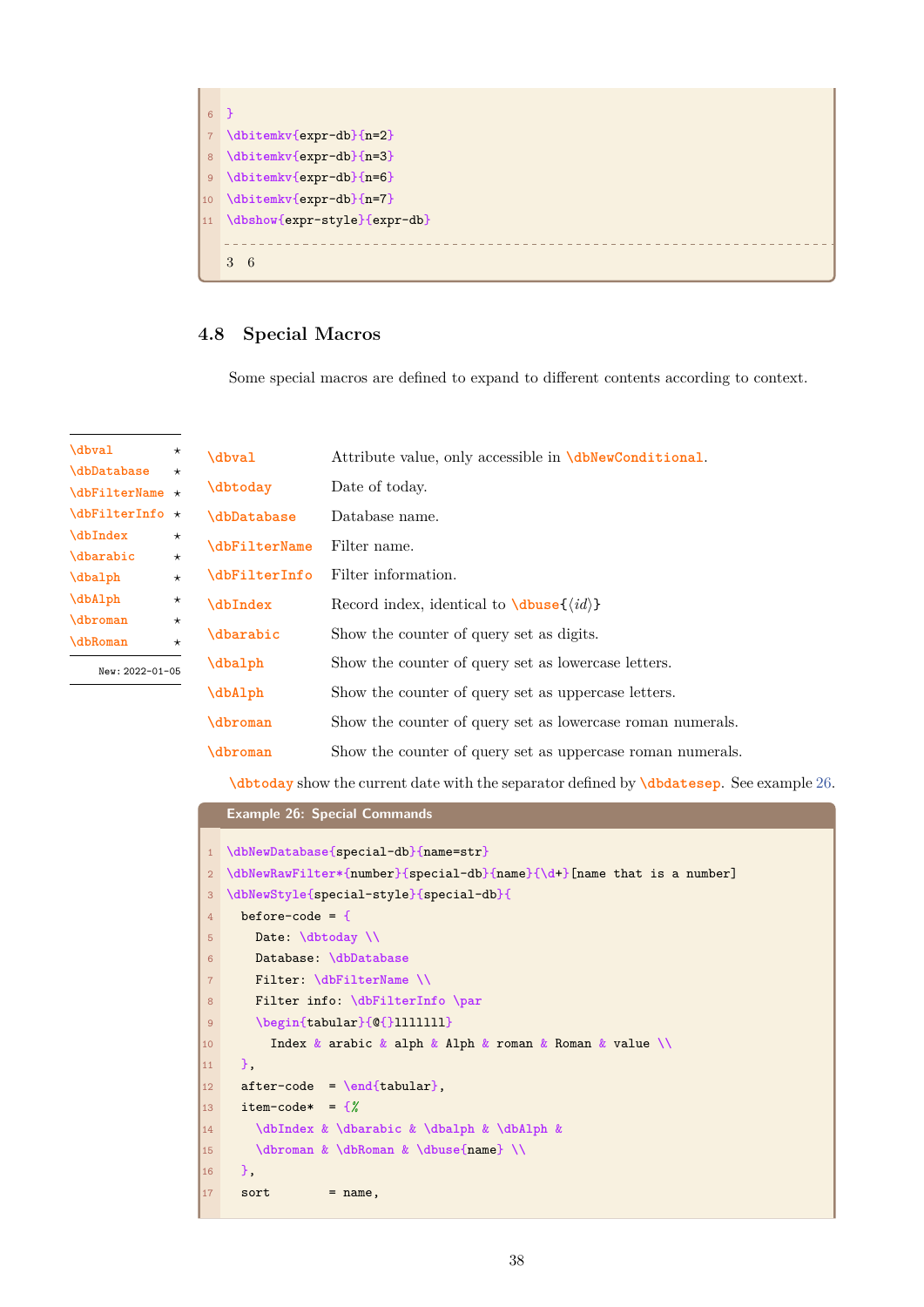```
}
\dbitemkv{expr-db}{n=2}
\dbitemkv{expr-db}{n=3}
\dbitemkv{expr-db}{n=6}
\dbitemkv{expr-db}{n=7}
\dbshow{expr-style}{expr-db}
```

3 6

## 4.8 Special Macros

Some special macros are defined to expand to different contents according to context.

\dbval ⋆
\dbDatabase ⋆
\dbFilterName ⋆
\dbFilterInfo ⋆
\dbIndex ⋆
\dbarabic ⋆
\dbalph ⋆
\dbAlph ⋆
\dbroman ⋆
\dbRoman ⋆

New: 2022-01-05

| | |
|---|---|
| \dbval | Attribute value, only accessible in \dbNewConditional. |
| \dbtoday | Date of today. |
| \dbDatabase | Database name. |
| \dbFilterName | Filter name. |
| \dbFilterInfo | Filter information. |
| \dbIndex | Record index, identical to \dbuse{⟨id⟩} |
| \dbarabic | Show the counter of query set as digits. |
| \dbalph | Show the counter of query set as lowercase letters. |
| \dbAlph | Show the counter of query set as uppercase letters. |
| \dbroman | Show the counter of query set as lowercase roman numerals. |
| \dbroman | Show the counter of query set as uppercase roman numerals. |

\dbtoday show the current date with the separator defined by \dbdatesep. See example 26.

**Example 26: Special Commands**

```
\dbNewDatabase{special-db}{name=str}
\dbNewRawFilter*{number}{special-db}{name}{\d+}[name that is a number]
\dbNewStyle{special-style}{special-db}{
  before-code = {
    Date: \dbtoday \\
    Database: \dbDatabase
    Filter: \dbFilterName \\
    Filter info: \dbFilterInfo \par
    \begin{tabular}{@{}lllllll}
      Index & arabic & alph & Alph & roman & Roman & value \\
  },
  after-code  = \end{tabular},
  item-code*  = {%
    \dbIndex & \dbarabic & \dbalph & \dbAlph &
    \dbroman & \dbRoman & \dbuse{name} \\
  },
  sort        = name,
```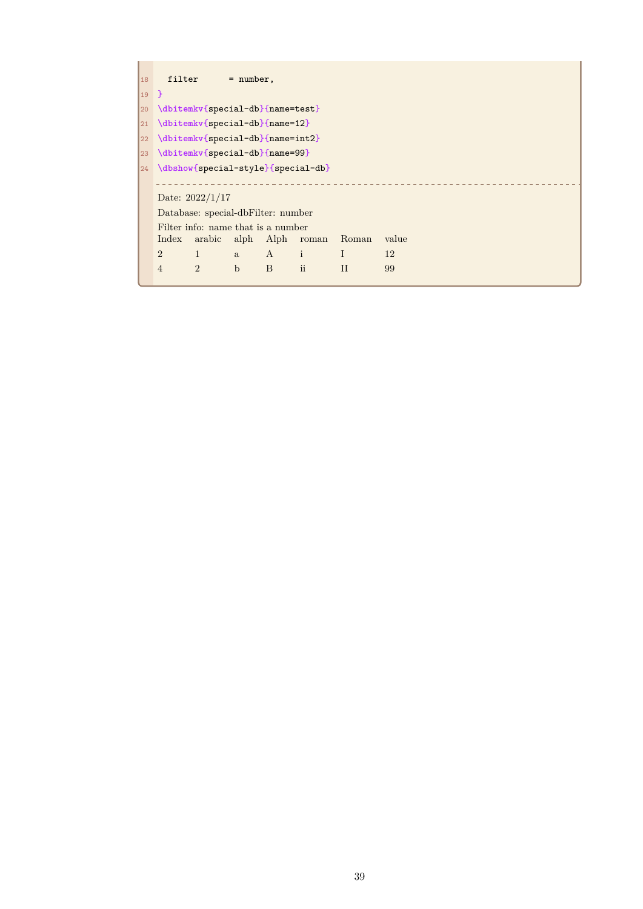```
  filter      = number,
}
\dbitemkv{special-db}{name=test}
\dbitemkv{special-db}{name=12}
\dbitemkv{special-db}{name=int2}
\dbitemkv{special-db}{name=99}
\dbshow{special-style}{special-db}
```

Date: 2022/1/17

Database: special-dbFilter: number

Filter info: name that is a number

| Index | arabic | alph | Alph | roman | Roman | value |
|---|---|---|---|---|---|---|
| 2 | 1 | a | A | i | I | 12 |
| 4 | 2 | b | B | ii | II | 99 |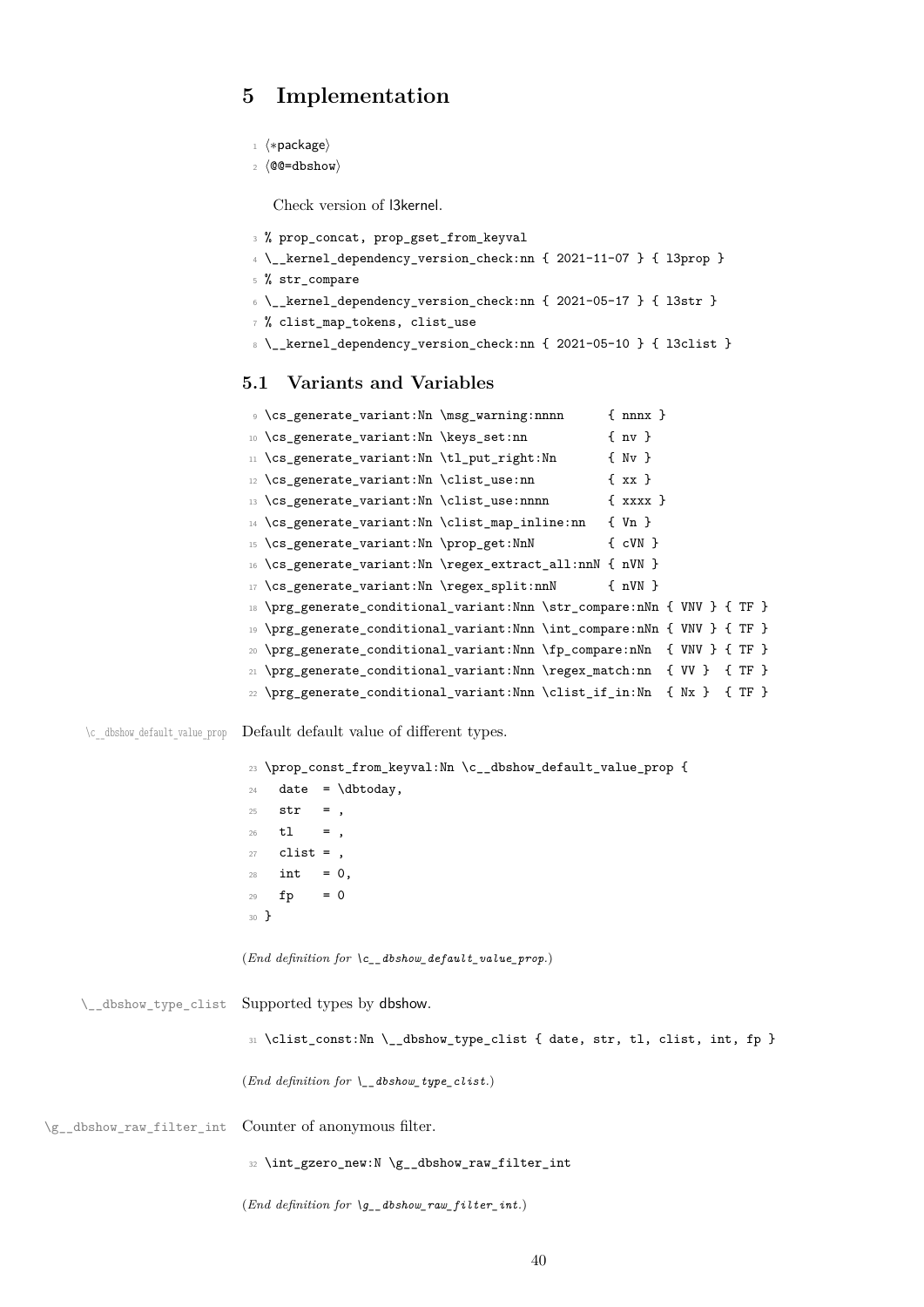# 5 Implementation

```
1 ⟨*package⟩
2 ⟨@@=dbshow⟩
```

Check version of l3kernel.

```
3 % prop_concat, prop_gset_from_keyval
4 \__kernel_dependency_version_check:nn { 2021-11-07 } { l3prop }
5 % str_compare
6 \__kernel_dependency_version_check:nn { 2021-05-17 } { l3str }
7 % clist_map_tokens, clist_use
8 \__kernel_dependency_version_check:nn { 2021-05-10 } { l3clist }
```

## 5.1 Variants and Variables

```
9 \cs_generate_variant:Nn \msg_warning:nnnn      { nnnx }
10 \cs_generate_variant:Nn \keys_set:nn           { nv }
11 \cs_generate_variant:Nn \tl_put_right:Nn       { Nv }
12 \cs_generate_variant:Nn \clist_use:nn          { xx }
13 \cs_generate_variant:Nn \clist_use:nnnn        { xxxx }
14 \cs_generate_variant:Nn \clist_map_inline:nn   { Vn }
15 \cs_generate_variant:Nn \prop_get:NnN          { cVN }
16 \cs_generate_variant:Nn \regex_extract_all:nnN { nVN }
17 \cs_generate_variant:Nn \regex_split:nnN       { nVN }
18 \prg_generate_conditional_variant:Nnn \str_compare:nNn { VNV } { TF }
19 \prg_generate_conditional_variant:Nnn \int_compare:nNn { VNV } { TF }
20 \prg_generate_conditional_variant:Nnn \fp_compare:nNn  { VNV } { TF }
21 \prg_generate_conditional_variant:Nnn \regex_match:nn  { VV }  { TF }
22 \prg_generate_conditional_variant:Nnn \clist_if_in:Nn  { Nx }  { TF }
```

\c__dbshow_default_value_prop

Default default value of different types.

```
23 \prop_const_from_keyval:Nn \c__dbshow_default_value_prop {
24   date  = \dbtoday,
25   str   = ,
26   tl    = ,
27   clist = ,
28   int   = 0,
29   fp    = 0
30 }
```

(*End definition for \c__dbshow_default_value_prop.*)

\__dbshow_type_clist

Supported types by dbshow.

```
31 \clist_const:Nn \__dbshow_type_clist { date, str, tl, clist, int, fp }
```

(*End definition for \__dbshow_type_clist.*)

\g__dbshow_raw_filter_int

Counter of anonymous filter.

```
32 \int_gzero_new:N \g__dbshow_raw_filter_int
```

(*End definition for \g__dbshow_raw_filter_int.*)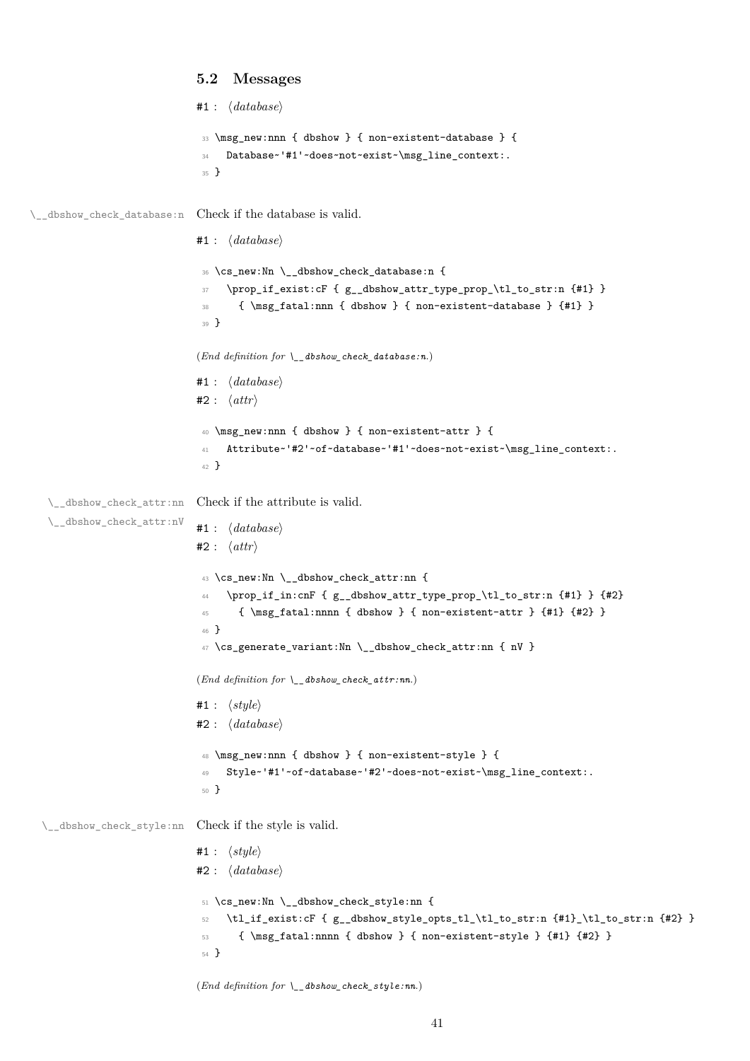## 5.2 Messages

#1 : ⟨*database*⟩

```
33 \msg_new:nnn { dbshow } { non-existent-database } {
34   Database~'#1'~does~not~exist~\msg_line_context:.
35 }
```

\__dbshow_check_database:n

Check if the database is valid.

#1 : ⟨*database*⟩

```
36 \cs_new:Nn \__dbshow_check_database:n {
37   \prop_if_exist:cF { g__dbshow_attr_type_prop_\tl_to_str:n {#1} }
38     { \msg_fatal:nnn { dbshow } { non-existent-database } {#1} }
39 }
```

(*End definition for* \__dbshow_check_database:n.)

#1 : ⟨*database*⟩
#2 : ⟨*attr*⟩

```
40 \msg_new:nnn { dbshow } { non-existent-attr } {
41   Attribute~'#2'~of~database~'#1'~does~not~exist~\msg_line_context:.
42 }
```

\__dbshow_check_attr:nn
\__dbshow_check_attr:nV

Check if the attribute is valid.

#1 : ⟨*database*⟩
#2 : ⟨*attr*⟩

```
43 \cs_new:Nn \__dbshow_check_attr:nn {
44   \prop_if_in:cnF { g__dbshow_attr_type_prop_\tl_to_str:n {#1} } {#2}
45     { \msg_fatal:nnnn { dbshow } { non-existent-attr } {#1} {#2} }
46 }
47 \cs_generate_variant:Nn \__dbshow_check_attr:nn { nV }
```

(*End definition for* \__dbshow_check_attr:nn.)

#1 : ⟨*style*⟩
#2 : ⟨*database*⟩

```
48 \msg_new:nnn { dbshow } { non-existent-style } {
49   Style~'#1'~of~database~'#2'~does~not~exist~\msg_line_context:.
50 }
```

\__dbshow_check_style:nn

Check if the style is valid.

#1 : ⟨*style*⟩
#2 : ⟨*database*⟩

```
51 \cs_new:Nn \__dbshow_check_style:nn {
52   \tl_if_exist:cF { g__dbshow_style_opts_tl_\tl_to_str:n {#1}_\tl_to_str:n {#2} }
53     { \msg_fatal:nnnn { dbshow } { non-existent-style } {#1} {#2} }
54 }
```

(*End definition for* \__dbshow_check_style:nn.)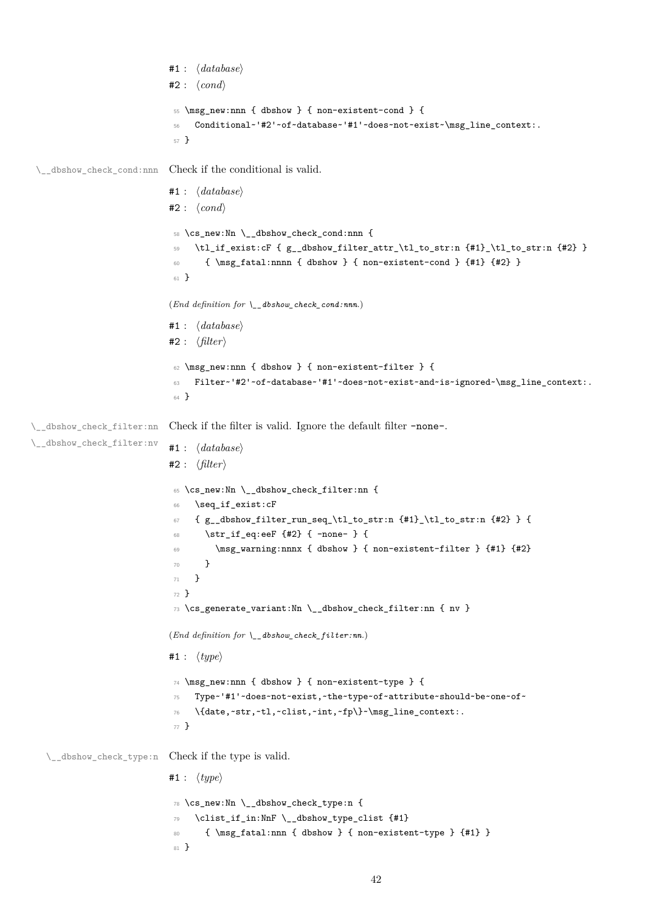#1 : ⟨*database*⟩

#2 : ⟨*cond*⟩

```
55 \msg_new:nnn { dbshow } { non-existent-cond } {
56   Conditional~'#2'~of~database~'#1'~does-not~exist~\msg_line_context:.
57 }
```

`\__dbshow_check_cond:nnn` Check if the conditional is valid.

#1 : ⟨*database*⟩

#2 : ⟨*cond*⟩

```
58 \cs_new:Nn \__dbshow_check_cond:nnn {
59   \tl_if_exist:cF { g__dbshow_filter_attr_\tl_to_str:n {#1}_\tl_to_str:n {#2} }
60     { \msg_fatal:nnnn { dbshow } { non-existent-cond } {#1} {#2} }
61 }
```

(*End definition for* `\__dbshow_check_cond:nnn`.)

#1 : ⟨*database*⟩

#2 : ⟨*filter*⟩

```
62 \msg_new:nnn { dbshow } { non-existent-filter } {
63   Filter~'#2'~of~database~'#1'~does-not~exist~and~is~ignored~\msg_line_context:.
64 }
```

`\__dbshow_check_filter:nn`
`\__dbshow_check_filter:nv`

Check if the filter is valid. Ignore the default filter -none-.

#1 : ⟨*database*⟩

#2 : ⟨*filter*⟩

```
65 \cs_new:Nn \__dbshow_check_filter:nn {
66   \seq_if_exist:cF
67   { g__dbshow_filter_run_seq_\tl_to_str:n {#1}_\tl_to_str:n {#2} } {
68     \str_if_eq:eeF {#2} { -none- } {
69       \msg_warning:nnnx { dbshow } { non-existent-filter } {#1} {#2}
70     }
71   }
72 }
73 \cs_generate_variant:Nn \__dbshow_check_filter:nn { nv }
```

(*End definition for* `\__dbshow_check_filter:nn`.)

#1 : ⟨*type*⟩

```
74 \msg_new:nnn { dbshow } { non-existent-type } {
75   Type~'#1'~does~not~exist,~the~type~of~attribute~should~be~one~of~
76   \{date,~str,~tl,~clist,~int,~fp\}~\msg_line_context:.
77 }
```

`\__dbshow_check_type:n` Check if the type is valid.

#1 : ⟨*type*⟩

```
78 \cs_new:Nn \__dbshow_check_type:n {
79   \clist_if_in:NnF \__dbshow_type_clist {#1}
80     { \msg_fatal:nnn { dbshow } { non-existent-type } {#1} }
81 }
```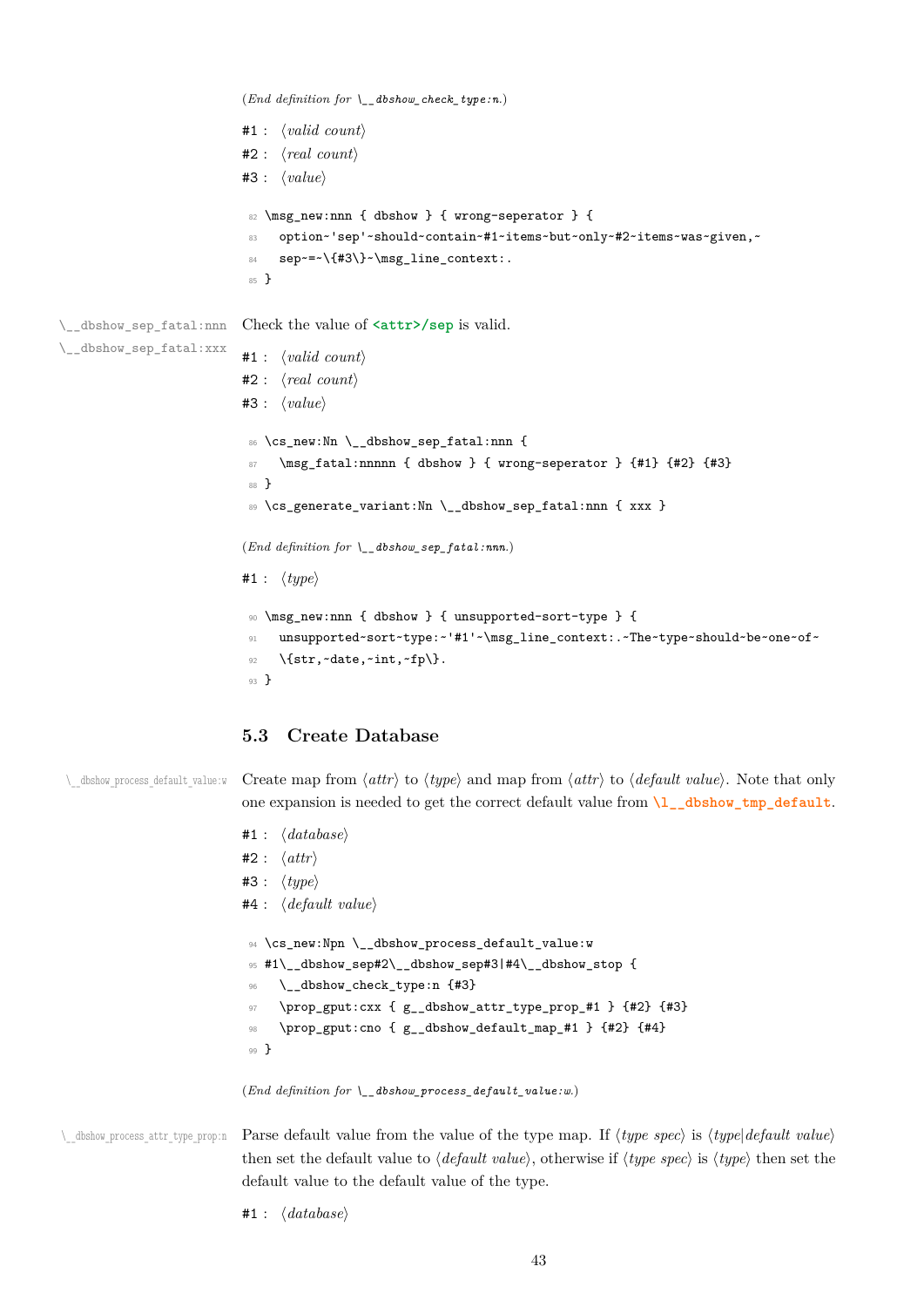(*End definition for* `\__dbshow_check_type:n`.)

#1 : ⟨*valid count*⟩
#2 : ⟨*real count*⟩
#3 : ⟨*value*⟩

```
82 \msg_new:nnn { dbshow } { wrong-seperator } {
83   option~'sep'~should~contain~#1~items~but~only~#2~items~was~given,~
84   sep~=~\{#3\}~\msg_line_context:.
85 }
```

`\__dbshow_sep_fatal:nnn`
`\__dbshow_sep_fatal:xxx`

Check the value of **`<attr>/sep`** is valid.

#1 : ⟨*valid count*⟩
#2 : ⟨*real count*⟩
#3 : ⟨*value*⟩

```
86 \cs_new:Nn \__dbshow_sep_fatal:nnn {
87   \msg_fatal:nnnnn { dbshow } { wrong-seperator } {#1} {#2} {#3}
88 }
89 \cs_generate_variant:Nn \__dbshow_sep_fatal:nnn { xxx }
```

(*End definition for* `\__dbshow_sep_fatal:nnn`.)

#1 : ⟨*type*⟩

```
90 \msg_new:nnn { dbshow } { unsupported-sort-type } {
91   unsupported~sort~type:~'#1'~\msg_line_context:.~The~type~should~be~one~of~
92   \{str,~date,~int,~fp\}.
93 }
```

### 5.3 Create Database

`\__dbshow_process_default_value:w`

Create map from ⟨*attr*⟩ to ⟨*type*⟩ and map from ⟨*attr*⟩ to ⟨*default value*⟩. Note that only one expansion is needed to get the correct default value from **`\l__dbshow_tmp_default`**.

#1 : ⟨*database*⟩
#2 : ⟨*attr*⟩
#3 : ⟨*type*⟩
#4 : ⟨*default value*⟩

```
94 \cs_new:Npn \__dbshow_process_default_value:w
95 #1\__dbshow_sep#2\__dbshow_sep#3|#4\__dbshow_stop {
96   \__dbshow_check_type:n {#3}
97   \prop_gput:cxx { g__dbshow_attr_type_prop_#1 } {#2} {#3}
98   \prop_gput:cno { g__dbshow_default_map_#1 } {#2} {#4}
99 }
```

(*End definition for* `\__dbshow_process_default_value:w`.)

`\__dbshow_process_attr_type_prop:n`

Parse default value from the value of the type map. If ⟨*type spec*⟩ is ⟨*type*|*default value*⟩ then set the default value to ⟨*default value*⟩, otherwise if ⟨*type spec*⟩ is ⟨*type*⟩ then set the default value to the default value of the type.

#1 : ⟨*database*⟩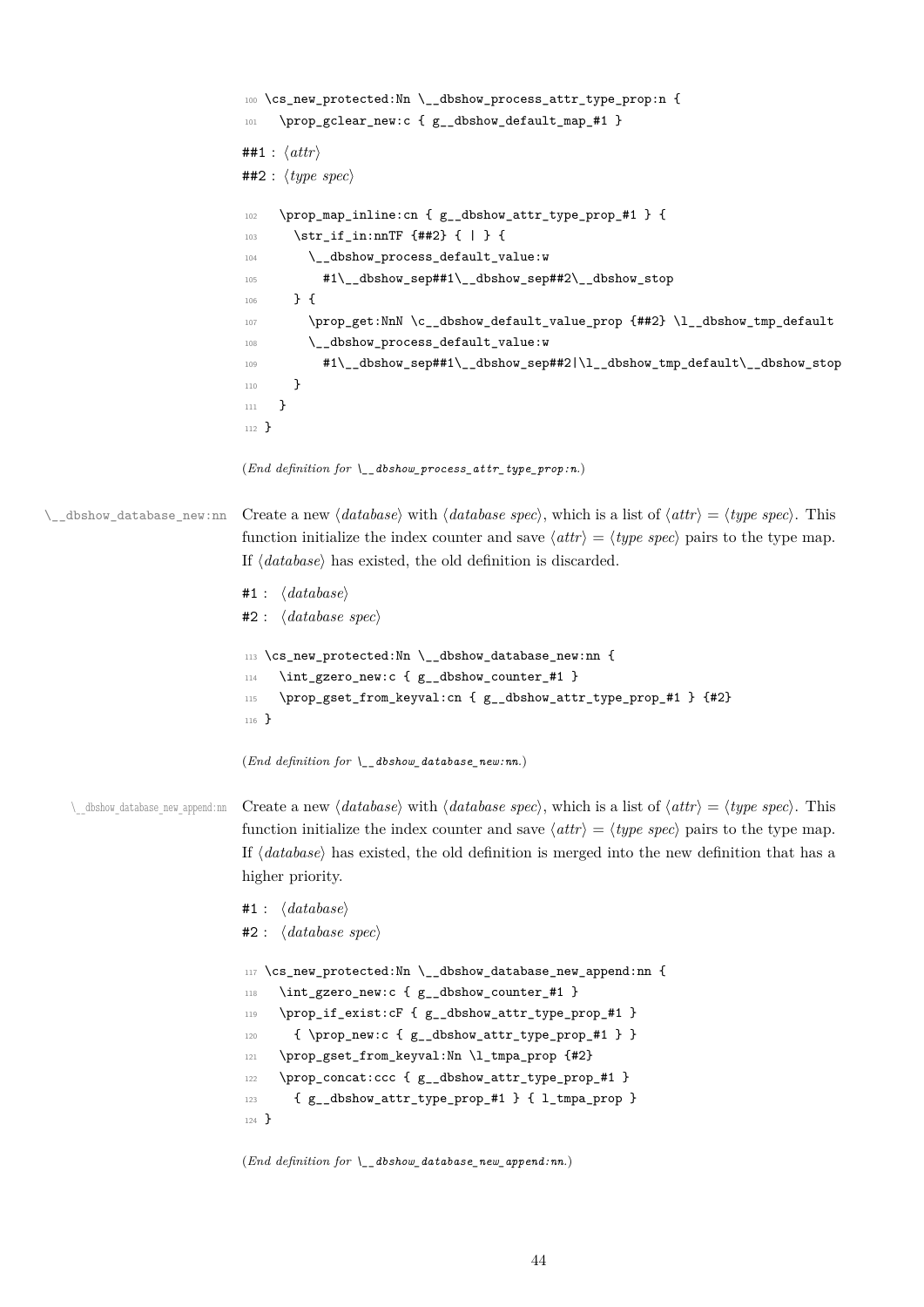```
100 \cs_new_protected:Nn \__dbshow_process_attr_type_prop:n {
101   \prop_gclear_new:c { g__dbshow_default_map_#1 }
```

##1 : ⟨*attr*⟩

##2 : ⟨*type spec*⟩

```
102   \prop_map_inline:cn { g__dbshow_attr_type_prop_#1 } {
103     \str_if_in:nnTF {##2} { | } {
104       \__dbshow_process_default_value:w
105         #1\__dbshow_sep##1\__dbshow_sep##2\__dbshow_stop
106     } {
107       \prop_get:NnN \c__dbshow_default_value_prop {##2} \l__dbshow_tmp_default
108       \__dbshow_process_default_value:w
109         #1\__dbshow_sep##1\__dbshow_sep##2|\l__dbshow_tmp_default\__dbshow_stop
110     }
111   }
112 }
```

(*End definition for* `\__dbshow_process_attr_type_prop:n`.)

`\__dbshow_database_new:nn`

Create a new ⟨*database*⟩ with ⟨*database spec*⟩, which is a list of ⟨*attr*⟩ = ⟨*type spec*⟩. This function initialize the index counter and save ⟨*attr*⟩ = ⟨*type spec*⟩ pairs to the type map. If ⟨*database*⟩ has existed, the old definition is discarded.

#1 : ⟨*database*⟩

#2 : ⟨*database spec*⟩

```
113 \cs_new_protected:Nn \__dbshow_database_new:nn {
114   \int_gzero_new:c { g__dbshow_counter_#1 }
115   \prop_gset_from_keyval:cn { g__dbshow_attr_type_prop_#1 } {#2}
116 }
```

(*End definition for* `\__dbshow_database_new:nn`.)

`\__dbshow_database_new_append:nn`

Create a new ⟨*database*⟩ with ⟨*database spec*⟩, which is a list of ⟨*attr*⟩ = ⟨*type spec*⟩. This function initialize the index counter and save ⟨*attr*⟩ = ⟨*type spec*⟩ pairs to the type map. If ⟨*database*⟩ has existed, the old definition is merged into the new definition that has a higher priority.

#1 : ⟨*database*⟩

#2 : ⟨*database spec*⟩

```
117 \cs_new_protected:Nn \__dbshow_database_new_append:nn {
118   \int_gzero_new:c { g__dbshow_counter_#1 }
119   \prop_if_exist:cF { g__dbshow_attr_type_prop_#1 }
120     { \prop_new:c { g__dbshow_attr_type_prop_#1 } }
121   \prop_gset_from_keyval:Nn \l_tmpa_prop {#2}
122   \prop_concat:ccc { g__dbshow_attr_type_prop_#1 }
123     { g__dbshow_attr_type_prop_#1 } { l_tmpa_prop }
124 }
```

(*End definition for* `\__dbshow_database_new_append:nn`.)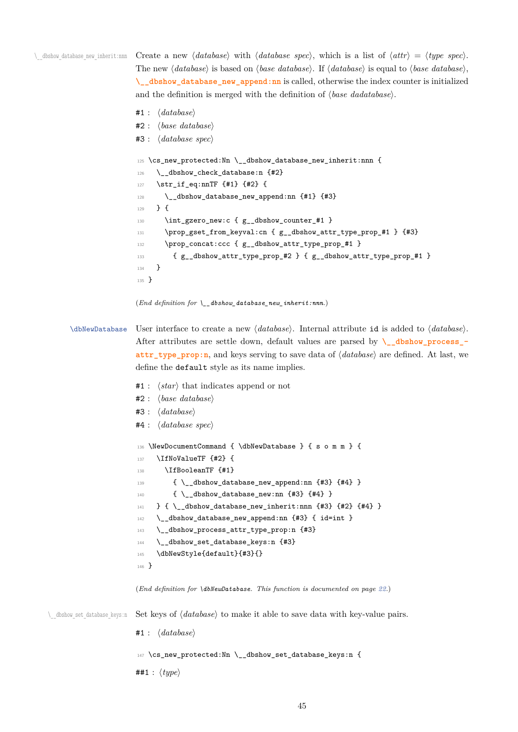`\__dbshow_database_new_inherit:nnn` Create a new ⟨*database*⟩ with ⟨*database spec*⟩, which is a list of ⟨*attr*⟩ = ⟨*type spec*⟩. The new ⟨*database*⟩ is based on ⟨*base database*⟩. If ⟨*database*⟩ is equal to ⟨*base database*⟩, **`\__dbshow_database_new_append:nn`** is called, otherwise the index counter is initialized and the definition is merged with the definition of ⟨*base dadatabase*⟩.

#1 : ⟨*database*⟩
#2 : ⟨*base database*⟩
#3 : ⟨*database spec*⟩

```
125 \cs_new_protected:Nn \__dbshow_database_new_inherit:nnn {
126   \__dbshow_check_database:n {#2}
127   \str_if_eq:nnTF {#1} {#2} {
128     \__dbshow_database_new_append:nn {#1} {#3}
129   } {
130     \int_gzero_new:c { g__dbshow_counter_#1 }
131     \prop_gset_from_keyval:cn { g__dbshow_attr_type_prop_#1 } {#3}
132     \prop_concat:ccc { g__dbshow_attr_type_prop_#1 }
133       { g__dbshow_attr_type_prop_#2 } { g__dbshow_attr_type_prop_#1 }
134   }
135 }
```

(*End definition for* `\__dbshow_database_new_inherit:nnn`.)

`\dbNewDatabase` User interface to create a new ⟨*database*⟩. Internal attribute `id` is added to ⟨*database*⟩. After attributes are settle down, default values are parsed by **`\__dbshow_process_attr_type_prop:n`**, and keys serving to save data of ⟨*database*⟩ are defined. At last, we define the `default` style as its name implies.

#1 : ⟨*star*⟩ that indicates append or not
#2 : ⟨*base database*⟩
#3 : ⟨*database*⟩
#4 : ⟨*database spec*⟩

```
136 \NewDocumentCommand { \dbNewDatabase } { s o m m } {
137   \IfNoValueTF {#2} {
138     \IfBooleanTF {#1}
139       { \__dbshow_database_new_append:nn {#3} {#4} }
140       { \__dbshow_database_new:nn {#3} {#4} }
141   } { \__dbshow_database_new_inherit:nnn {#3} {#2} {#4} }
142   \__dbshow_database_new_append:nn {#3} { id=int }
143   \__dbshow_process_attr_type_prop:n {#3}
144   \__dbshow_set_database_keys:n {#3}
145   \dbNewStyle{default}{#3}{}
146 }
```

(*End definition for* `\dbNewDatabase`. *This function is documented on page 22.*)

`\__dbshow_set_database_keys:n` Set keys of ⟨*database*⟩ to make it able to save data with key-value pairs.

#1 : ⟨*database*⟩

```
147 \cs_new_protected:Nn \__dbshow_set_database_keys:n {
```

##1 : ⟨*type*⟩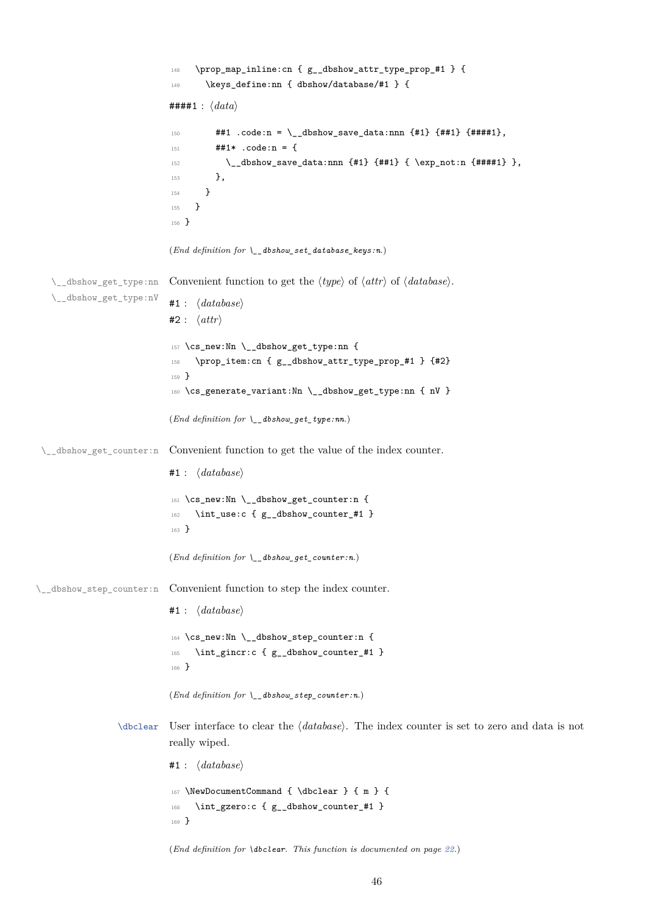```
148   \prop_map_inline:cn { g__dbshow_attr_type_prop_#1 } {
149     \keys_define:nn { dbshow/database/#1 } {
```

####1 : ⟨*data*⟩

```
150       ##1 .code:n = \__dbshow_save_data:nnn {#1} {##1} {####1},
151       ##1* .code:n = {
152         \__dbshow_save_data:nnn {#1} {##1} { \exp_not:n {####1} },
153       },
154     }
155   }
156 }
```

(*End definition for* `\__dbshow_set_database_keys:n`.)

`\__dbshow_get_type:nn`
`\__dbshow_get_type:nV`

Convenient function to get the ⟨*type*⟩ of ⟨*attr*⟩ of ⟨*database*⟩.

#1 : ⟨*database*⟩
#2 : ⟨*attr*⟩

```
157 \cs_new:Nn \__dbshow_get_type:nn {
158   \prop_item:cn { g__dbshow_attr_type_prop_#1 } {#2}
159 }
160 \cs_generate_variant:Nn \__dbshow_get_type:nn { nV }
```

(*End definition for* `\__dbshow_get_type:nn`.)

`\__dbshow_get_counter:n`

Convenient function to get the value of the index counter.

#1 : ⟨*database*⟩

```
161 \cs_new:Nn \__dbshow_get_counter:n {
162   \int_use:c { g__dbshow_counter_#1 }
163 }
```

(*End definition for* `\__dbshow_get_counter:n`.)

`\__dbshow_step_counter:n`

Convenient function to step the index counter.

#1 : ⟨*database*⟩

```
164 \cs_new:Nn \__dbshow_step_counter:n {
165   \int_gincr:c { g__dbshow_counter_#1 }
166 }
```

(*End definition for* `\__dbshow_step_counter:n`.)

`\dbclear`

User interface to clear the ⟨*database*⟩. The index counter is set to zero and data is not really wiped.

#1 : ⟨*database*⟩

```
167 \NewDocumentCommand { \dbclear } { m } {
168   \int_gzero:c { g__dbshow_counter_#1 }
169 }
```

(*End definition for* `\dbclear`. *This function is documented on page 22*.)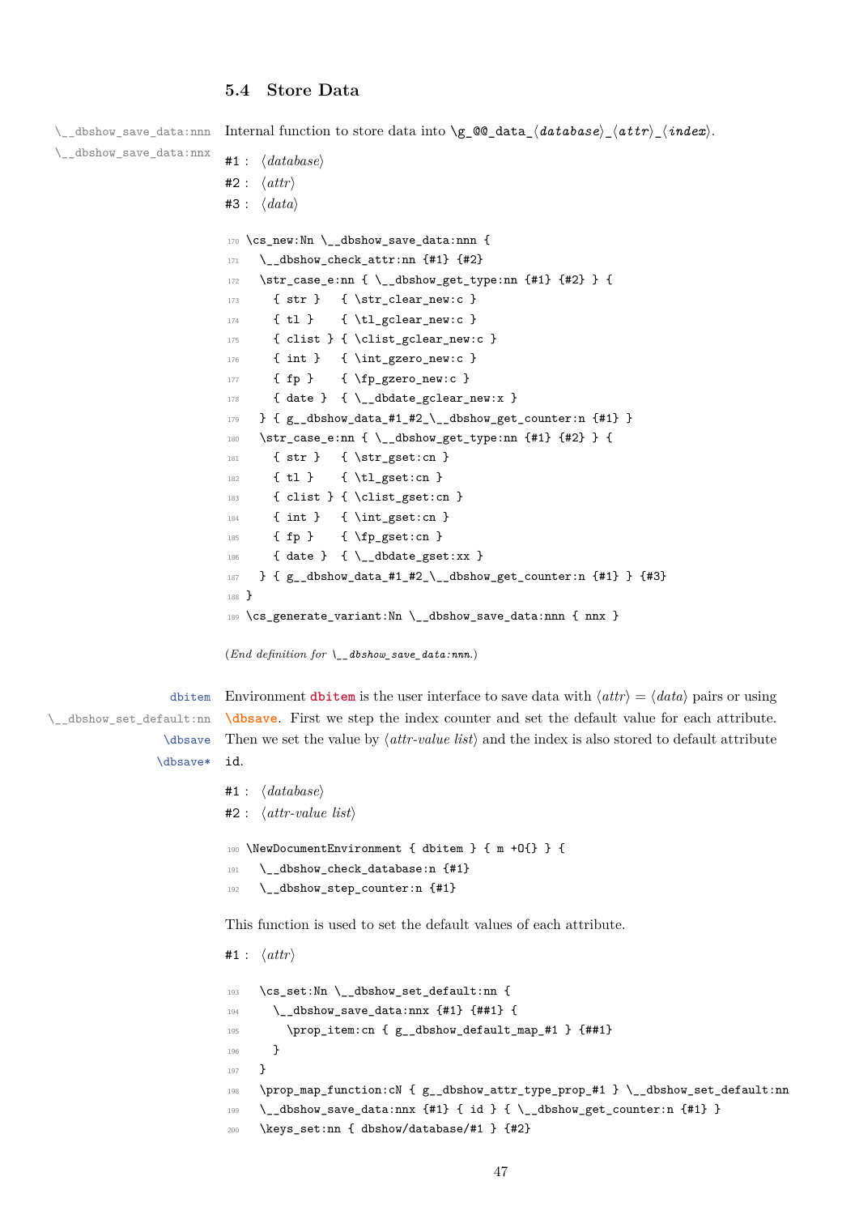### 5.4 Store Data

`\__dbshow_save_data:nnn`
`\__dbshow_save_data:nnx`

Internal function to store data into `\g_@@_data_`⟨*database*⟩`_`⟨*attr*⟩`_`⟨*index*⟩.

#1 : ⟨*database*⟩
#2 : ⟨*attr*⟩
#3 : ⟨*data*⟩

```
170 \cs_new:Nn \__dbshow_save_data:nnn {
171   \__dbshow_check_attr:nn {#1} {#2}
172   \str_case_e:nn { \__dbshow_get_type:nn {#1} {#2} } {
173     { str }   { \str_clear_new:c }
174     { tl }    { \tl_gclear_new:c }
175     { clist } { \clist_gclear_new:c }
176     { int }   { \int_gzero_new:c }
177     { fp }    { \fp_gzero_new:c }
178     { date }  { \__dbdate_gclear_new:x }
179   } { g__dbshow_data_#1_#2_\__dbshow_get_counter:n {#1} }
180   \str_case_e:nn { \__dbshow_get_type:nn {#1} {#2} } {
181     { str }   { \str_gset:cn }
182     { tl }    { \tl_gset:cn }
183     { clist } { \clist_gset:cn }
184     { int }   { \int_gset:cn }
185     { fp }    { \fp_gset:cn }
186     { date }  { \__dbdate_gset:xx }
187   } { g__dbshow_data_#1_#2_\__dbshow_get_counter:n {#1} } {#3}
188 }
189 \cs_generate_variant:Nn \__dbshow_save_data:nnn { nnx }
```

(*End definition for* `\__dbshow_save_data:nnn`.)

`dbitem`
`\__dbshow_set_default:nn`
`\dbsave`
`\dbsave*`

Environment **dbitem** is the user interface to save data with ⟨*attr*⟩ = ⟨*data*⟩ pairs or using `\dbsave`. First we step the index counter and set the default value for each attribute. Then we set the value by ⟨*attr-value list*⟩ and the index is also stored to default attribute id.

#1 : ⟨*database*⟩
#2 : ⟨*attr-value list*⟩

```
190 \NewDocumentEnvironment { dbitem } { m +O{} } {
191   \__dbshow_check_database:n {#1}
192   \__dbshow_step_counter:n {#1}
```

This function is used to set the default values of each attribute.

#1 : ⟨*attr*⟩

```
193   \cs_set:Nn \__dbshow_set_default:nn {
194     \__dbshow_save_data:nnx {#1} {##1} {
195       \prop_item:cn { g__dbshow_default_map_#1 } {##1}
196     }
197   }
198   \prop_map_function:cN { g__dbshow_attr_type_prop_#1 } \__dbshow_set_default:nn
199   \__dbshow_save_data:nnx {#1} { id } { \__dbshow_get_counter:n {#1} }
200   \keys_set:nn { dbshow/database/#1 } {#2}
```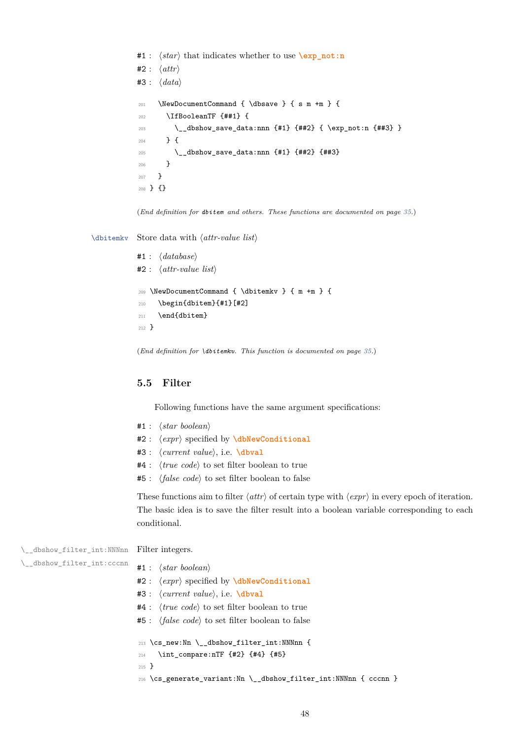#1 : ⟨*star*⟩ that indicates whether to use **\exp_not:n**

#2 : ⟨*attr*⟩

#3 : ⟨*data*⟩

```
201   \NewDocumentCommand { \dbsave } { s m +m } {
202     \IfBooleanTF {##1} {
203       \__dbshow_save_data:nnn {#1} {##2} { \exp_not:n {##3} }
204     } {
205       \__dbshow_save_data:nnn {#1} {##2} {##3}
206     }
207   }
208 } {}
```

(*End definition for* dbitem *and others. These functions are documented on page 35.*)

\dbitemkv Store data with ⟨*attr-value list*⟩

#1 : ⟨*database*⟩

#2 : ⟨*attr-value list*⟩

```
209 \NewDocumentCommand { \dbitemkv } { m +m } {
210   \begin{dbitem}{#1}[#2]
211   \end{dbitem}
212 }
```

(*End definition for* \dbitemkv*. This function is documented on page 35.*)

## 5.5 Filter

Following functions have the same argument specifications:

#1 : ⟨*star boolean*⟩

#2 : ⟨*expr*⟩ specified by **\dbNewConditional**

#3 : ⟨*current value*⟩, i.e. **\dbval**

#4 : ⟨*true code*⟩ to set filter boolean to true

#5 : ⟨*false code*⟩ to set filter boolean to false

These functions aim to filter ⟨*attr*⟩ of certain type with ⟨*expr*⟩ in every epoch of iteration. The basic idea is to save the filter result into a boolean variable corresponding to each conditional.

\__dbshow_filter_int:NNNnn
\__dbshow_filter_int:cccnn

Filter integers.

#1 : ⟨*star boolean*⟩

#2 : ⟨*expr*⟩ specified by **\dbNewConditional**

#3 : ⟨*current value*⟩, i.e. **\dbval**

#4 : ⟨*true code*⟩ to set filter boolean to true

#5 : ⟨*false code*⟩ to set filter boolean to false

```
213 \cs_new:Nn \__dbshow_filter_int:NNNnn {
214   \int_compare:nTF {#2} {#4} {#5}
215 }
216 \cs_generate_variant:Nn \__dbshow_filter_int:NNNnn { cccnn }
```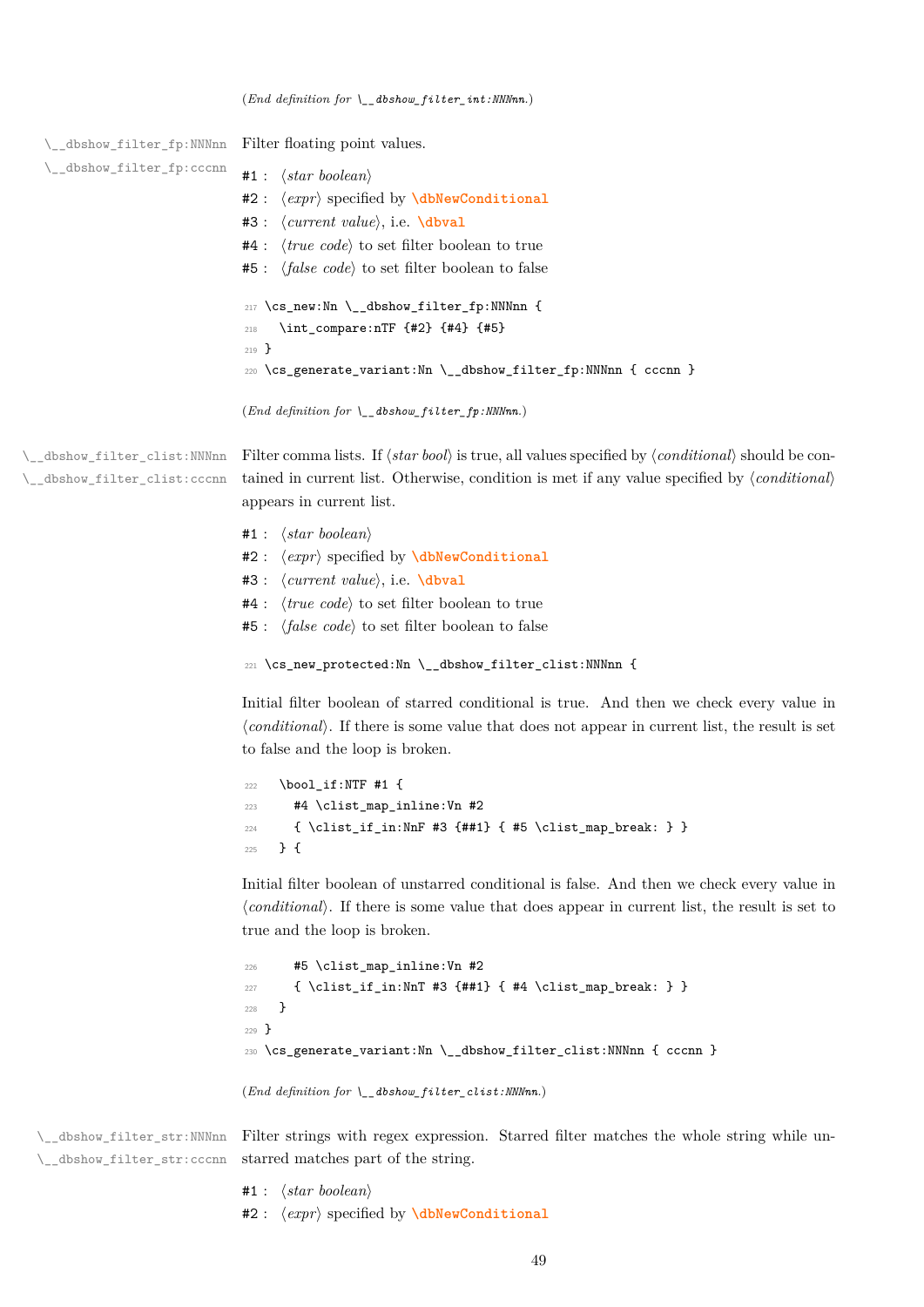(*End definition for* `\__dbshow_filter_int:NNNnn`.)

`\__dbshow_filter_fp:NNNnn`
`\__dbshow_filter_fp:cccnn`

Filter floating point values.

#1 : ⟨*star boolean*⟩
#2 : ⟨*expr*⟩ specified by **\dbNewConditional**
#3 : ⟨*current value*⟩, i.e. **\dbval**
#4 : ⟨*true code*⟩ to set filter boolean to true
#5 : ⟨*false code*⟩ to set filter boolean to false

```
217 \cs_new:Nn \__dbshow_filter_fp:NNNnn {
218   \int_compare:nTF {#2} {#4} {#5}
219 }
220 \cs_generate_variant:Nn \__dbshow_filter_fp:NNNnn { cccnn }
```

(*End definition for* `\__dbshow_filter_fp:NNNnn`.)

`\__dbshow_filter_clist:NNNnn`
`\__dbshow_filter_clist:cccnn`

Filter comma lists. If ⟨*star bool*⟩ is true, all values specified by ⟨*conditional*⟩ should be contained in current list. Otherwise, condition is met if any value specified by ⟨*conditional*⟩ appears in current list.

#1 : ⟨*star boolean*⟩
#2 : ⟨*expr*⟩ specified by **\dbNewConditional**
#3 : ⟨*current value*⟩, i.e. **\dbval**
#4 : ⟨*true code*⟩ to set filter boolean to true
#5 : ⟨*false code*⟩ to set filter boolean to false

```
221 \cs_new_protected:Nn \__dbshow_filter_clist:NNNnn {
```

Initial filter boolean of starred conditional is true. And then we check every value in ⟨*conditional*⟩. If there is some value that does not appear in current list, the result is set to false and the loop is broken.

```
222   \bool_if:NTF #1 {
223     #4 \clist_map_inline:Vn #2
224     { \clist_if_in:NnF #3 {##1} { #5 \clist_map_break: } }
225   } {
```

Initial filter boolean of unstarred conditional is false. And then we check every value in ⟨*conditional*⟩. If there is some value that does appear in current list, the result is set to true and the loop is broken.

```
226     #5 \clist_map_inline:Vn #2
227     { \clist_if_in:NnT #3 {##1} { #4 \clist_map_break: } }
228   }
229 }
230 \cs_generate_variant:Nn \__dbshow_filter_clist:NNNnn { cccnn }
```

(*End definition for* `\__dbshow_filter_clist:NNNnn`.)

`\__dbshow_filter_str:NNNnn`
`\__dbshow_filter_str:cccnn`

Filter strings with regex expression. Starred filter matches the whole string while unstarred matches part of the string.

#1 : ⟨*star boolean*⟩
#2 : ⟨*expr*⟩ specified by **\dbNewConditional**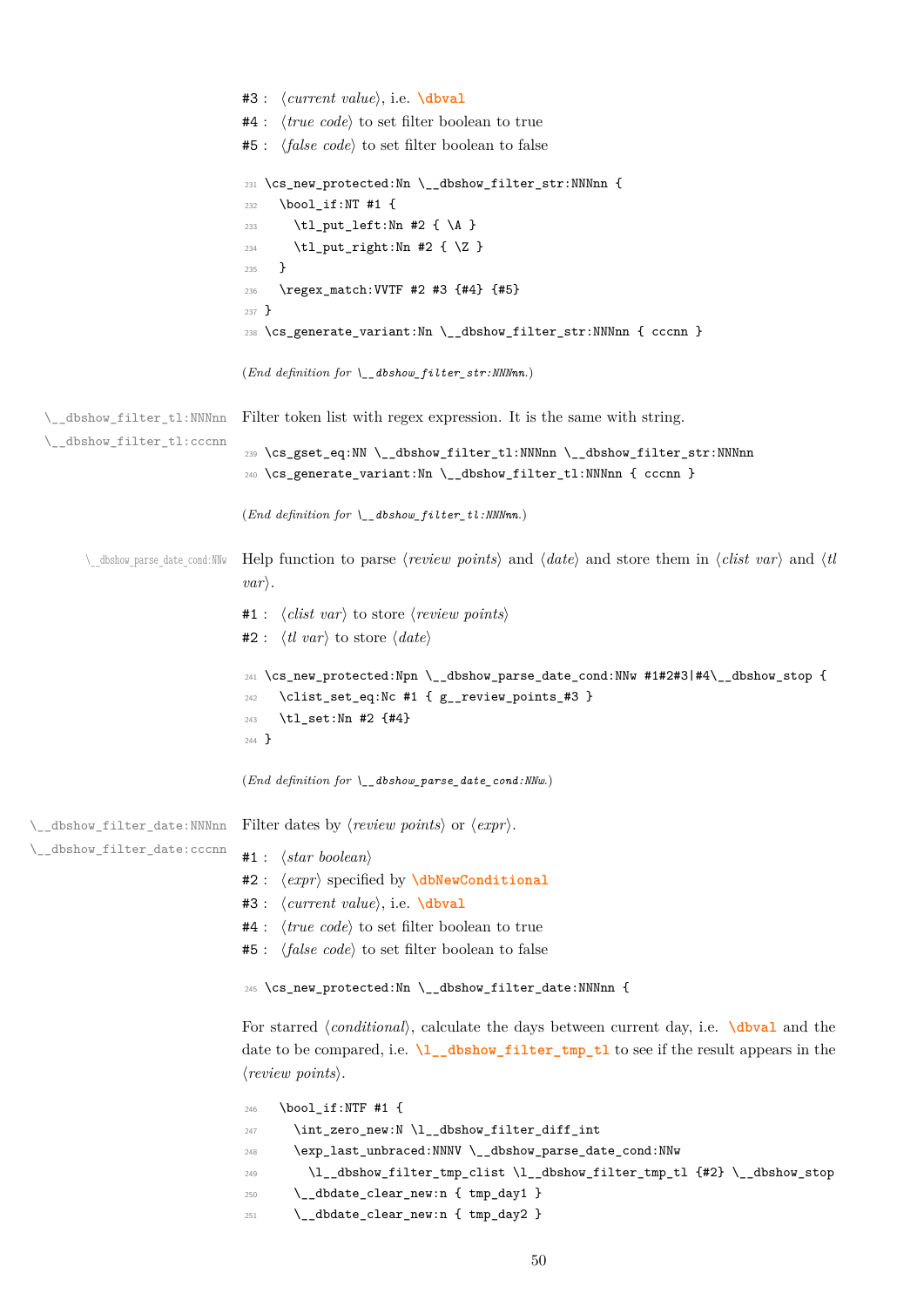#3 : ⟨*current value*⟩, i.e. \dbval

#4 : ⟨*true code*⟩ to set filter boolean to true

#5 : ⟨*false code*⟩ to set filter boolean to false

```
231 \cs_new_protected:Nn \__dbshow_filter_str:NNNnn {
232   \bool_if:NT #1 {
233     \tl_put_left:Nn #2 { \A }
234     \tl_put_right:Nn #2 { \Z }
235   }
236   \regex_match:VVTF #2 #3 {#4} {#5}
237 }
238 \cs_generate_variant:Nn \__dbshow_filter_str:NNNnn { cccnn }
```

(*End definition for* \__dbshow_filter_str:NNNnn.)

\__dbshow_filter_tl:NNNnn
\__dbshow_filter_tl:cccnn

Filter token list with regex expression. It is the same with string.

```
239 \cs_gset_eq:NN \__dbshow_filter_tl:NNNnn \__dbshow_filter_str:NNNnn
240 \cs_generate_variant:Nn \__dbshow_filter_tl:NNNnn { cccnn }
```

(*End definition for* \__dbshow_filter_tl:NNNnn.)

\__dbshow_parse_date_cond:NNw

Help function to parse ⟨*review points*⟩ and ⟨*date*⟩ and store them in ⟨*clist var*⟩ and ⟨*tl var*⟩.

#1 : ⟨*clist var*⟩ to store ⟨*review points*⟩

#2 : ⟨*tl var*⟩ to store ⟨*date*⟩

```
241 \cs_new_protected:Npn \__dbshow_parse_date_cond:NNw #1#2#3|#4\__dbshow_stop {
242   \clist_set_eq:Nc #1 { g__review_points_#3 }
243   \tl_set:Nn #2 {#4}
244 }
```

(*End definition for* \__dbshow_parse_date_cond:NNw.)

\__dbshow_filter_date:NNNnn
\__dbshow_filter_date:cccnn

Filter dates by ⟨*review points*⟩ or ⟨*expr*⟩.

#1 : ⟨*star boolean*⟩

#2 : ⟨*expr*⟩ specified by \dbNewConditional

#3 : ⟨*current value*⟩, i.e. \dbval

#4 : ⟨*true code*⟩ to set filter boolean to true

#5 : ⟨*false code*⟩ to set filter boolean to false

```
245 \cs_new_protected:Nn \__dbshow_filter_date:NNNnn {
```

For starred ⟨*conditional*⟩, calculate the days between current day, i.e. \dbval and the date to be compared, i.e. \l__dbshow_filter_tmp_tl to see if the result appears in the ⟨*review points*⟩.

```
246   \bool_if:NTF #1 {
247     \int_zero_new:N \l__dbshow_filter_diff_int
248     \exp_last_unbraced:NNNV \__dbshow_parse_date_cond:NNw
249       \l__dbshow_filter_tmp_clist \l__dbshow_filter_tmp_tl {#2} \__dbshow_stop
250     \__dbdate_clear_new:n { tmp_day1 }
251     \__dbdate_clear_new:n { tmp_day2 }
```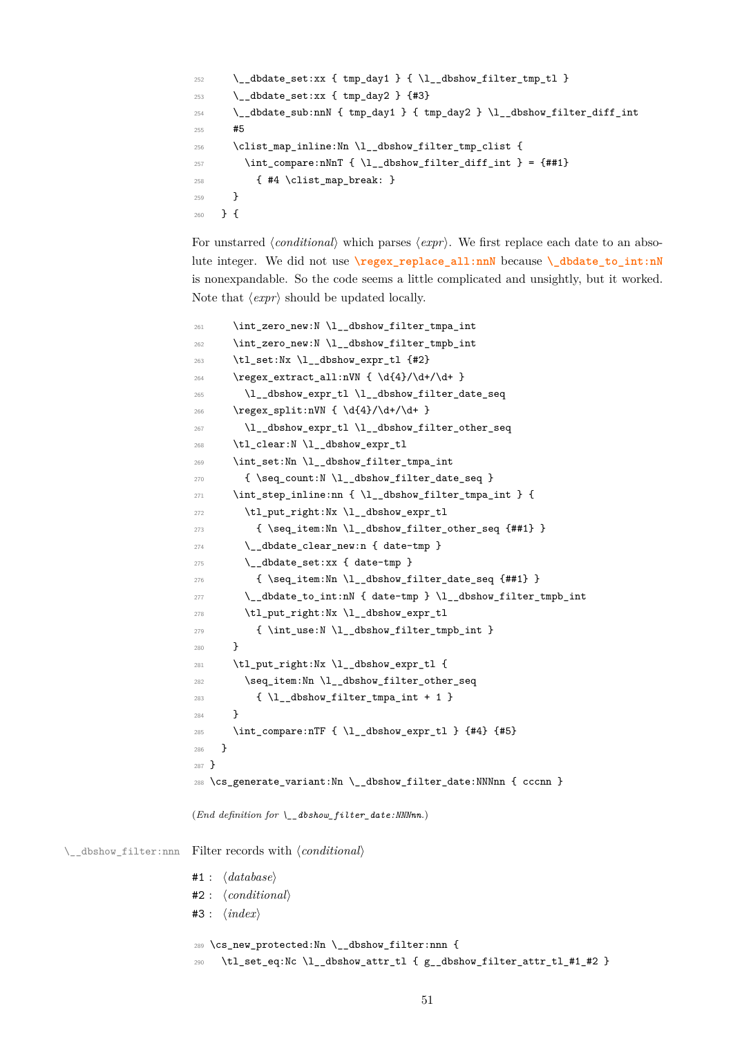```
252     \__dbdate_set:xx { tmp_day1 } { \l__dbshow_filter_tmp_tl }
253     \__dbdate_set:xx { tmp_day2 } {#3}
254     \__dbdate_sub:nnN { tmp_day1 } { tmp_day2 } \l__dbshow_filter_diff_int
255     #5
256     \clist_map_inline:Nn \l__dbshow_filter_tmp_clist {
257       \int_compare:nNnT { \l__dbshow_filter_diff_int } = {##1}
258         { #4 \clist_map_break: }
259     }
260   } {
```

For unstarred ⟨*conditional*⟩ which parses ⟨*expr*⟩. We first replace each date to an absolute integer. We did not use `\regex_replace_all:nnN` because `\__dbdate_to_int:nN` is nonexpandable. So the code seems a little complicated and unsightly, but it worked. Note that ⟨*expr*⟩ should be updated locally.

```
261     \int_zero_new:N \l__dbshow_filter_tmpa_int
262     \int_zero_new:N \l__dbshow_filter_tmpb_int
263     \tl_set:Nx \l__dbshow_expr_tl {#2}
264     \regex_extract_all:nVN { \d{4}/\d+/\d+ }
265       \l__dbshow_expr_tl \l__dbshow_filter_date_seq
266     \regex_split:nVN { \d{4}/\d+/\d+ }
267       \l__dbshow_expr_tl \l__dbshow_filter_other_seq
268     \tl_clear:N \l__dbshow_expr_tl
269     \int_set:Nn \l__dbshow_filter_tmpa_int
270       { \seq_count:N \l__dbshow_filter_date_seq }
271     \int_step_inline:nn { \l__dbshow_filter_tmpa_int } {
272       \tl_put_right:Nx \l__dbshow_expr_tl
273         { \seq_item:Nn \l__dbshow_filter_other_seq {##1} }
274       \__dbdate_clear_new:n { date-tmp }
275       \__dbdate_set:xx { date-tmp }
276         { \seq_item:Nn \l__dbshow_filter_date_seq {##1} }
277       \__dbdate_to_int:nN { date-tmp } \l__dbshow_filter_tmpb_int
278       \tl_put_right:Nx \l__dbshow_expr_tl
279         { \int_use:N \l__dbshow_filter_tmpb_int }
280     }
281     \tl_put_right:Nx \l__dbshow_expr_tl {
282       \seq_item:Nn \l__dbshow_filter_other_seq
283         { \l__dbshow_filter_tmpa_int + 1 }
284     }
285     \int_compare:nTF { \l__dbshow_expr_tl } {#4} {#5}
286   }
287 }
288 \cs_generate_variant:Nn \__dbshow_filter_date:NNNnn { cccnn }
```

(*End definition for* `\__dbshow_filter_date:NNNnn`.)

`\__dbshow_filter:nnn` Filter records with ⟨*conditional*⟩

#1 : ⟨*database*⟩

#2 : ⟨*conditional*⟩

#3 : ⟨*index*⟩

```
289 \cs_new_protected:Nn \__dbshow_filter:nnn {
290   \tl_set_eq:Nc \l__dbshow_attr_tl { g__dbshow_filter_attr_tl_#1_#2 }
```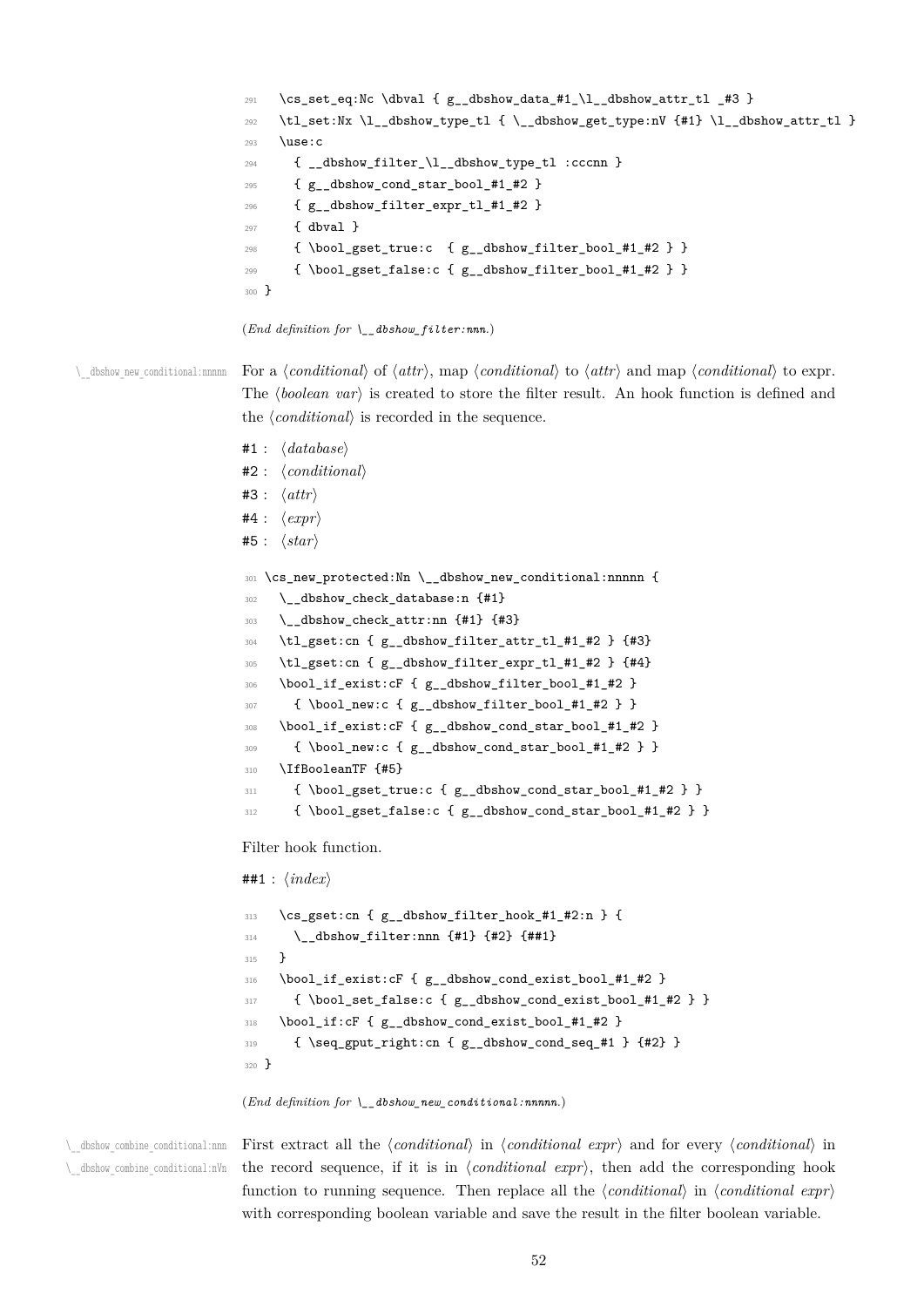```
291   \cs_set_eq:Nc \dbval { g__dbshow_data_#1_\l__dbshow_attr_tl _#3 }
292   \tl_set:Nx \l__dbshow_type_tl { \__dbshow_get_type:nV {#1} \l__dbshow_attr_tl }
293   \use:c
294     { __dbshow_filter_\l__dbshow_type_tl :cccnn }
295     { g__dbshow_cond_star_bool_#1_#2 }
296     { g__dbshow_filter_expr_tl_#1_#2 }
297     { dbval }
298     { \bool_gset_true:c  { g__dbshow_filter_bool_#1_#2 } }
299     { \bool_gset_false:c { g__dbshow_filter_bool_#1_#2 } }
300 }
```

(*End definition for `\__dbshow_filter:nnn`.*)

`\__dbshow_new_conditional:nnnnn`

For a ⟨*conditional*⟩ of ⟨*attr*⟩, map ⟨*conditional*⟩ to ⟨*attr*⟩ and map ⟨*conditional*⟩ to expr. The ⟨*boolean var*⟩ is created to store the filter result. An hook function is defined and the ⟨*conditional*⟩ is recorded in the sequence.

#1 : ⟨*database*⟩
#2 : ⟨*conditional*⟩
#3 : ⟨*attr*⟩
#4 : ⟨*expr*⟩
#5 : ⟨*star*⟩

```
301 \cs_new_protected:Nn \__dbshow_new_conditional:nnnnn {
302   \__dbshow_check_database:n {#1}
303   \__dbshow_check_attr:nn {#1} {#3}
304   \tl_gset:cn { g__dbshow_filter_attr_tl_#1_#2 } {#3}
305   \tl_gset:cn { g__dbshow_filter_expr_tl_#1_#2 } {#4}
306   \bool_if_exist:cF { g__dbshow_filter_bool_#1_#2 }
307     { \bool_new:c { g__dbshow_filter_bool_#1_#2 } }
308   \bool_if_exist:cF { g__dbshow_cond_star_bool_#1_#2 }
309     { \bool_new:c { g__dbshow_cond_star_bool_#1_#2 } }
310   \IfBooleanTF {#5}
311     { \bool_gset_true:c { g__dbshow_cond_star_bool_#1_#2 } }
312     { \bool_gset_false:c { g__dbshow_cond_star_bool_#1_#2 } }
```

Filter hook function.

##1 : ⟨*index*⟩

```
313   \cs_gset:cn { g__dbshow_filter_hook_#1_#2:n } {
314     \__dbshow_filter:nnn {#1} {#2} {##1}
315   }
316   \bool_if_exist:cF { g__dbshow_cond_exist_bool_#1_#2 }
317     { \bool_set_false:c { g__dbshow_cond_exist_bool_#1_#2 } }
318   \bool_if:cF { g__dbshow_cond_exist_bool_#1_#2 }
319     { \seq_gput_right:cn { g__dbshow_cond_seq_#1 } {#2} }
320 }
```

(*End definition for `\__dbshow_new_conditional:nnnnn`.*)

`\__dbshow_combine_conditional:nnn`
`\__dbshow_combine_conditional:nVn`

First extract all the ⟨*conditional*⟩ in ⟨*conditional expr*⟩ and for every ⟨*conditional*⟩ in the record sequence, if it is in ⟨*conditional expr*⟩, then add the corresponding hook function to running sequence. Then replace all the ⟨*conditional*⟩ in ⟨*conditional expr*⟩ with corresponding boolean variable and save the result in the filter boolean variable.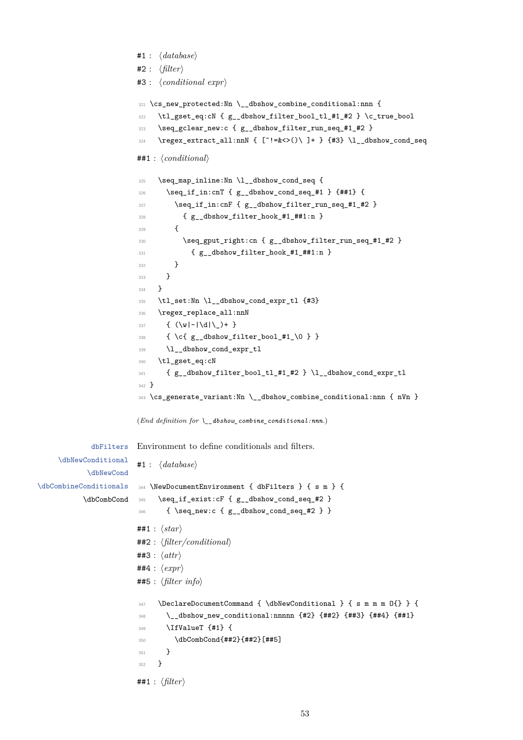#1 : ⟨*database*⟩
#2 : ⟨*filter*⟩
#3 : ⟨*conditional expr*⟩

```
321 \cs_new_protected:Nn \__dbshow_combine_conditional:nnn {
322   \tl_gset_eq:cN { g__dbshow_filter_bool_tl_#1_#2 } \c_true_bool
323   \seq_gclear_new:c { g__dbshow_filter_run_seq_#1_#2 }
324   \regex_extract_all:nnN { [^!=&<>()\ ]+ } {#3} \l__dbshow_cond_seq
```

##1 : ⟨*conditional*⟩

```
325   \seq_map_inline:Nn \l__dbshow_cond_seq {
326     \seq_if_in:cnT { g__dbshow_cond_seq_#1 } {##1} {
327       \seq_if_in:cnF { g__dbshow_filter_run_seq_#1_#2 }
328         { g__dbshow_filter_hook_#1_##1:n }
329       {
330         \seq_gput_right:cn { g__dbshow_filter_run_seq_#1_#2 }
331           { g__dbshow_filter_hook_#1_##1:n }
332       }
333     }
334   }
335   \tl_set:Nn \l__dbshow_cond_expr_tl {#3}
336   \regex_replace_all:nnN
337     { (\w|-|\d|\_)+ }
338     { \c{ g__dbshow_filter_bool_#1_\0 } }
339     \l__dbshow_cond_expr_tl
340   \tl_gset_eq:cN
341     { g__dbshow_filter_bool_tl_#1_#2 } \l__dbshow_cond_expr_tl
342 }
343 \cs_generate_variant:Nn \__dbshow_combine_conditional:nnn { nVn }
```

(*End definition for* `\__dbshow_combine_conditional:nnn`*.*)

dbFilters
\dbNewConditional
\dbNewCond
\dbCombineConditionals
\dbCombCond

Environment to define conditionals and filters.

#1 : ⟨*database*⟩

```
344 \NewDocumentEnvironment { dbFilters } { s m } {
345   \seq_if_exist:cF { g__dbshow_cond_seq_#2 }
346     { \seq_new:c { g__dbshow_cond_seq_#2 } }
```

##1 : ⟨*star*⟩
##2 : ⟨*filter/conditional*⟩
##3 : ⟨*attr*⟩
##4 : ⟨*expr*⟩
##5 : ⟨*filter info*⟩

```
347   \DeclareDocumentCommand { \dbNewConditional } { s m m m O{} } {
348     \__dbshow_new_conditional:nnnnn {#2} {##2} {##3} {##4} {##1}
349     \IfValueT {#1} {
350       \dbCombCond{##2}{##2}[##5]
351     }
352   }
```

##1 : ⟨*filter*⟩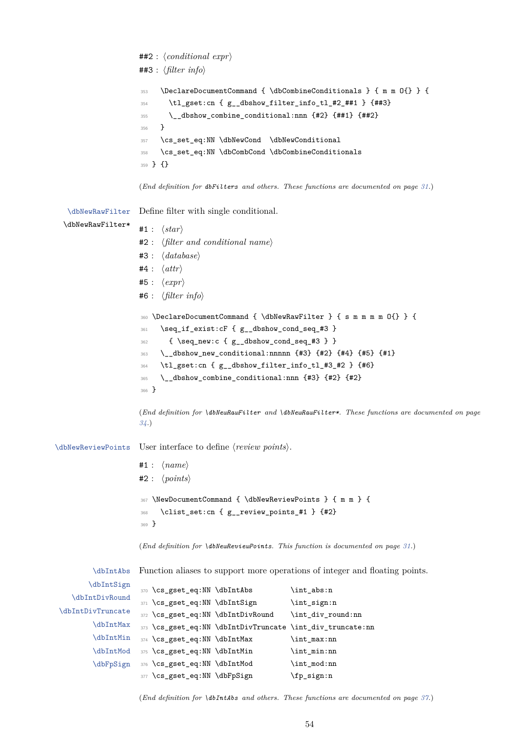##2 : ⟨*conditional expr*⟩

##3 : ⟨*filter info*⟩

```
353    \DeclareDocumentCommand { \dbCombineConditionals } { m m O{} } {
354      \tl_gset:cn { g__dbshow_filter_info_tl_#2_##1 } {##3}
355      \__dbshow_combine_conditional:nnn {#2} {##1} {##2}
356    }
357    \cs_set_eq:NN \dbNewCond  \dbNewConditional
358    \cs_set_eq:NN \dbCombCond \dbCombineConditionals
359  } {}
```

(*End definition for* `dbFilters` *and others. These functions are documented on page 31.*)

`\dbNewRawFilter`
`\dbNewRawFilter*`

Define filter with single conditional.

#1 : ⟨*star*⟩

#2 : ⟨*filter and conditional name*⟩

#3 : ⟨*database*⟩

#4 : ⟨*attr*⟩

#5 : ⟨*expr*⟩

#6 : ⟨*filter info*⟩

```
360  \DeclareDocumentCommand { \dbNewRawFilter } { s m m m m O{} } {
361    \seq_if_exist:cF { g__dbshow_cond_seq_#3 }
362      { \seq_new:c { g__dbshow_cond_seq_#3 } }
363    \__dbshow_new_conditional:nnnnn {#3} {#2} {#4} {#5} {#1}
364    \tl_gset:cn { g__dbshow_filter_info_tl_#3_#2 } {#6}
365    \__dbshow_combine_conditional:nnn {#3} {#2} {#2}
366  }
```

(*End definition for* `\dbNewRawFilter` *and* `\dbNewRawFilter*`*. These functions are documented on page 34.*)

`\dbNewReviewPoints`

User interface to define ⟨*review points*⟩.

#1 : ⟨*name*⟩

#2 : ⟨*points*⟩

```
367  \NewDocumentCommand { \dbNewReviewPoints } { m m } {
368    \clist_set:cn { g__review_points_#1 } {#2}
369  }
```

(*End definition for* `\dbNewReviewPoints`*. This function is documented on page 31.*)

`\dbIntAbs`
`\dbIntSign`
`\dbIntDivRound`
`\dbIntDivTruncate`
`\dbIntMax`
`\dbIntMin`
`\dbIntMod`
`\dbFpSign`

Function aliases to support more operations of integer and floating points.

```
370  \cs_gset_eq:NN \dbIntAbs         \int_abs:n
371  \cs_gset_eq:NN \dbIntSign        \int_sign:n
372  \cs_gset_eq:NN \dbIntDivRound    \int_div_round:nn
373  \cs_gset_eq:NN \dbIntDivTruncate \int_div_truncate:nn
374  \cs_gset_eq:NN \dbIntMax         \int_max:nn
375  \cs_gset_eq:NN \dbIntMin         \int_min:nn
376  \cs_gset_eq:NN \dbIntMod         \int_mod:nn
377  \cs_gset_eq:NN \dbFpSign         \fp_sign:n
```

(*End definition for* `\dbIntAbs` *and others. These functions are documented on page 37.*)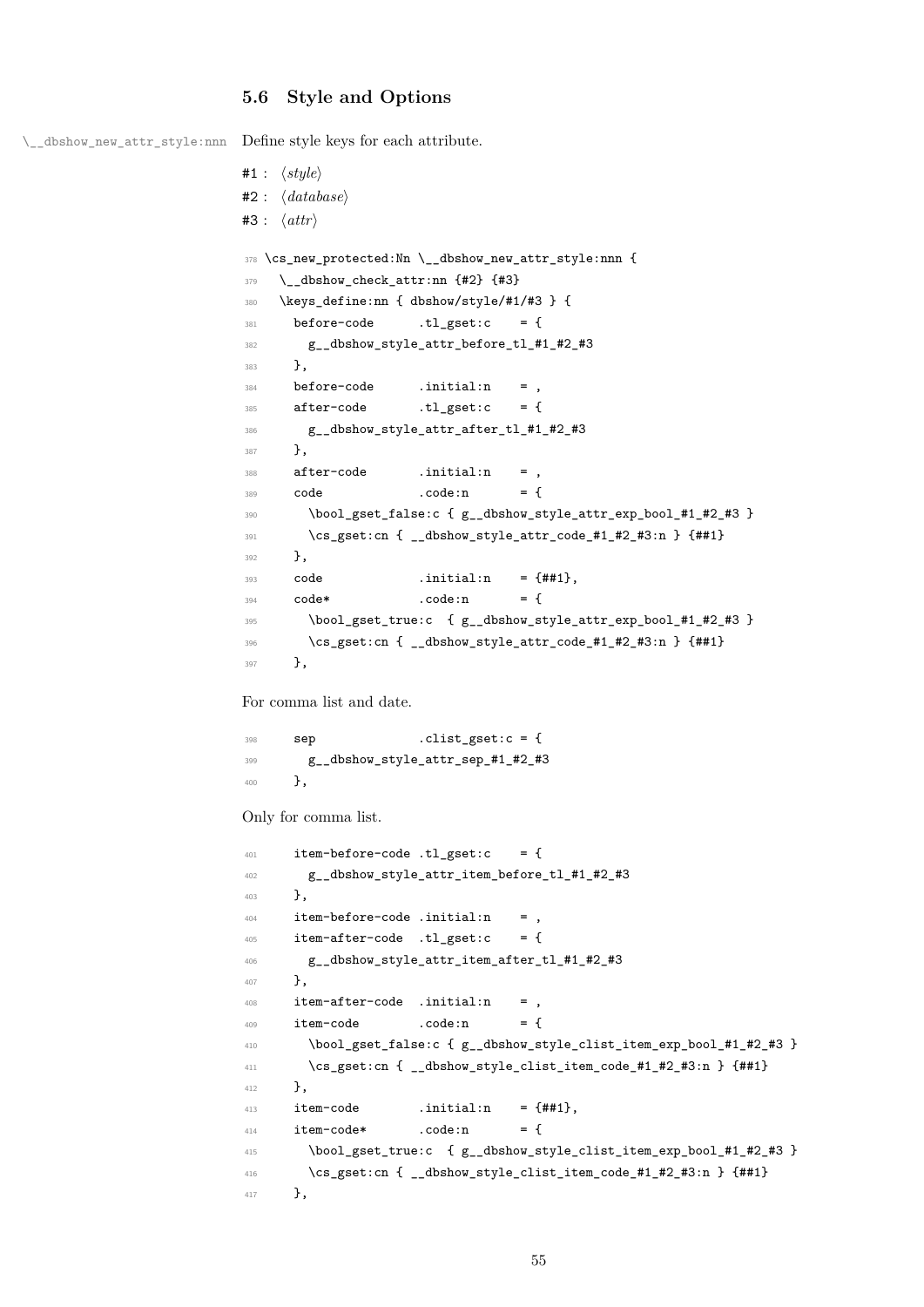### 5.6 Style and Options

\__dbshow_new_attr_style:nnn Define style keys for each attribute.

#1 : ⟨*style*⟩
#2 : ⟨*database*⟩
#3 : ⟨*attr*⟩

```
378 \cs_new_protected:Nn \__dbshow_new_attr_style:nnn {
379   \__dbshow_check_attr:nn {#2} {#3}
380   \keys_define:nn { dbshow/style/#1/#3 } {
381     before-code      .tl_gset:c    = {
382       g__dbshow_style_attr_before_tl_#1_#2_#3
383     },
384     before-code      .initial:n    = ,
385     after-code       .tl_gset:c    = {
386       g__dbshow_style_attr_after_tl_#1_#2_#3
387     },
388     after-code       .initial:n    = ,
389     code             .code:n       = {
390       \bool_gset_false:c { g__dbshow_style_attr_exp_bool_#1_#2_#3 }
391       \cs_gset:cn { __dbshow_style_attr_code_#1_#2_#3:n } {##1}
392     },
393     code             .initial:n    = {##1},
394     code*            .code:n       = {
395       \bool_gset_true:c  { g__dbshow_style_attr_exp_bool_#1_#2_#3 }
396       \cs_gset:cn { __dbshow_style_attr_code_#1_#2_#3:n } {##1}
397     },
```

For comma list and date.

```
398     sep              .clist_gset:c = {
399       g__dbshow_style_attr_sep_#1_#2_#3
400     },
```

Only for comma list.

```
401     item-before-code .tl_gset:c    = {
402       g__dbshow_style_attr_item_before_tl_#1_#2_#3
403     },
404     item-before-code .initial:n    = ,
405     item-after-code  .tl_gset:c    = {
406       g__dbshow_style_attr_item_after_tl_#1_#2_#3
407     },
408     item-after-code  .initial:n    = ,
409     item-code        .code:n       = {
410       \bool_gset_false:c { g__dbshow_style_clist_item_exp_bool_#1_#2_#3 }
411       \cs_gset:cn { __dbshow_style_clist_item_code_#1_#2_#3:n } {##1}
412     },
413     item-code        .initial:n    = {##1},
414     item-code*       .code:n       = {
415       \bool_gset_true:c  { g__dbshow_style_clist_item_exp_bool_#1_#2_#3 }
416       \cs_gset:cn { __dbshow_style_clist_item_code_#1_#2_#3:n } {##1}
417     },
```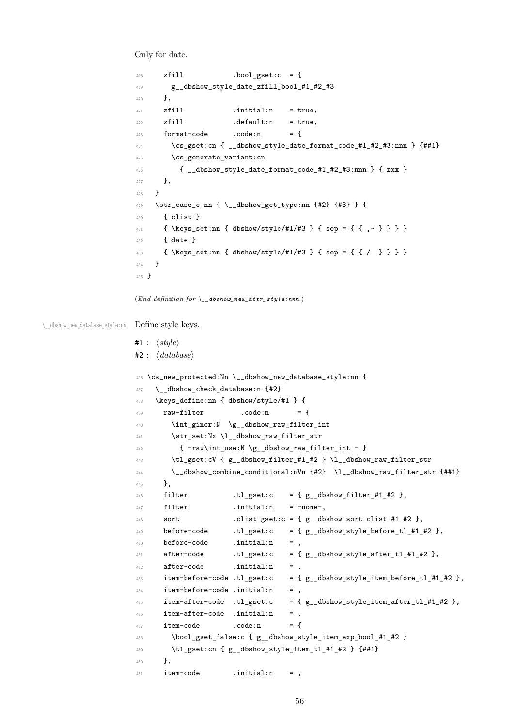Only for date.

```
418     zfill            .bool_gset:c  = {
419       g__dbshow_style_date_zfill_bool_#1_#2_#3
420     },
421     zfill            .initial:n    = true,
422     zfill            .default:n    = true,
423     format-code      .code:n       = {
424       \cs_gset:cn { __dbshow_style_date_format_code_#1_#2_#3:nnn } {##1}
425       \cs_generate_variant:cn
426         { __dbshow_style_date_format_code_#1_#2_#3:nnn } { xxx }
427     },
428   }
429   \str_case_e:nn { \__dbshow_get_type:nn {#2} {#3} } {
430     { clist }
431     { \keys_set:nn { dbshow/style/#1/#3 } { sep = { { ,~ } } } }
432     { date }
433     { \keys_set:nn { dbshow/style/#1/#3 } { sep = { { /  } } } }
434   }
435 }
```

(*End definition for* `\__dbshow_new_attr_style:nnn`.)

`\__dbshow_new_database_style:nn` Define style keys.

#1 : ⟨*style*⟩
#2 : ⟨*database*⟩

```
436 \cs_new_protected:Nn \__dbshow_new_database_style:nn {
437   \__dbshow_check_database:n {#2}
438   \keys_define:nn { dbshow/style/#1 } {
439     raw-filter         .code:n       = {
440       \int_gincr:N  \g__dbshow_raw_filter_int
441       \str_set:Nx \l__dbshow_raw_filter_str
442         { -raw\int_use:N \g__dbshow_raw_filter_int - }
443       \tl_gset:cV { g__dbshow_filter_#1_#2 } \l__dbshow_raw_filter_str
444       \__dbshow_combine_conditional:nVn {#2}  \l__dbshow_raw_filter_str {##1}
445     },
446     filter           .tl_gset:c    = { g__dbshow_filter_#1_#2 },
447     filter           .initial:n    = -none-,
448     sort             .clist_gset:c = { g__dbshow_sort_clist_#1_#2 },
449     before-code      .tl_gset:c    = { g__dbshow_style_before_tl_#1_#2 },
450     before-code      .initial:n    = ,
451     after-code       .tl_gset:c    = { g__dbshow_style_after_tl_#1_#2 },
452     after-code       .initial:n    = ,
453     item-before-code .tl_gset:c    = { g__dbshow_style_item_before_tl_#1_#2 },
454     item-before-code .initial:n    = ,
455     item-after-code  .tl_gset:c    = { g__dbshow_style_item_after_tl_#1_#2 },
456     item-after-code  .initial:n    = ,
457     item-code        .code:n       = {
458       \bool_gset_false:c { g__dbshow_style_item_exp_bool_#1_#2 }
459       \tl_gset:cn { g__dbshow_style_item_tl_#1_#2 } {##1}
460     },
461     item-code        .initial:n    = ,
```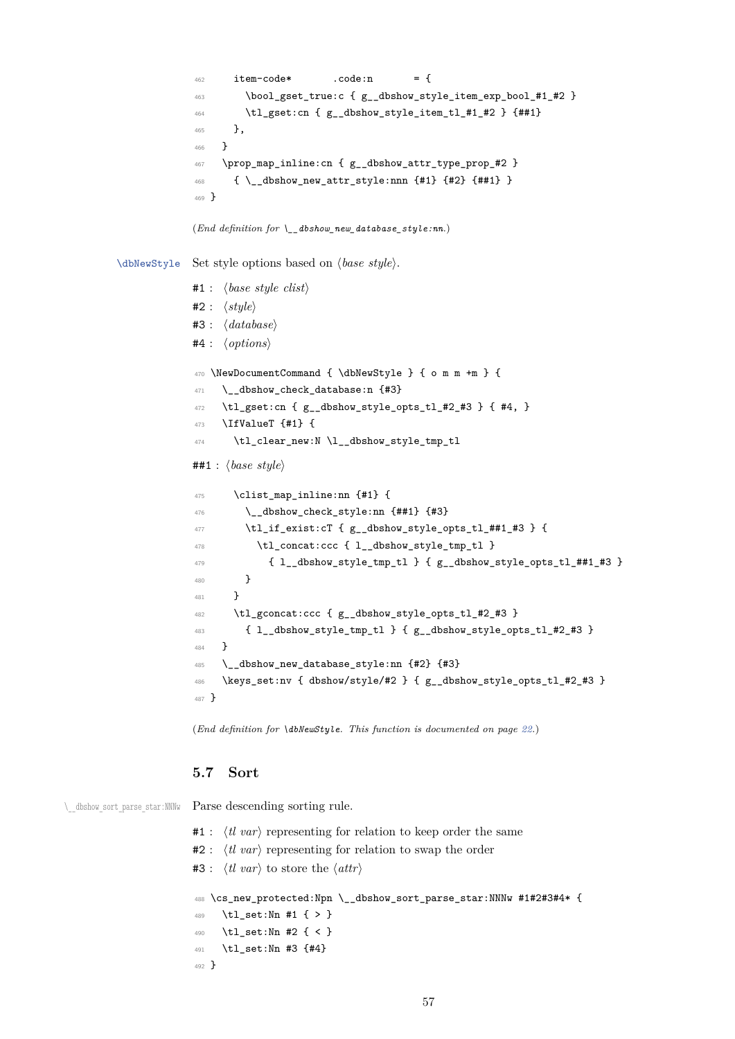```
462     item-code*       .code:n       = {
463       \bool_gset_true:c { g__dbshow_style_item_exp_bool_#1_#2 }
464       \tl_gset:cn { g__dbshow_style_item_tl_#1_#2 } {##1}
465     },
466   }
467   \prop_map_inline:cn { g__dbshow_attr_type_prop_#2 }
468     { \__dbshow_new_attr_style:nnn {#1} {#2} {##1} }
469 }
```

(*End definition for* `\__dbshow_new_database_style:nn`*.*)

`\dbNewStyle` Set style options based on ⟨*base style*⟩.

`#1` : ⟨*base style clist*⟩

`#2` : ⟨*style*⟩

`#3` : ⟨*database*⟩

`#4` : ⟨*options*⟩

```
470 \NewDocumentCommand { \dbNewStyle } { o m m +m } {
471   \__dbshow_check_database:n {#3}
472   \tl_gset:cn { g__dbshow_style_opts_tl_#2_#3 } { #4, }
473   \IfValueT {#1} {
474     \tl_clear_new:N \l__dbshow_style_tmp_tl
```

`##1` : ⟨*base style*⟩

```
475     \clist_map_inline:nn {#1} {
476       \__dbshow_check_style:nn {##1} {#3}
477       \tl_if_exist:cT { g__dbshow_style_opts_tl_##1_#3 } {
478         \tl_concat:ccc { l__dbshow_style_tmp_tl }
479           { l__dbshow_style_tmp_tl } { g__dbshow_style_opts_tl_##1_#3 }
480       }
481     }
482     \tl_gconcat:ccc { g__dbshow_style_opts_tl_#2_#3 }
483       { l__dbshow_style_tmp_tl } { g__dbshow_style_opts_tl_#2_#3 }
484   }
485   \__dbshow_new_database_style:nn {#2} {#3}
486   \keys_set:nv { dbshow/style/#2 } { g__dbshow_style_opts_tl_#2_#3 }
487 }
```

(*End definition for* `\dbNewStyle`*. This function is documented on page 22.*)

## 5.7 Sort

`\__dbshow_sort_parse_star:NNNw` Parse descending sorting rule.

`#1` : ⟨*tl var*⟩ representing for relation to keep order the same

`#2` : ⟨*tl var*⟩ representing for relation to swap the order

`#3` : ⟨*tl var*⟩ to store the ⟨*attr*⟩

```
488 \cs_new_protected:Npn \__dbshow_sort_parse_star:NNNw #1#2#3#4* {
489   \tl_set:Nn #1 { > }
490   \tl_set:Nn #2 { < }
491   \tl_set:Nn #3 {#4}
492 }
```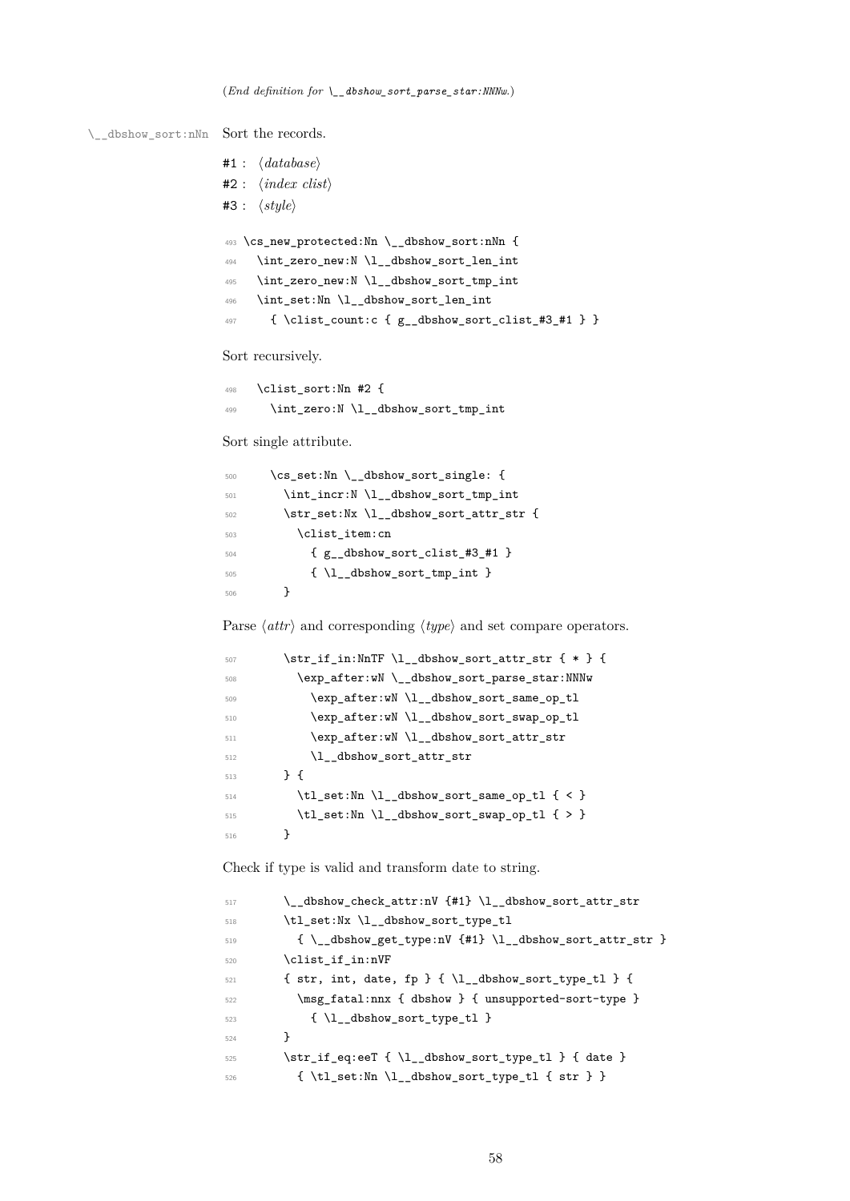(*End definition for `\__dbshow_sort_parse_star:NNNw`.*)

`\__dbshow_sort:nNn` Sort the records.

`#1` : ⟨*database*⟩
`#2` : ⟨*index clist*⟩
`#3` : ⟨*style*⟩

```
493 \cs_new_protected:Nn \__dbshow_sort:nNn {
494   \int_zero_new:N \l__dbshow_sort_len_int
495   \int_zero_new:N \l__dbshow_sort_tmp_int
496   \int_set:Nn \l__dbshow_sort_len_int
497     { \clist_count:c { g__dbshow_sort_clist_#3_#1 } }
```

Sort recursively.

```
498   \clist_sort:Nn #2 {
499     \int_zero:N \l__dbshow_sort_tmp_int
```

Sort single attribute.

```
500     \cs_set:Nn \__dbshow_sort_single: {
501       \int_incr:N \l__dbshow_sort_tmp_int
502       \str_set:Nx \l__dbshow_sort_attr_str {
503         \clist_item:cn
504           { g__dbshow_sort_clist_#3_#1 }
505           { \l__dbshow_sort_tmp_int }
506       }
```

Parse ⟨*attr*⟩ and corresponding ⟨*type*⟩ and set compare operators.

```
507       \str_if_in:NnTF \l__dbshow_sort_attr_str { * } {
508         \exp_after:wN \__dbshow_sort_parse_star:NNNw
509           \exp_after:wN \l__dbshow_sort_same_op_tl
510           \exp_after:wN \l__dbshow_sort_swap_op_tl
511           \exp_after:wN \l__dbshow_sort_attr_str
512           \l__dbshow_sort_attr_str
513       } {
514         \tl_set:Nn \l__dbshow_sort_same_op_tl { < }
515         \tl_set:Nn \l__dbshow_sort_swap_op_tl { > }
516       }
```

Check if type is valid and transform date to string.

```
517       \__dbshow_check_attr:nV {#1} \l__dbshow_sort_attr_str
518       \tl_set:Nx \l__dbshow_sort_type_tl
519         { \__dbshow_get_type:nV {#1} \l__dbshow_sort_attr_str }
520       \clist_if_in:nVF
521       { str, int, date, fp } { \l__dbshow_sort_type_tl } {
522         \msg_fatal:nnx { dbshow } { unsupported-sort-type }
523           { \l__dbshow_sort_type_tl }
524       }
525       \str_if_eq:eeT { \l__dbshow_sort_type_tl } { date }
526         { \tl_set:Nn \l__dbshow_sort_type_tl { str } }
```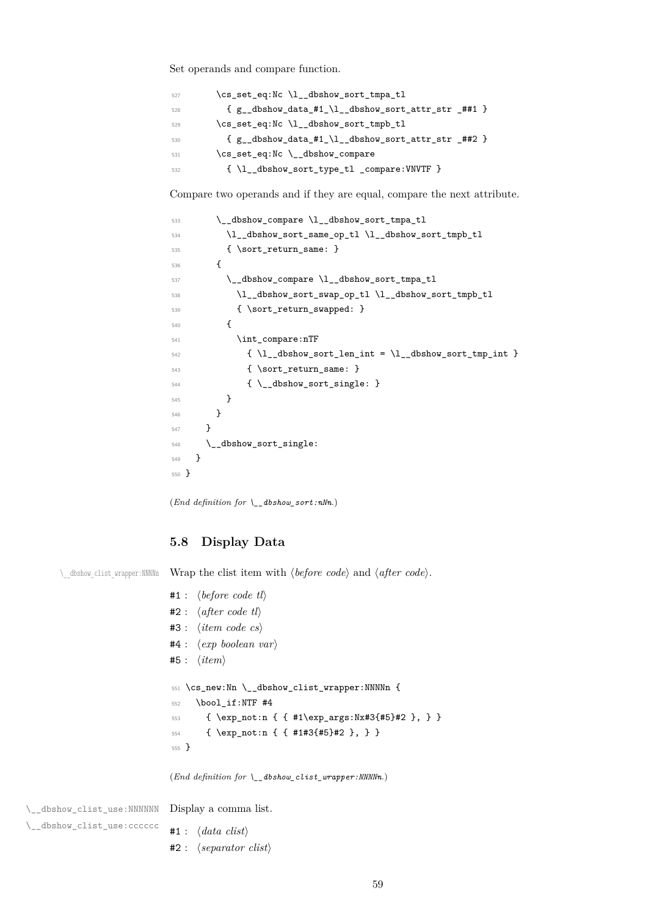Set operands and compare function.

```
527       \cs_set_eq:Nc \l__dbshow_sort_tmpa_tl
528         { g__dbshow_data_#1_\l__dbshow_sort_attr_str _##1 }
529       \cs_set_eq:Nc \l__dbshow_sort_tmpb_tl
530         { g__dbshow_data_#1_\l__dbshow_sort_attr_str _##2 }
531       \cs_set_eq:Nc \__dbshow_compare
532         { \l__dbshow_sort_type_tl _compare:VNVTF }
```

Compare two operands and if they are equal, compare the next attribute.

```
533       \__dbshow_compare \l__dbshow_sort_tmpa_tl
534         \l__dbshow_sort_same_op_tl \l__dbshow_sort_tmpb_tl
535         { \sort_return_same: }
536       {
537         \__dbshow_compare \l__dbshow_sort_tmpa_tl
538           \l__dbshow_sort_swap_op_tl \l__dbshow_sort_tmpb_tl
539           { \sort_return_swapped: }
540         {
541           \int_compare:nTF
542             { \l__dbshow_sort_len_int = \l__dbshow_sort_tmp_int }
543             { \sort_return_same: }
544             { \__dbshow_sort_single: }
545         }
546       }
547     }
548     \__dbshow_sort_single:
549   }
550 }
```

(*End definition for* `\__dbshow_sort:nNn`.)

## 5.8 Display Data

`\__dbshow_clist_wrapper:NNNNn`

Wrap the clist item with ⟨*before code*⟩ and ⟨*after code*⟩.

#1 : ⟨*before code tl*⟩
#2 : ⟨*after code tl*⟩
#3 : ⟨*item code cs*⟩
#4 : ⟨*exp boolean var*⟩
#5 : ⟨*item*⟩

```
551 \cs_new:Nn \__dbshow_clist_wrapper:NNNNn {
552   \bool_if:NTF #4
553     { \exp_not:n { { #1\exp_args:Nx#3{#5}#2 }, } }
554     { \exp_not:n { { #1#3{#5}#2 }, } }
555 }
```

(*End definition for* `\__dbshow_clist_wrapper:NNNNn`.)

`\__dbshow_clist_use:NNNNNN`
`\__dbshow_clist_use:cccccc`

Display a comma list.

#1 : ⟨*data clist*⟩
#2 : ⟨*separator clist*⟩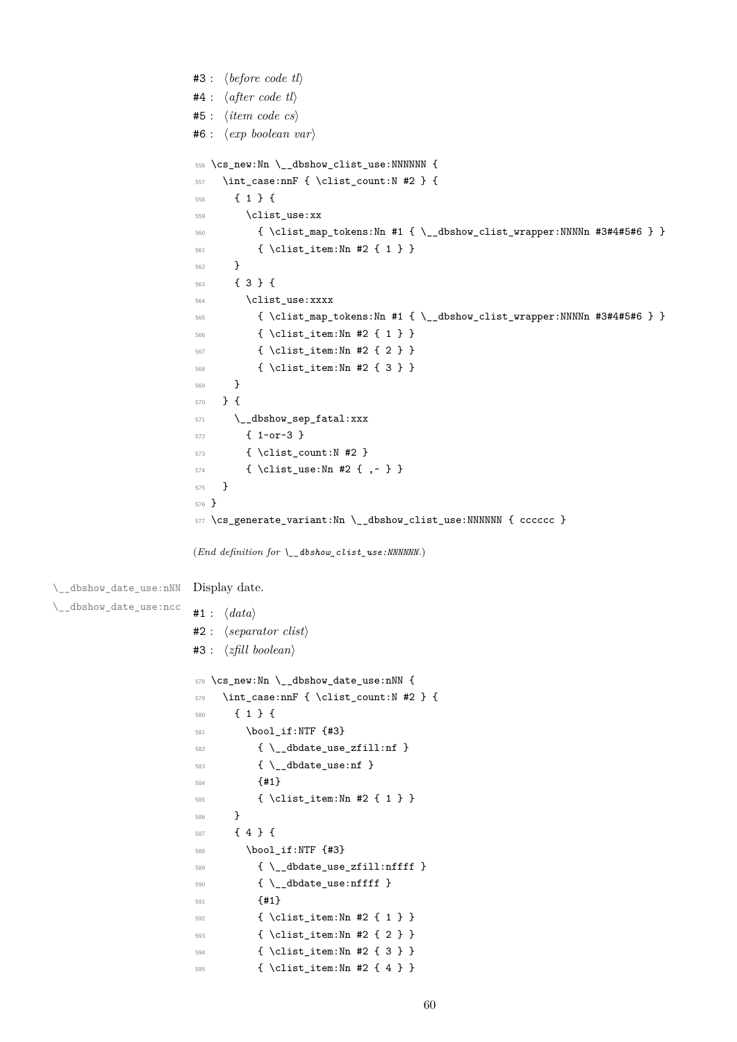#3 : ⟨*before code tl*⟩
#4 : ⟨*after code tl*⟩
#5 : ⟨*item code cs*⟩
#6 : ⟨*exp boolean var*⟩

```
556 \cs_new:Nn \__dbshow_clist_use:NNNNNN {
557   \int_case:nnF { \clist_count:N #2 } {
558     { 1 } {
559       \clist_use:xx
560         { \clist_map_tokens:Nn #1 { \__dbshow_clist_wrapper:NNNNn #3#4#5#6 } }
561         { \clist_item:Nn #2 { 1 } }
562     }
563     { 3 } {
564       \clist_use:xxxx
565         { \clist_map_tokens:Nn #1 { \__dbshow_clist_wrapper:NNNNn #3#4#5#6 } }
566         { \clist_item:Nn #2 { 1 } }
567         { \clist_item:Nn #2 { 2 } }
568         { \clist_item:Nn #2 { 3 } }
569     }
570   } {
571     \__dbshow_sep_fatal:xxx
572       { 1~or~3 }
573       { \clist_count:N #2 }
574       { \clist_use:Nn #2 { ,~ } }
575   }
576 }
577 \cs_generate_variant:Nn \__dbshow_clist_use:NNNNNN { cccccc }
```

(*End definition for* `\__dbshow_clist_use:NNNNNN`.)

`\__dbshow_date_use:nNN`
`\__dbshow_date_use:ncc`

Display date.

#1 : ⟨*data*⟩
#2 : ⟨*separator clist*⟩
#3 : ⟨*zfill boolean*⟩

```
578 \cs_new:Nn \__dbshow_date_use:nNN {
579   \int_case:nnF { \clist_count:N #2 } {
580     { 1 } {
581       \bool_if:NTF {#3}
582         { \__dbdate_use_zfill:nf }
583         { \__dbdate_use:nf }
584         {#1}
585         { \clist_item:Nn #2 { 1 } }
586     }
587     { 4 } {
588       \bool_if:NTF {#3}
589         { \__dbdate_use_zfill:nffff }
590         { \__dbdate_use:nffff }
591         {#1}
592         { \clist_item:Nn #2 { 1 } }
593         { \clist_item:Nn #2 { 2 } }
594         { \clist_item:Nn #2 { 3 } }
595         { \clist_item:Nn #2 { 4 } }
```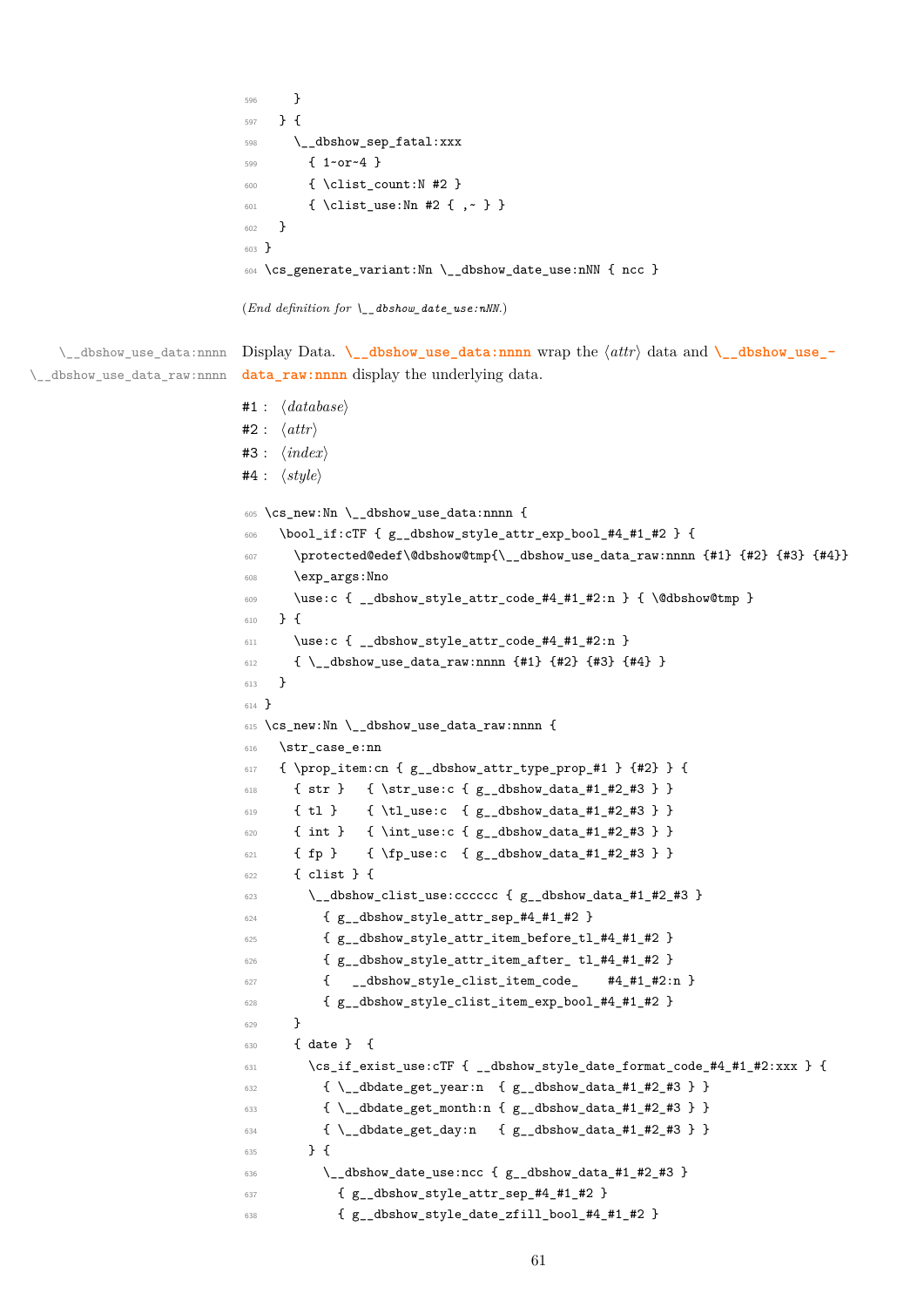```
596     }
597   } {
598     \__dbshow_sep_fatal:xxx
599       { 1~or~4 }
600       { \clist_count:N #2 }
601       { \clist_use:Nn #2 { ,~ } }
602   }
603 }
604 \cs_generate_variant:Nn \__dbshow_date_use:nNN { ncc }
```

(*End definition for \__dbshow_date_use:nNN.*)

\__dbshow_use_data:nnnn
\__dbshow_use_data_raw:nnnn

Display Data. \__dbshow_use_data:nnnn wrap the ⟨*attr*⟩ data and \__dbshow_use_data_raw:nnnn display the underlying data.

#1 : ⟨*database*⟩
#2 : ⟨*attr*⟩
#3 : ⟨*index*⟩
#4 : ⟨*style*⟩

```
605 \cs_new:Nn \__dbshow_use_data:nnnn {
606   \bool_if:cTF { g__dbshow_style_attr_exp_bool_#4_#1_#2 } {
607     \protected@edef\@dbshow@tmp{\__dbshow_use_data_raw:nnnn {#1} {#2} {#3} {#4}}
608     \exp_args:Nno
609     \use:c { __dbshow_style_attr_code_#4_#1_#2:n } { \@dbshow@tmp }
610   } {
611     \use:c { __dbshow_style_attr_code_#4_#1_#2:n }
612     { \__dbshow_use_data_raw:nnnn {#1} {#2} {#3} {#4} }
613   }
614 }
615 \cs_new:Nn \__dbshow_use_data_raw:nnnn {
616   \str_case_e:nn
617   { \prop_item:cn { g__dbshow_attr_type_prop_#1 } {#2} } {
618     { str }   { \str_use:c { g__dbshow_data_#1_#2_#3 } }
619     { tl }    { \tl_use:c  { g__dbshow_data_#1_#2_#3 } }
620     { int }   { \int_use:c { g__dbshow_data_#1_#2_#3 } }
621     { fp }    { \fp_use:c  { g__dbshow_data_#1_#2_#3 } }
622     { clist } {
623       \__dbshow_clist_use:cccccc { g__dbshow_data_#1_#2_#3 }
624         { g__dbshow_style_attr_sep_#4_#1_#2 }
625         { g__dbshow_style_attr_item_before_tl_#4_#1_#2 }
626         { g__dbshow_style_attr_item_after_ tl_#4_#1_#2 }
627         {   __dbshow_style_clist_item_code_    #4_#1_#2:n }
628         { g__dbshow_style_clist_item_exp_bool_#4_#1_#2 }
629     }
630     { date }  {
631       \cs_if_exist_use:cTF { __dbshow_style_date_format_code_#4_#1_#2:xxx } {
632         { \__dbdate_get_year:n  { g__dbshow_data_#1_#2_#3 } }
633         { \__dbdate_get_month:n { g__dbshow_data_#1_#2_#3 } }
634         { \__dbdate_get_day:n   { g__dbshow_data_#1_#2_#3 } }
635       } {
636         \__dbshow_date_use:ncc { g__dbshow_data_#1_#2_#3 }
637           { g__dbshow_style_attr_sep_#4_#1_#2 }
638           { g__dbshow_style_date_zfill_bool_#4_#1_#2 }
```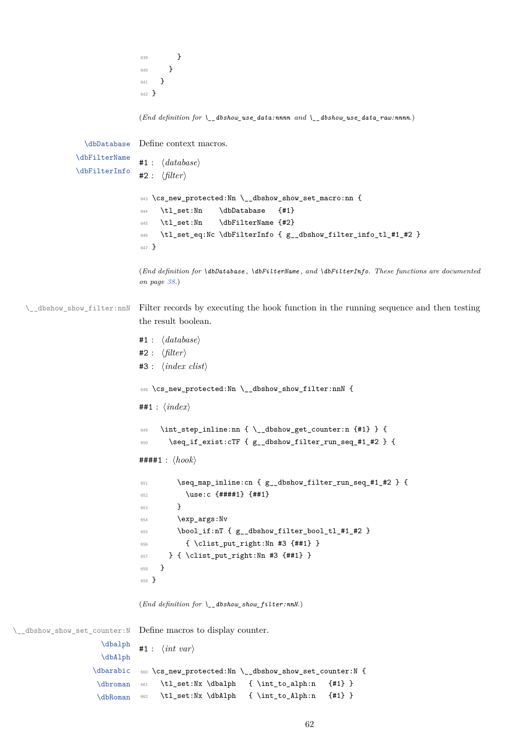```
639        }
640      }
641    }
642  }
```

(*End definition for* `\__dbshow_use_data:nnnn` *and* `\__dbshow_use_data_raw:nnnn`.)

`\dbDatabase` `\dbFilterName` `\dbFilterInfo`

Define context macros.

#1 : ⟨*database*⟩
#2 : ⟨*filter*⟩

```
643 \cs_new_protected:Nn \__dbshow_show_set_macro:nn {
644   \tl_set:Nn    \dbDatabase   {#1}
645   \tl_set:Nn    \dbFilterName {#2}
646   \tl_set_eq:Nc \dbFilterInfo { g__dbshow_filter_info_tl_#1_#2 }
647 }
```

(*End definition for* `\dbDatabase`, `\dbFilterName`, *and* `\dbFilterInfo`. *These functions are documented on page 38.*)

`\__dbshow_show_filter:nnN`

Filter records by executing the hook function in the running sequence and then testing the result boolean.

#1 : ⟨*database*⟩
#2 : ⟨*filter*⟩
#3 : ⟨*index clist*⟩

```
648 \cs_new_protected:Nn \__dbshow_show_filter:nnN {
```

##1 : ⟨*index*⟩

```
649   \int_step_inline:nn { \__dbshow_get_counter:n {#1} } {
650     \seq_if_exist:cTF { g__dbshow_filter_run_seq_#1_#2 } {
```

####1 : ⟨*hook*⟩

```
651       \seq_map_inline:cn { g__dbshow_filter_run_seq_#1_#2 } {
652         \use:c {####1} {##1}
653       }
654       \exp_args:Nv
655       \bool_if:nT { g__dbshow_filter_bool_tl_#1_#2 }
656         { \clist_put_right:Nn #3 {##1} }
657     } { \clist_put_right:Nn #3 {##1} }
658   }
659 }
```

(*End definition for* `\__dbshow_show_filter:nnN`.)

`\__dbshow_show_set_counter:N` `\dbalph` `\dbAlph` `\dbarabic` `\dbroman` `\dbRoman`

Define macros to display counter.

#1 : ⟨*int var*⟩

```
660 \cs_new_protected:Nn \__dbshow_show_set_counter:N {
661   \tl_set:Nx \dbalph   { \int_to_alph:n   {#1} }
662   \tl_set:Nx \dbAlph   { \int_to_Alph:n   {#1} }
```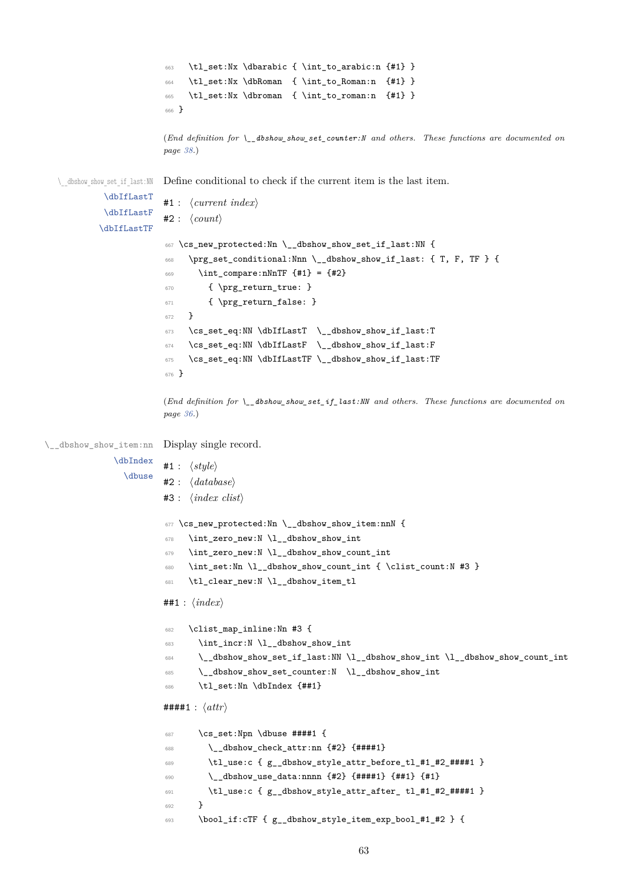```
663   \tl_set:Nx \dbarabic { \int_to_arabic:n {#1} }
664   \tl_set:Nx \dbRoman  { \int_to_Roman:n  {#1} }
665   \tl_set:Nx \dbroman  { \int_to_roman:n  {#1} }
666 }
```

(*End definition for `\__dbshow_show_set_counter:N` and others. These functions are documented on page 38.*)

`\__dbshow_show_set_if_last:NN`
`\dbIfLastT`
`\dbIfLastF`
`\dbIfLastTF`

Define conditional to check if the current item is the last item.

`#1` : ⟨*current index*⟩

`#2` : ⟨*count*⟩

```
667 \cs_new_protected:Nn \__dbshow_show_set_if_last:NN {
668   \prg_set_conditional:Nnn \__dbshow_show_if_last: { T, F, TF } {
669     \int_compare:nNnTF {#1} = {#2}
670       { \prg_return_true: }
671       { \prg_return_false: }
672   }
673   \cs_set_eq:NN \dbIfLastT  \__dbshow_show_if_last:T
674   \cs_set_eq:NN \dbIfLastF  \__dbshow_show_if_last:F
675   \cs_set_eq:NN \dbIfLastTF \__dbshow_show_if_last:TF
676 }
```

(*End definition for `\__dbshow_show_set_if_last:NN` and others. These functions are documented on page 36.*)

`\__dbshow_show_item:nn`
`\dbIndex`
`\dbuse`

Display single record.

`#1` : ⟨*style*⟩

`#2` : ⟨*database*⟩

`#3` : ⟨*index clist*⟩

```
677 \cs_new_protected:Nn \__dbshow_show_item:nnN {
678   \int_zero_new:N \l__dbshow_show_int
679   \int_zero_new:N \l__dbshow_show_count_int
680   \int_set:Nn \l__dbshow_show_count_int { \clist_count:N #3 }
681   \tl_clear_new:N \l__dbshow_item_tl
```

`##1` : ⟨*index*⟩

```
682   \clist_map_inline:Nn #3 {
683     \int_incr:N \l__dbshow_show_int
684     \__dbshow_show_set_if_last:NN \l__dbshow_show_int \l__dbshow_show_count_int
685     \__dbshow_show_set_counter:N  \l__dbshow_show_int
686     \tl_set:Nn \dbIndex {##1}
```

`####1` : ⟨*attr*⟩

```
687     \cs_set:Npn \dbuse ####1 {
688       \__dbshow_check_attr:nn {#2} {####1}
689       \tl_use:c { g__dbshow_style_attr_before_tl_#1_#2_####1 }
690       \__dbshow_use_data:nnnn {#2} {####1} {##1} {#1}
691       \tl_use:c { g__dbshow_style_attr_after_ tl_#1_#2_####1 }
692     }
693     \bool_if:cTF { g__dbshow_style_item_exp_bool_#1_#2 } {
```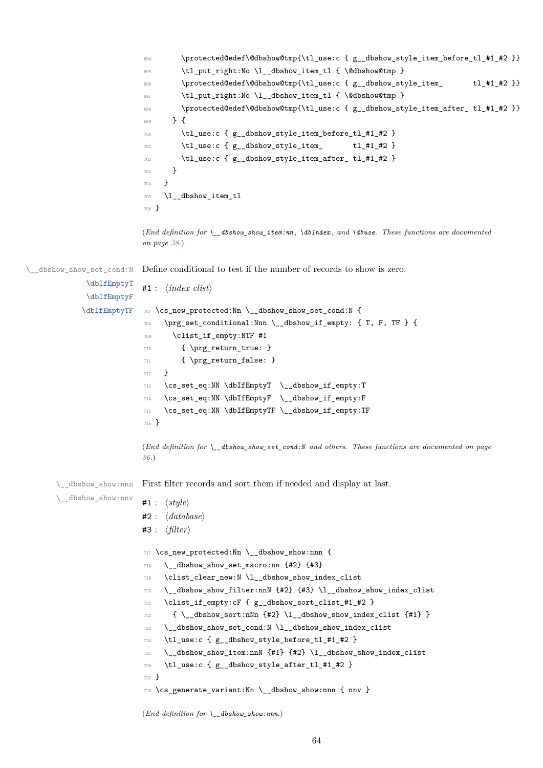```
694       \protected@edef\@dbshow@tmp{\tl_use:c { g__dbshow_style_item_before_tl_#1_#2 }}
695       \tl_put_right:No \l__dbshow_item_tl { \@dbshow@tmp }
696       \protected@edef\@dbshow@tmp{\tl_use:c { g__dbshow_style_item_       tl_#1_#2 }}
697       \tl_put_right:No \l__dbshow_item_tl { \@dbshow@tmp }
698       \protected@edef\@dbshow@tmp{\tl_use:c { g__dbshow_style_item_after_ tl_#1_#2 }}
699     } {
700       \tl_use:c { g__dbshow_style_item_before_tl_#1_#2 }
701       \tl_use:c { g__dbshow_style_item_       tl_#1_#2 }
702       \tl_use:c { g__dbshow_style_item_after_ tl_#1_#2 }
703     }
704   }
705   \l__dbshow_item_tl
706 }
```

(*End definition for* `\__dbshow_show_item:nn`*,* `\dbIndex`*, and* `\dbuse`*. These functions are documented on page 38.*)

`\__dbshow_show_set_cond:N` `\dbIfEmptyT` `\dbIfEmptyF` `\dbIfEmptyTF`

Define conditional to test if the number of records to show is zero.

#1 : ⟨*index clist*⟩

```
707 \cs_new_protected:Nn \__dbshow_show_set_cond:N {
708   \prg_set_conditional:Nnn \__dbshow_if_empty: { T, F, TF } {
709     \clist_if_empty:NTF #1
710       { \prg_return_true: }
711       { \prg_return_false: }
712   }
713   \cs_set_eq:NN \dbIfEmptyT  \__dbshow_if_empty:T
714   \cs_set_eq:NN \dbIfEmptyF  \__dbshow_if_empty:F
715   \cs_set_eq:NN \dbIfEmptyTF \__dbshow_if_empty:TF
716 }
```

(*End definition for* `\__dbshow_show_set_cond:N` *and others. These functions are documented on page 36.*)

`\__dbshow_show:nnn` `\__dbshow_show:nnv`

First filter records and sort them if needed and display at last.

#1 : ⟨*style*⟩
#2 : ⟨*database*⟩
#3 : ⟨*filter*⟩

```
717 \cs_new_protected:Nn \__dbshow_show:nnn {
718   \__dbshow_show_set_macro:nn {#2} {#3}
719   \clist_clear_new:N \l__dbshow_show_index_clist
720   \__dbshow_show_filter:nnN {#2} {#3} \l__dbshow_show_index_clist
721   \clist_if_empty:cF { g__dbshow_sort_clist_#1_#2 }
722     { \__dbshow_sort:nNn {#2} \l__dbshow_show_index_clist {#1} }
723   \__dbshow_show_set_cond:N \l__dbshow_show_index_clist
724   \tl_use:c { g__dbshow_style_before_tl_#1_#2 }
725   \__dbshow_show_item:nnN {#1} {#2} \l__dbshow_show_index_clist
726   \tl_use:c { g__dbshow_style_after_tl_#1_#2 }
727 }
728 \cs_generate_variant:Nn \__dbshow_show:nnn { nnv }
```

(*End definition for* `\__dbshow_show:nnn`*.*)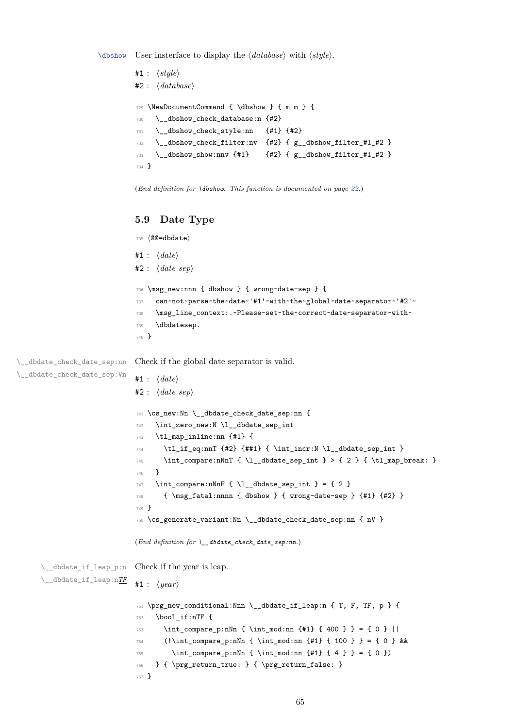\dbshow User insterface to display the ⟨*database*⟩ with ⟨*style*⟩.

#1 : ⟨*style*⟩
#2 : ⟨*database*⟩

```
729 \NewDocumentCommand { \dbshow } { m m } {
730   \__dbshow_check_database:n {#2}
731   \__dbshow_check_style:nn   {#1} {#2}
732   \__dbshow_check_filter:nv  {#2} { g__dbshow_filter_#1_#2 }
733   \__dbshow_show:nnv {#1}    {#2} { g__dbshow_filter_#1_#2 }
734 }
```

(*End definition for* `\dbshow`. *This function is documented on page 22.*)

## 5.9 Date Type

```
735 <@@=dbdate>
```

#1 : ⟨*date*⟩
#2 : ⟨*date sep*⟩

```
736 \msg_new:nnn { dbshow } { wrong-date-sep } {
737   can~not~parse~the~date~'#1'~with~the~global~date~separator~'#2'~
738   \msg_line_context:.~Please~set~the~correct~date~separator~with~
739   \dbdatesep.
740 }
```

\__dbdate_check_date_sep:nn
\__dbdate_check_date_sep:Vn

Check if the global date separator is valid.

#1 : ⟨*date*⟩
#2 : ⟨*date sep*⟩

```
741 \cs_new:Nn \__dbdate_check_date_sep:nn {
742   \int_zero_new:N \l__dbdate_sep_int
743   \tl_map_inline:nn {#1} {
744     \tl_if_eq:nnT {#2} {##1} { \int_incr:N \l__dbdate_sep_int }
745     \int_compare:nNnT { \l__dbdate_sep_int } > { 2 } { \tl_map_break: }
746   }
747   \int_compare:nNnF { \l__dbdate_sep_int } = { 2 }
748     { \msg_fatal:nnnn { dbshow } { wrong-date-sep } {#1} {#2} }
749 }
750 \cs_generate_variant:Nn \__dbdate_check_date_sep:nn { nV }
```

(*End definition for* `\__dbdate_check_date_sep:nn`.)

\__dbdate_if_leap_p:n
\__dbdate_if_leap:n*TF*

Check if the year is leap.

#1 : ⟨*year*⟩

```
751 \prg_new_conditional:Nnn \__dbdate_if_leap:n { T, F, TF, p } {
752   \bool_if:nTF {
753     \int_compare_p:nNn { \int_mod:nn {#1} { 400 } } = { 0 } ||
754     (!\int_compare_p:nNn { \int_mod:nn {#1} { 100 } } = { 0 } &&
755       \int_compare_p:nNn { \int_mod:nn {#1} { 4 } } = { 0 })
756   } { \prg_return_true: } { \prg_return_false: }
757 }
```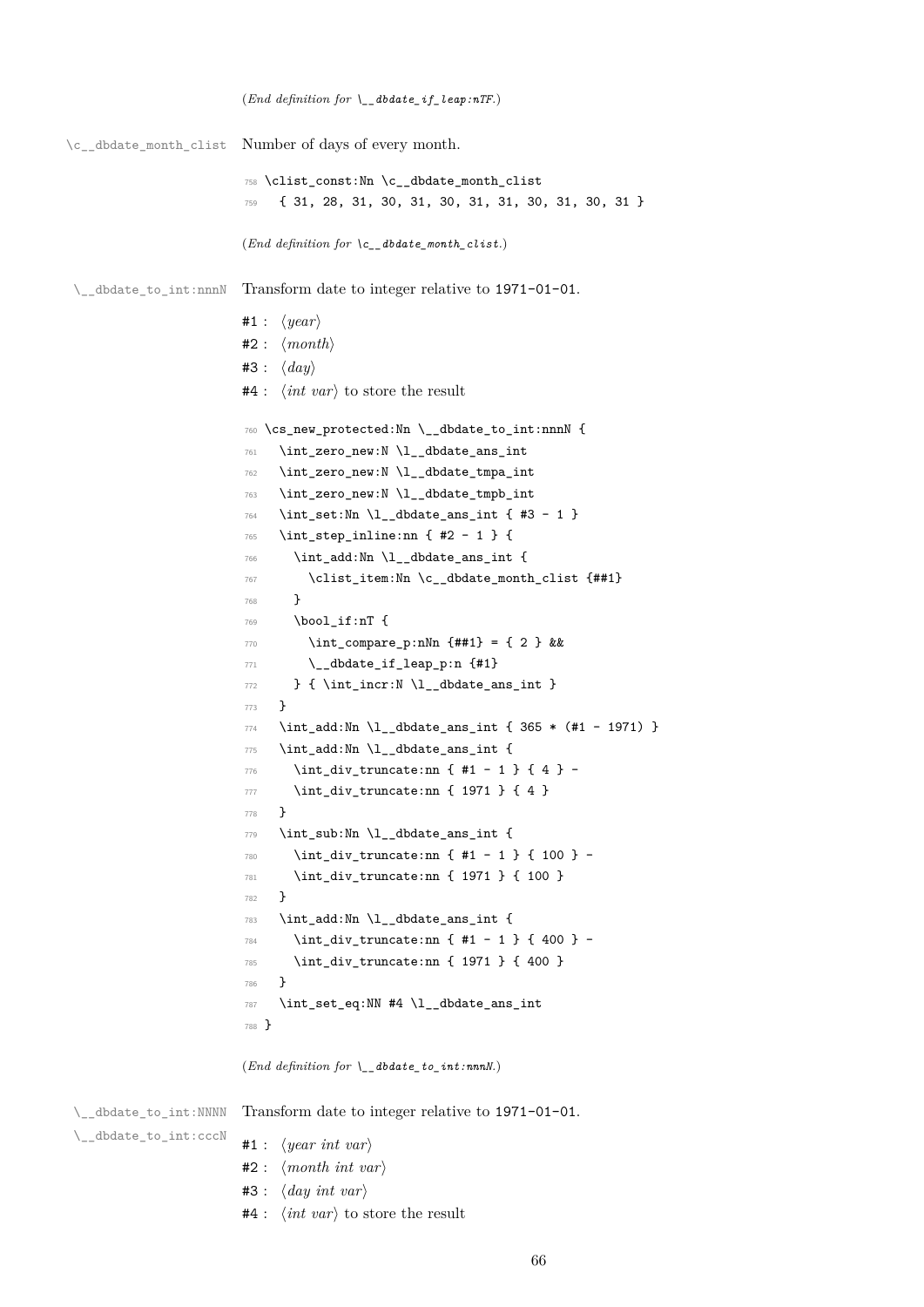(*End definition for `\__dbdate_if_leap:nTF`.*)

`\c__dbdate_month_clist` Number of days of every month.

```
758 \clist_const:Nn \c__dbdate_month_clist
759   { 31, 28, 31, 30, 31, 30, 31, 31, 30, 31, 30, 31 }
```

(*End definition for `\c__dbdate_month_clist`.*)

`\__dbdate_to_int:nnnN` Transform date to integer relative to `1971-01-01`.

#1 : ⟨*year*⟩

#2 : ⟨*month*⟩

#3 : ⟨*day*⟩

#4 : ⟨*int var*⟩ to store the result

```
760 \cs_new_protected:Nn \__dbdate_to_int:nnnN {
761   \int_zero_new:N \l__dbdate_ans_int
762   \int_zero_new:N \l__dbdate_tmpa_int
763   \int_zero_new:N \l__dbdate_tmpb_int
764   \int_set:Nn \l__dbdate_ans_int { #3 - 1 }
765   \int_step_inline:nn { #2 - 1 } {
766     \int_add:Nn \l__dbdate_ans_int {
767       \clist_item:Nn \c__dbdate_month_clist {##1}
768     }
769     \bool_if:nT {
770       \int_compare_p:nNn {##1} = { 2 } &&
771       \__dbdate_if_leap_p:n {#1}
772     } { \int_incr:N \l__dbdate_ans_int }
773   }
774   \int_add:Nn \l__dbdate_ans_int { 365 * (#1 - 1971) }
775   \int_add:Nn \l__dbdate_ans_int {
776     \int_div_truncate:nn { #1 - 1 } { 4 } -
777     \int_div_truncate:nn { 1971 } { 4 }
778   }
779   \int_sub:Nn \l__dbdate_ans_int {
780     \int_div_truncate:nn { #1 - 1 } { 100 } -
781     \int_div_truncate:nn { 1971 } { 100 }
782   }
783   \int_add:Nn \l__dbdate_ans_int {
784     \int_div_truncate:nn { #1 - 1 } { 400 } -
785     \int_div_truncate:nn { 1971 } { 400 }
786   }
787   \int_set_eq:NN #4 \l__dbdate_ans_int
788 }
```

(*End definition for `\__dbdate_to_int:nnnN`.*)

`\__dbdate_to_int:NNNN`
`\__dbdate_to_int:cccN` Transform date to integer relative to `1971-01-01`.

#1 : ⟨*year int var*⟩

#2 : ⟨*month int var*⟩

#3 : ⟨*day int var*⟩

#4 : ⟨*int var*⟩ to store the result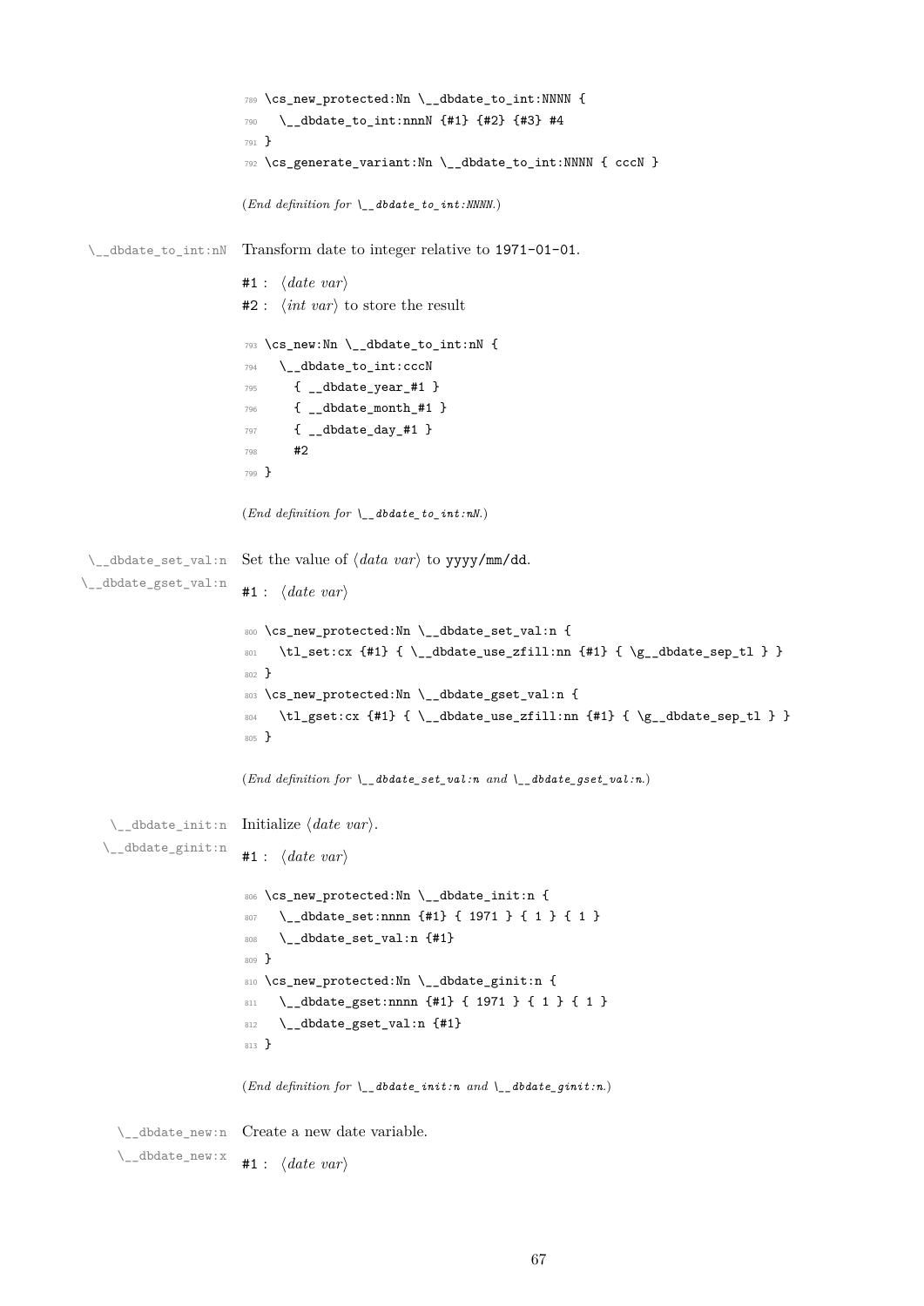```
789 \cs_new_protected:Nn \__dbdate_to_int:NNNN {
790   \__dbdate_to_int:nnnN {#1} {#2} {#3} #4
791 }
792 \cs_generate_variant:Nn \__dbdate_to_int:NNNN { cccN }
```

(*End definition for* `\__dbdate_to_int:NNNN`.)

`\__dbdate_to_int:nN` Transform date to integer relative to `1971-01-01`.

`#1` : ⟨*date var*⟩

`#2` : ⟨*int var*⟩ to store the result

```
793 \cs_new:Nn \__dbdate_to_int:nN {
794   \__dbdate_to_int:cccN
795     { __dbdate_year_#1 }
796     { __dbdate_month_#1 }
797     { __dbdate_day_#1 }
798     #2
799 }
```

(*End definition for* `\__dbdate_to_int:nN`.)

`\__dbdate_set_val:n` `\__dbdate_gset_val:n` Set the value of ⟨*data var*⟩ to `yyyy/mm/dd`.

`#1` : ⟨*date var*⟩

```
800 \cs_new_protected:Nn \__dbdate_set_val:n {
801   \tl_set:cx {#1} { \__dbdate_use_zfill:nn {#1} { \g__dbdate_sep_tl } }
802 }
803 \cs_new_protected:Nn \__dbdate_gset_val:n {
804   \tl_gset:cx {#1} { \__dbdate_use_zfill:nn {#1} { \g__dbdate_sep_tl } }
805 }
```

(*End definition for* `\__dbdate_set_val:n` *and* `\__dbdate_gset_val:n`.)

`\__dbdate_init:n` `\__dbdate_ginit:n` Initialize ⟨*date var*⟩.

`#1` : ⟨*date var*⟩

```
806 \cs_new_protected:Nn \__dbdate_init:n {
807   \__dbdate_set:nnnn {#1} { 1971 } { 1 } { 1 }
808   \__dbdate_set_val:n {#1}
809 }
810 \cs_new_protected:Nn \__dbdate_ginit:n {
811   \__dbdate_gset:nnnn {#1} { 1971 } { 1 } { 1 }
812   \__dbdate_gset_val:n {#1}
813 }
```

(*End definition for* `\__dbdate_init:n` *and* `\__dbdate_ginit:n`.)

`\__dbdate_new:n` `\__dbdate_new:x` Create a new date variable.

`#1` : ⟨*date var*⟩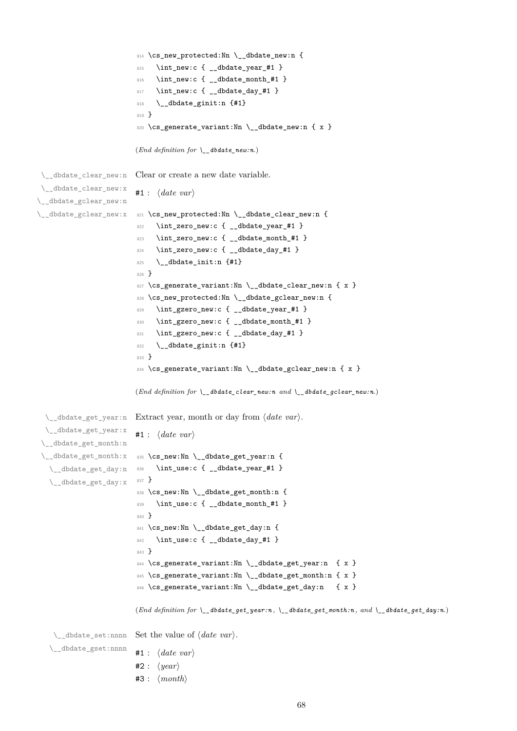```
814 \cs_new_protected:Nn \__dbdate_new:n {
815   \int_new:c { __dbdate_year_#1 }
816   \int_new:c { __dbdate_month_#1 }
817   \int_new:c { __dbdate_day_#1 }
818   \__dbdate_ginit:n {#1}
819 }
820 \cs_generate_variant:Nn \__dbdate_new:n { x }
```

(*End definition for \__dbdate_new:n.*)

\__dbdate_clear_new:n
\__dbdate_clear_new:x
\__dbdate_gclear_new:n
\__dbdate_gclear_new:x

Clear or create a new date variable.

#1 : ⟨*date var*⟩

```
821 \cs_new_protected:Nn \__dbdate_clear_new:n {
822   \int_zero_new:c { __dbdate_year_#1 }
823   \int_zero_new:c { __dbdate_month_#1 }
824   \int_zero_new:c { __dbdate_day_#1 }
825   \__dbdate_init:n {#1}
826 }
827 \cs_generate_variant:Nn \__dbdate_clear_new:n { x }
828 \cs_new_protected:Nn \__dbdate_gclear_new:n {
829   \int_gzero_new:c { __dbdate_year_#1 }
830   \int_gzero_new:c { __dbdate_month_#1 }
831   \int_gzero_new:c { __dbdate_day_#1 }
832   \__dbdate_ginit:n {#1}
833 }
834 \cs_generate_variant:Nn \__dbdate_gclear_new:n { x }
```

(*End definition for \__dbdate_clear_new:n and \__dbdate_gclear_new:n.*)

\__dbdate_get_year:n
\__dbdate_get_year:x
\__dbdate_get_month:n
\__dbdate_get_month:x
\__dbdate_get_day:n
\__dbdate_get_day:x

Extract year, month or day from ⟨*date var*⟩.

#1 : ⟨*date var*⟩

```
835 \cs_new:Nn \__dbdate_get_year:n {
836   \int_use:c { __dbdate_year_#1 }
837 }
838 \cs_new:Nn \__dbdate_get_month:n {
839   \int_use:c { __dbdate_month_#1 }
840 }
841 \cs_new:Nn \__dbdate_get_day:n {
842   \int_use:c { __dbdate_day_#1 }
843 }
844 \cs_generate_variant:Nn \__dbdate_get_year:n  { x }
845 \cs_generate_variant:Nn \__dbdate_get_month:n { x }
846 \cs_generate_variant:Nn \__dbdate_get_day:n   { x }
```

(*End definition for \__dbdate_get_year:n, \__dbdate_get_month:n, and \__dbdate_get_day:n.*)

\__dbdate_set:nnnn
\__dbdate_gset:nnnn

Set the value of ⟨*date var*⟩.

#1 : ⟨*date var*⟩

#2 : ⟨*year*⟩

#3 : ⟨*month*⟩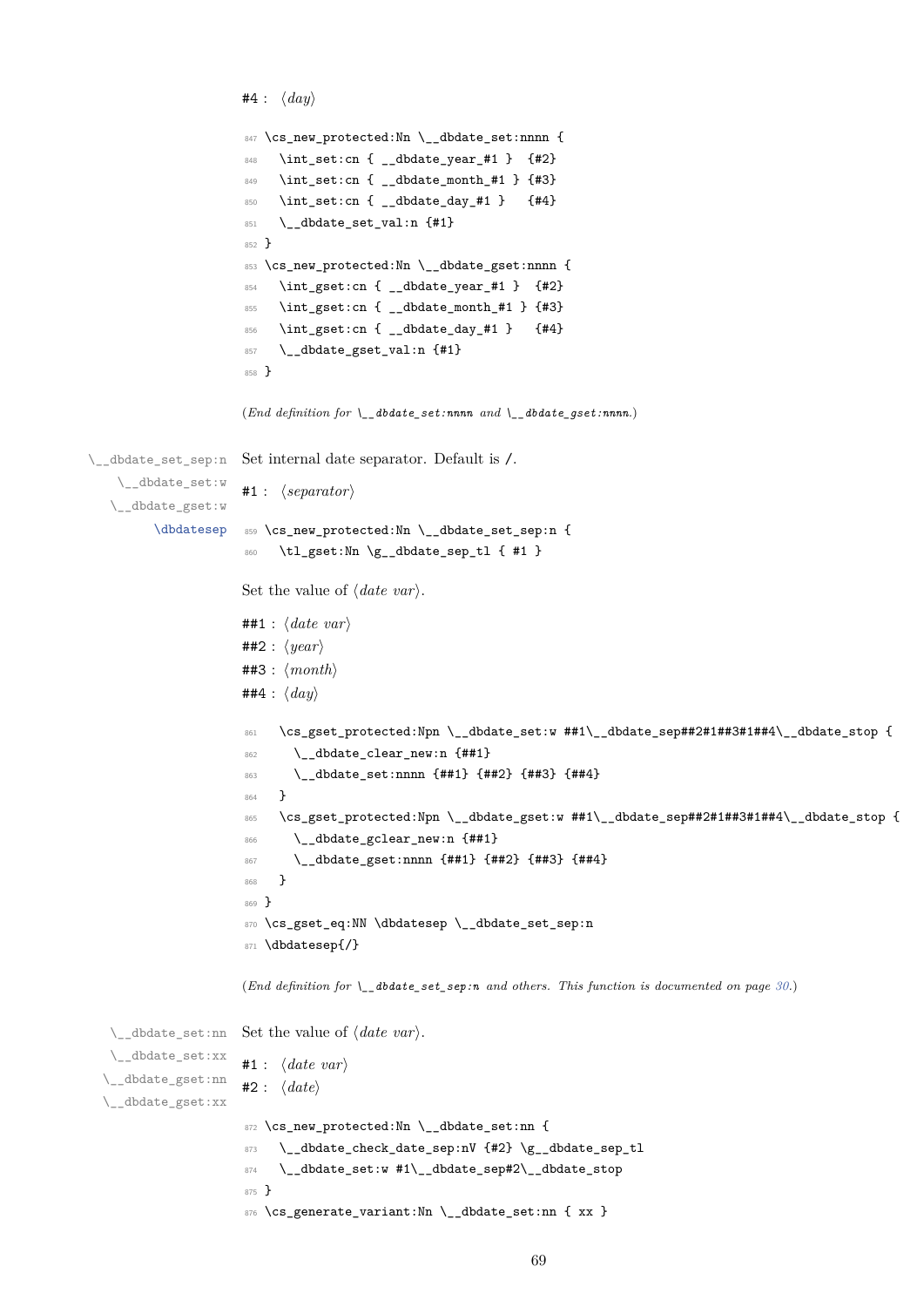#4 : ⟨*day*⟩

```
847 \cs_new_protected:Nn \__dbdate_set:nnnn {
848   \int_set:cn { __dbdate_year_#1 }  {#2}
849   \int_set:cn { __dbdate_month_#1 } {#3}
850   \int_set:cn { __dbdate_day_#1 }   {#4}
851   \__dbdate_set_val:n {#1}
852 }
853 \cs_new_protected:Nn \__dbdate_gset:nnnn {
854   \int_gset:cn { __dbdate_year_#1 }  {#2}
855   \int_gset:cn { __dbdate_month_#1 } {#3}
856   \int_gset:cn { __dbdate_day_#1 }   {#4}
857   \__dbdate_gset_val:n {#1}
858 }
```

(*End definition for* `\__dbdate_set:nnnn` *and* `\__dbdate_gset:nnnn`*.*)

`\__dbdate_set_sep:n`
`\__dbdate_set:w`
`\__dbdate_gset:w`
`\dbdatesep`

Set internal date separator. Default is /.

#1 : ⟨*separator*⟩

```
859 \cs_new_protected:Nn \__dbdate_set_sep:n {
860   \tl_gset:Nn \g__dbdate_sep_tl { #1 }
```

Set the value of ⟨*date var*⟩.

##1 : ⟨*date var*⟩
##2 : ⟨*year*⟩
##3 : ⟨*month*⟩
##4 : ⟨*day*⟩

```
861   \cs_gset_protected:Npn \__dbdate_set:w ##1\__dbdate_sep##2#1##3#1##4\__dbdate_stop {
862     \__dbdate_clear_new:n {##1}
863     \__dbdate_set:nnnn {##1} {##2} {##3} {##4}
864   }
865   \cs_gset_protected:Npn \__dbdate_gset:w ##1\__dbdate_sep##2#1##3#1##4\__dbdate_stop {
866     \__dbdate_gclear_new:n {##1}
867     \__dbdate_gset:nnnn {##1} {##2} {##3} {##4}
868   }
869 }
870 \cs_gset_eq:NN \dbdatesep \__dbdate_set_sep:n
871 \dbdatesep{/}
```

(*End definition for* `\__dbdate_set_sep:n` *and others. This function is documented on page 30.*)

`\__dbdate_set:nn`
`\__dbdate_set:xx`
`\__dbdate_gset:nn`
`\__dbdate_gset:xx`

Set the value of ⟨*date var*⟩.

#1 : ⟨*date var*⟩
#2 : ⟨*date*⟩

```
872 \cs_new_protected:Nn \__dbdate_set:nn {
873   \__dbdate_check_date_sep:nV {#2} \g__dbdate_sep_tl
874   \__dbdate_set:w #1\__dbdate_sep#2\__dbdate_stop
875 }
876 \cs_generate_variant:Nn \__dbdate_set:nn { xx }
```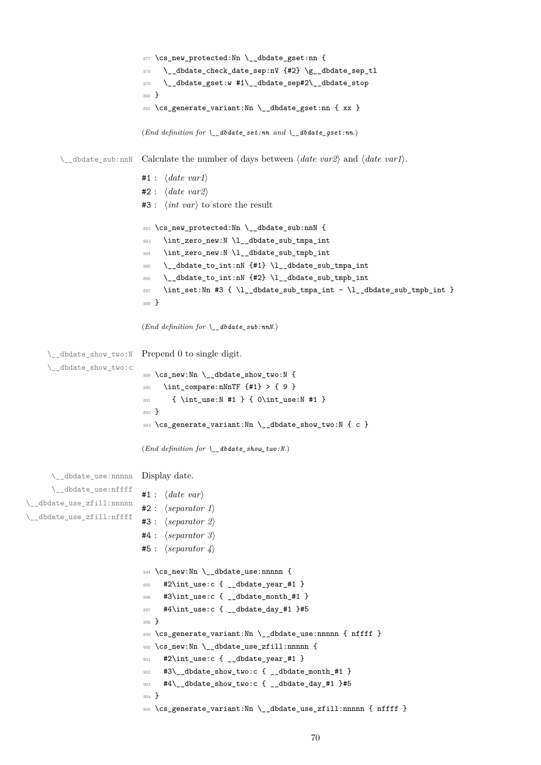```
877 \cs_new_protected:Nn \__dbdate_gset:nn {
878   \__dbdate_check_date_sep:nV {#2} \g__dbdate_sep_tl
879   \__dbdate_gset:w #1\__dbdate_sep#2\__dbdate_stop
880 }
881 \cs_generate_variant:Nn \__dbdate_gset:nn { xx }
```

(*End definition for* `\__dbdate_set:nn` *and* `\__dbdate_gset:nn`.)

`\__dbdate_sub:nnN`

Calculate the number of days between ⟨*date var2*⟩ and ⟨*date var1*⟩.

`#1` : ⟨*date var1*⟩

`#2` : ⟨*date var2*⟩

`#3` : ⟨*int var*⟩ to store the result

```
882 \cs_new_protected:Nn \__dbdate_sub:nnN {
883   \int_zero_new:N \l__dbdate_sub_tmpa_int
884   \int_zero_new:N \l__dbdate_sub_tmpb_int
885   \__dbdate_to_int:nN {#1} \l__dbdate_sub_tmpa_int
886   \__dbdate_to_int:nN {#2} \l__dbdate_sub_tmpb_int
887   \int_set:Nn #3 { \l__dbdate_sub_tmpa_int - \l__dbdate_sub_tmpb_int }
888 }
```

(*End definition for* `\__dbdate_sub:nnN`.)

`\__dbdate_show_two:N`
`\__dbdate_show_two:c`

Prepend 0 to single digit.

```
889 \cs_new:Nn \__dbdate_show_two:N {
890   \int_compare:nNnTF {#1} > { 9 }
891     { \int_use:N #1 } { 0\int_use:N #1 }
892 }
893 \cs_generate_variant:Nn \__dbdate_show_two:N { c }
```

(*End definition for* `\__dbdate_show_two:N`.)

`\__dbdate_use:nnnnn`
`\__dbdate_use:nffff`
`\__dbdate_use_zfill:nnnnn`
`\__dbdate_use_zfill:nffff`

Display date.

`#1` : ⟨*date var*⟩

`#2` : ⟨*separator 1*⟩

`#3` : ⟨*separator 2*⟩

`#4` : ⟨*separator 3*⟩

`#5` : ⟨*separator 4*⟩

```
894 \cs_new:Nn \__dbdate_use:nnnnn {
895   #2\int_use:c { __dbdate_year_#1 }
896   #3\int_use:c { __dbdate_month_#1 }
897   #4\int_use:c { __dbdate_day_#1 }#5
898 }
899 \cs_generate_variant:Nn \__dbdate_use:nnnnn { nffff }
900 \cs_new:Nn \__dbdate_use_zfill:nnnnn {
901   #2\int_use:c { __dbdate_year_#1 }
902   #3\__dbdate_show_two:c { __dbdate_month_#1 }
903   #4\__dbdate_show_two:c { __dbdate_day_#1 }#5
904 }
905 \cs_generate_variant:Nn \__dbdate_use_zfill:nnnnn { nffff }
```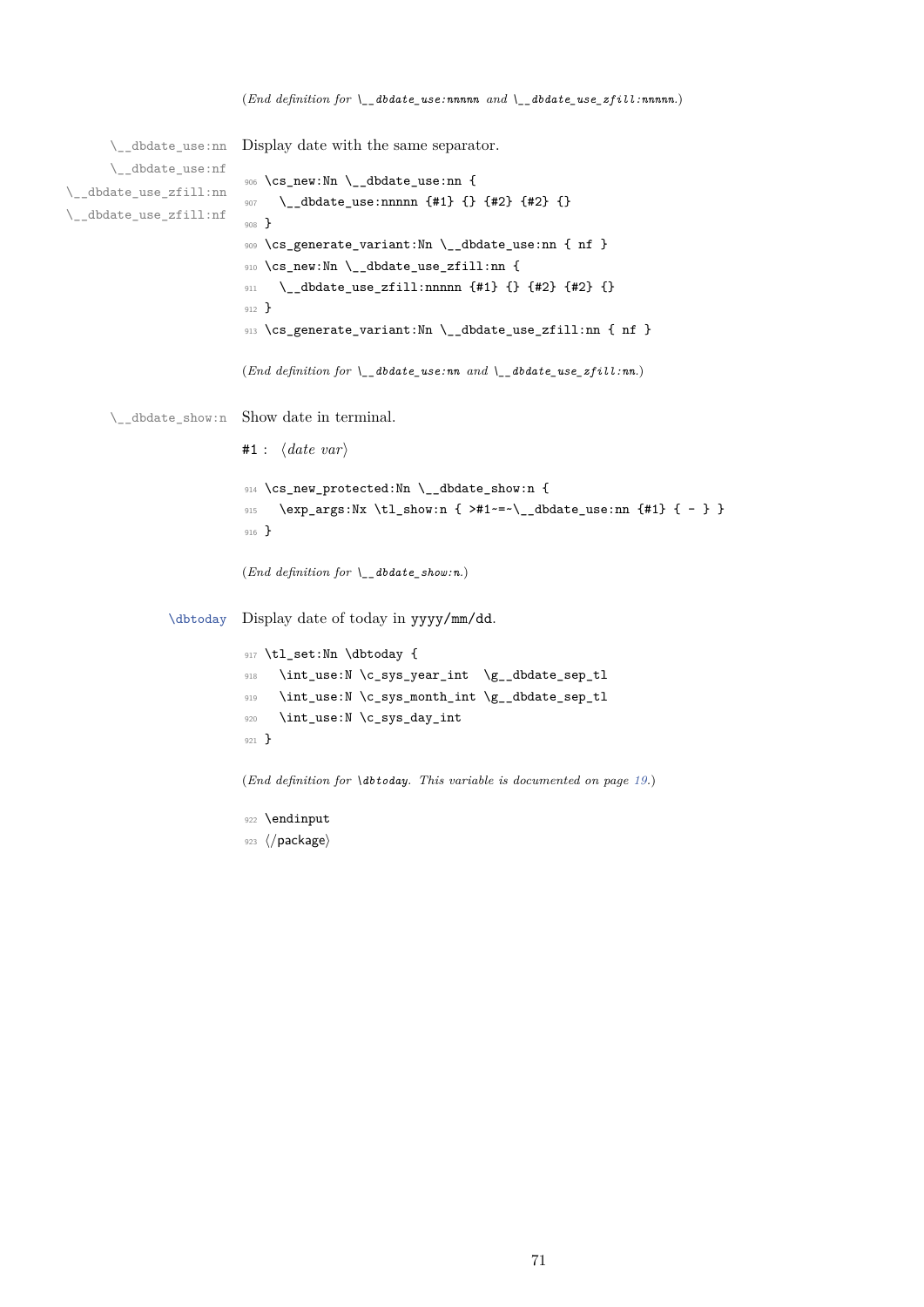(*End definition for `\__dbdate_use:nnnnn` and `\__dbdate_use_zfill:nnnnn`.*)

`\__dbdate_use:nn`
`\__dbdate_use:nf`
`\__dbdate_use_zfill:nn`
`\__dbdate_use_zfill:nf`

Display date with the same separator.

```
906 \cs_new:Nn \__dbdate_use:nn {
907   \__dbdate_use:nnnnn {#1} {} {#2} {#2} {}
908 }
909 \cs_generate_variant:Nn \__dbdate_use:nn { nf }
910 \cs_new:Nn \__dbdate_use_zfill:nn {
911   \__dbdate_use_zfill:nnnnn {#1} {} {#2} {#2} {}
912 }
913 \cs_generate_variant:Nn \__dbdate_use_zfill:nn { nf }
```

(*End definition for `\__dbdate_use:nn` and `\__dbdate_use_zfill:nn`.*)

`\__dbdate_show:n`

Show date in terminal.

#1 : ⟨*date var*⟩

```
914 \cs_new_protected:Nn \__dbdate_show:n {
915   \exp_args:Nx \tl_show:n { >#1~=~\__dbdate_use:nn {#1} { - } }
916 }
```

(*End definition for `\__dbdate_show:n`.*)

`\dbtoday`

Display date of today in yyyy/mm/dd.

```
917 \tl_set:Nn \dbtoday {
918   \int_use:N \c_sys_year_int  \g__dbdate_sep_tl
919   \int_use:N \c_sys_month_int \g__dbdate_sep_tl
920   \int_use:N \c_sys_day_int
921 }
```

(*End definition for `\dbtoday`. This variable is documented on page 19.*)

```
922 \endinput
923 ⟨/package⟩
```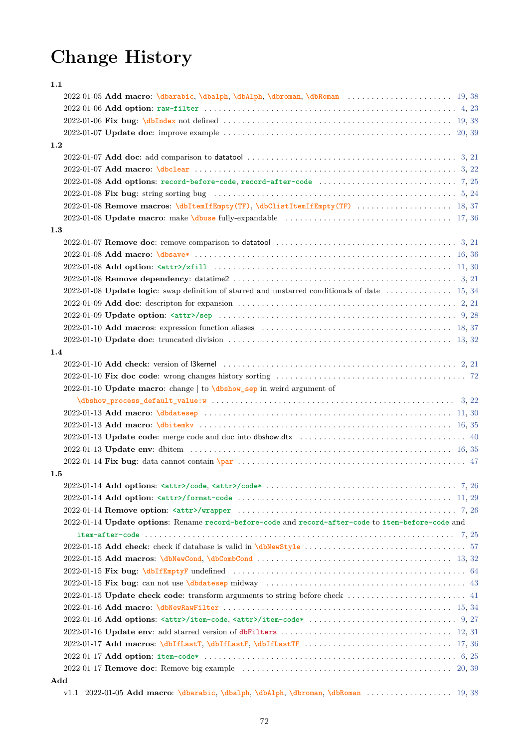# Change History

**1.1**

- 2022-01-05 **Add macro**: `\dbarabic`, `\dbalph`, `\dbAlph`, `\dbroman`, `\dbRoman` ...... 19, 38
- 2022-01-06 **Add option**: `raw-filter` ...... 4, 23
- 2022-01-06 **Fix bug**: `\dbIndex` not defined ...... 19, 38
- 2022-01-07 **Update doc**: improve example ...... 20, 39

**1.2**

- 2022-01-07 **Add doc**: add comparison to datatool ...... 3, 21
- 2022-01-07 **Add macro**: `\dbclear` ...... 3, 22
- 2022-01-08 **Add options**: `record-before-code`, `record-after-code` ...... 7, 25
- 2022-01-08 **Fix bug**: string sorting bug ...... 5, 24
- 2022-01-08 **Remove macros**: `\dbItemIfEmpty(TF)`, `\dbClistItemIfEmpty(TF)` ...... 18, 37
- 2022-01-08 **Update macro**: make `\dbuse` fully-expandable ...... 17, 36

**1.3**

- 2022-01-07 **Remove doc**: remove comparison to datatool ...... 3, 21
- 2022-01-08 **Add macro**: `\dbsave*` ...... 16, 36
- 2022-01-08 **Add option**: `<attr>/zfill` ...... 11, 30
- 2022-01-08 **Remove dependency**: datatime2 ...... 3, 21
- 2022-01-08 **Update logic**: swap definition of starred and unstarred conditionals of date ...... 15, 34
- 2022-01-09 **Add doc**: descripton for expansion ...... 2, 21
- 2022-01-09 **Update option**: `<attr>/sep` ...... 9, 28
- 2022-01-10 **Add macros**: expression function aliases ...... 18, 37
- 2022-01-10 **Update doc**: truncated division ...... 13, 32

**1.4**

- 2022-01-10 **Add check**: version of l3kernel ...... 2, 21
- 2022-01-10 **Fix doc code**: wrong changes history sorting ...... 72
- 2022-01-10 **Update macro**: change | to `\dbshow_sep` in weird argument of `\dbshow_process_default_value:w` ...... 3, 22
- 2022-01-13 **Add macro**: `\dbdatesep` ...... 11, 30
- 2022-01-13 **Add macro**: `\dbitemkv` ...... 16, 35
- 2022-01-13 **Update code**: merge code and doc into dbshow.dtx ...... 40
- 2022-01-13 **Update env**: dbitem ...... 16, 35
- 2022-01-14 **Fix bug**: data cannot contain `\par` ...... 47

**1.5**

- 2022-01-14 **Add options**: `<attr>/code`, `<attr>/code*` ...... 7, 26
- 2022-01-14 **Add option**: `<attr>/format-code` ...... 11, 29
- 2022-01-14 **Remove option**: `<attr>/wrapper` ...... 7, 26
- 2022-01-14 **Update options**: Rename `record-before-code` and `record-after-code` to `item-before-code` and `item-after-code` ...... 7, 25
- 2022-01-15 **Add check**: check if database is valid in `\dbNewStyle` ...... 57
- 2022-01-15 **Add macros**: `\dbNewCond`, `\dbCombCond` ...... 13, 32
- 2022-01-15 **Fix bug**: `\dbIfEmptyF` undefined ...... 64
- 2022-01-15 **Fix bug**: can not use `\dbdatesep` midway ...... 43
- 2022-01-15 **Update check code**: transform arguments to string before check ...... 41
- 2022-01-16 **Add macro**: `\dbNewRawFilter` ...... 15, 34
- 2022-01-16 **Add options**: `<attr>/item-code`, `<attr>/item-code*` ...... 9, 27
- 2022-01-16 **Update env**: add starred version of `dbFilters` ...... 12, 31
- 2022-01-17 **Add macros**: `\dbIfLastT`, `\dbIfLastF`, `\dbIfLastTF` ...... 17, 36
- 2022-01-17 **Add option**: `item-code*` ...... 6, 25
- 2022-01-17 **Remove doc**: Remove big example ...... 20, 39

**Add**

- v1.1 2022-01-05 **Add macro**: `\dbarabic`, `\dbalph`, `\dbAlph`, `\dbroman`, `\dbRoman` ...... 19, 38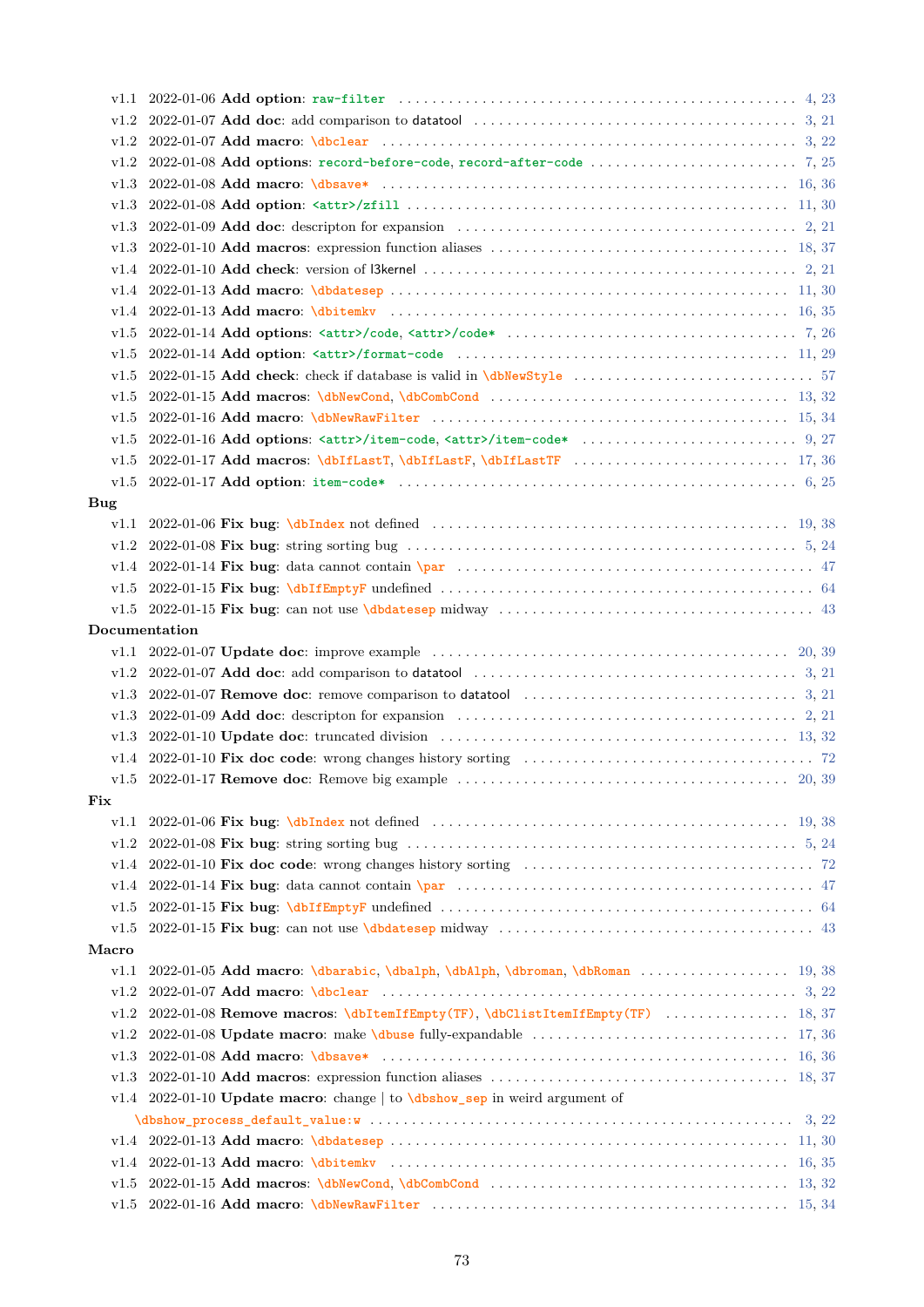v1.1 2022-01-06 **Add option**: `raw-filter` .... 4, 23
v1.2 2022-01-07 **Add doc**: add comparison to datatool .... 3, 21
v1.2 2022-01-07 **Add macro**: `\dbclear` .... 3, 22
v1.2 2022-01-08 **Add options**: `record-before-code`, `record-after-code` .... 7, 25
v1.3 2022-01-08 **Add macro**: `\dbsave*` .... 16, 36
v1.3 2022-01-08 **Add option**: `<attr>/zfill` .... 11, 30
v1.3 2022-01-09 **Add doc**: descripton for expansion .... 2, 21
v1.3 2022-01-10 **Add macros**: expression function aliases .... 18, 37
v1.4 2022-01-10 **Add check**: version of l3kernel .... 2, 21
v1.4 2022-01-13 **Add macro**: `\dbdatesep` .... 11, 30
v1.4 2022-01-13 **Add macro**: `\dbitemkv` .... 16, 35
v1.5 2022-01-14 **Add options**: `<attr>/code`, `<attr>/code*` .... 7, 26
v1.5 2022-01-14 **Add option**: `<attr>/format-code` .... 11, 29
v1.5 2022-01-15 **Add check**: check if database is valid in `\dbNewStyle` .... 57
v1.5 2022-01-15 **Add macros**: `\dbNewCond`, `\dbCombCond` .... 13, 32
v1.5 2022-01-16 **Add macro**: `\dbNewRawFilter` .... 15, 34
v1.5 2022-01-16 **Add options**: `<attr>/item-code`, `<attr>/item-code*` .... 9, 27
v1.5 2022-01-17 **Add macros**: `\dbIfLastT`, `\dbIfLastF`, `\dbIfLastTF` .... 17, 36
v1.5 2022-01-17 **Add option**: `item-code*` .... 6, 25

**Bug**

v1.1 2022-01-06 **Fix bug**: `\dbIndex` not defined .... 19, 38
v1.2 2022-01-08 **Fix bug**: string sorting bug .... 5, 24
v1.4 2022-01-14 **Fix bug**: data cannot contain `\par` .... 47
v1.5 2022-01-15 **Fix bug**: `\dbIfEmptyF` undefined .... 64
v1.5 2022-01-15 **Fix bug**: can not use `\dbdatesep` midway .... 43

**Documentation**

v1.1 2022-01-07 **Update doc**: improve example .... 20, 39
v1.2 2022-01-07 **Add doc**: add comparison to datatool .... 3, 21
v1.3 2022-01-07 **Remove doc**: remove comparison to datatool .... 3, 21
v1.3 2022-01-09 **Add doc**: descripton for expansion .... 2, 21
v1.3 2022-01-10 **Update doc**: truncated division .... 13, 32
v1.4 2022-01-10 **Fix doc code**: wrong changes history sorting .... 72
v1.5 2022-01-17 **Remove doc**: Remove big example .... 20, 39

**Fix**

v1.1 2022-01-06 **Fix bug**: `\dbIndex` not defined .... 19, 38
v1.2 2022-01-08 **Fix bug**: string sorting bug .... 5, 24
v1.4 2022-01-10 **Fix doc code**: wrong changes history sorting .... 72
v1.4 2022-01-14 **Fix bug**: data cannot contain `\par` .... 47
v1.5 2022-01-15 **Fix bug**: `\dbIfEmptyF` undefined .... 64
v1.5 2022-01-15 **Fix bug**: can not use `\dbdatesep` midway .... 43

**Macro**

v1.1 2022-01-05 **Add macro**: `\dbarabic`, `\dbalph`, `\dbAlph`, `\dbroman`, `\dbRoman` .... 19, 38
v1.2 2022-01-07 **Add macro**: `\dbclear` .... 3, 22
v1.2 2022-01-08 **Remove macros**: `\dbItemIfEmpty(TF)`, `\dbClistItemIfEmpty(TF)` .... 18, 37
v1.2 2022-01-08 **Update macro**: make `\dbuse` fully-expandable .... 17, 36
v1.3 2022-01-08 **Add macro**: `\dbsave*` .... 16, 36
v1.3 2022-01-10 **Add macros**: expression function aliases .... 18, 37
v1.4 2022-01-10 **Update macro**: change | to `\dbshow_sep` in weird argument of `\dbshow_process_default_value:w` .... 3, 22
v1.4 2022-01-13 **Add macro**: `\dbdatesep` .... 11, 30
v1.4 2022-01-13 **Add macro**: `\dbitemkv` .... 16, 35
v1.5 2022-01-15 **Add macros**: `\dbNewCond`, `\dbCombCond` .... 13, 32
v1.5 2022-01-16 **Add macro**: `\dbNewRawFilter` .... 15, 34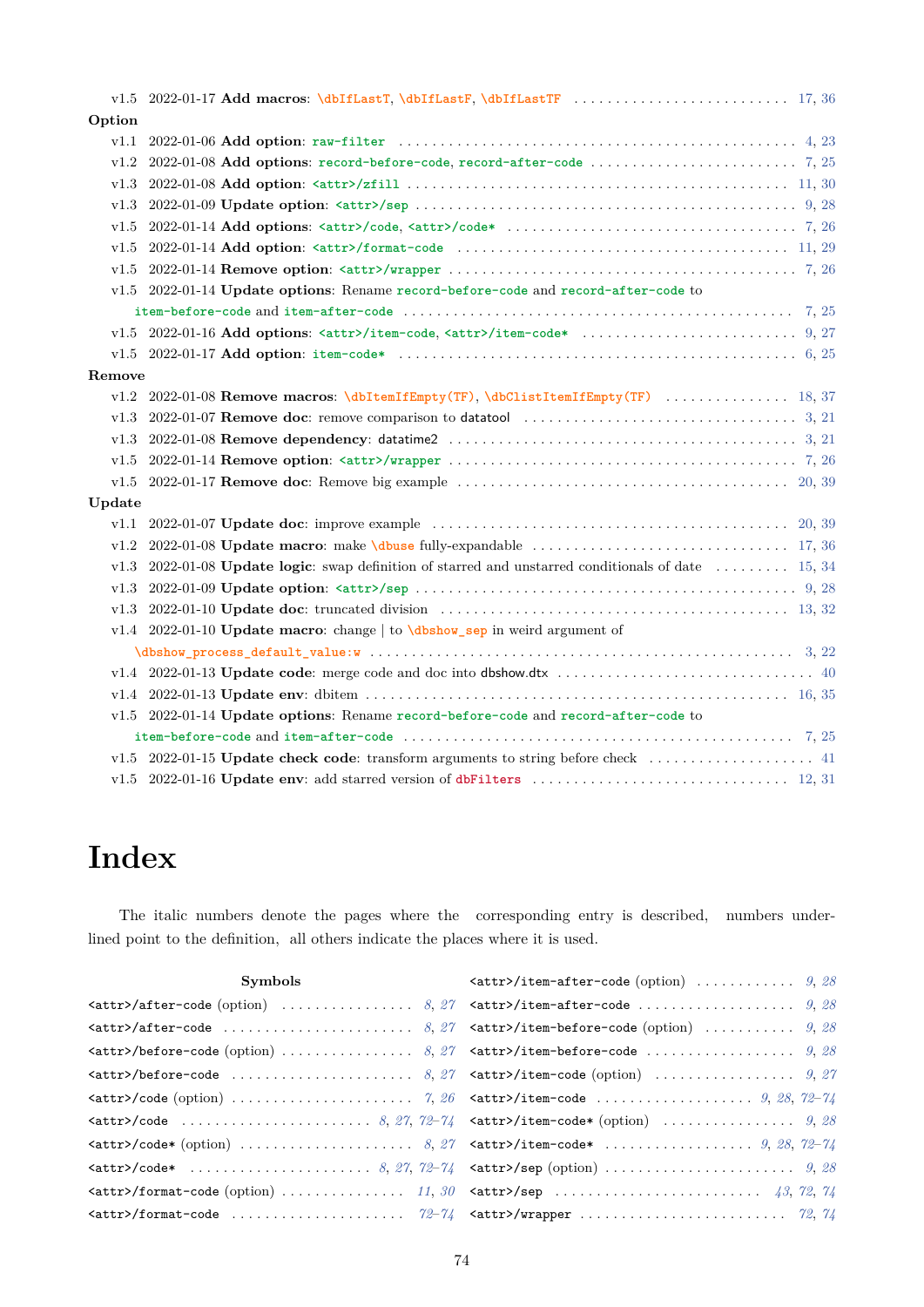v1.5 2022-01-17 **Add macros**: \dbIfLastT, \dbIfLastF, \dbIfLastTF . . . . . . . . . . . . 17, 36

**Option**

- v1.1 2022-01-06 **Add option**: raw-filter . . . . . . . . . . . . 4, 23
- v1.2 2022-01-08 **Add options**: record-before-code, record-after-code . . . . . . . . . . . . 7, 25
- v1.3 2022-01-08 **Add option**: <attr>/zfill . . . . . . . . . . . . 11, 30
- v1.3 2022-01-09 **Update option**: <attr>/sep . . . . . . . . . . . . 9, 28
- v1.5 2022-01-14 **Add options**: <attr>/code, <attr>/code* . . . . . . . . . . . . 7, 26
- v1.5 2022-01-14 **Add option**: <attr>/format-code . . . . . . . . . . . . 11, 29
- v1.5 2022-01-14 **Remove option**: <attr>/wrapper . . . . . . . . . . . . 7, 26
- v1.5 2022-01-14 **Update options**: Rename record-before-code and record-after-code to item-before-code and item-after-code . . . . . . . . . . . . 7, 25
- v1.5 2022-01-16 **Add options**: <attr>/item-code, <attr>/item-code* . . . . . . . . . . . . 9, 27
- v1.5 2022-01-17 **Add option**: item-code* . . . . . . . . . . . . 6, 25

**Remove**

- v1.2 2022-01-08 **Remove macros**: \dbItemIfEmpty(TF), \dbClistItemIfEmpty(TF) . . . . . . . . . . . . 18, 37
- v1.3 2022-01-07 **Remove doc**: remove comparison to datatool . . . . . . . . . . . . 3, 21
- v1.3 2022-01-08 **Remove dependency**: datatime2 . . . . . . . . . . . . 3, 21
- v1.5 2022-01-14 **Remove option**: <attr>/wrapper . . . . . . . . . . . . 7, 26
- v1.5 2022-01-17 **Remove doc**: Remove big example . . . . . . . . . . . . 20, 39

**Update**

- v1.1 2022-01-07 **Update doc**: improve example . . . . . . . . . . . . 20, 39
- v1.2 2022-01-08 **Update macro**: make \dbuse fully-expandable . . . . . . . . . . . . 17, 36
- v1.3 2022-01-08 **Update logic**: swap definition of starred and unstarred conditionals of date . . . . . . . . . . . . 15, 34
- v1.3 2022-01-09 **Update option**: <attr>/sep . . . . . . . . . . . . 9, 28
- v1.3 2022-01-10 **Update doc**: truncated division . . . . . . . . . . . . 13, 32
- v1.4 2022-01-10 **Update macro**: change | to \dbshow_sep in weird argument of \dbshow_process_default_value:w . . . . . . . . . . . . 3, 22
- v1.4 2022-01-13 **Update code**: merge code and doc into dbshow.dtx . . . . . . . . . . . . 40
- v1.4 2022-01-13 **Update env**: dbitem . . . . . . . . . . . . 16, 35
- v1.5 2022-01-14 **Update options**: Rename record-before-code and record-after-code to item-before-code and item-after-code . . . . . . . . . . . . 7, 25
- v1.5 2022-01-15 **Update check code**: transform arguments to string before check . . . . . . . . . . . . 41
- v1.5 2022-01-16 **Update env**: add starred version of dbFilters . . . . . . . . . . . . 12, 31

# Index

The italic numbers denote the pages where the corresponding entry is described, numbers underlined point to the definition, all others indicate the places where it is used.

**Symbols**

- <attr>/after-code (option) . . . . . . *8*, *27*
- <attr>/after-code . . . . . . *8*, *27*
- <attr>/before-code (option) . . . . . . *8*, *27*
- <attr>/before-code . . . . . . *8*, *27*
- <attr>/code (option) . . . . . . *7*, *26*
- <attr>/code . . . . . . *8*, *27*, *72–74*
- <attr>/code* (option) . . . . . . *8*, *27*
- <attr>/code* . . . . . . *8*, *27*, *72–74*
- <attr>/format-code (option) . . . . . . *11*, *30*
- <attr>/format-code . . . . . . *72–74*
- <attr>/item-after-code (option) . . . . . . *9*, *28*
- <attr>/item-after-code . . . . . . *9*, *28*
- <attr>/item-before-code (option) . . . . . . *9*, *28*
- <attr>/item-before-code . . . . . . *9*, *28*
- <attr>/item-code (option) . . . . . . *9*, *27*
- <attr>/item-code . . . . . . *9*, *28*, *72–74*
- <attr>/item-code* (option) . . . . . . *9*, *28*
- <attr>/item-code* . . . . . . *9*, *28*, *72–74*
- <attr>/sep (option) . . . . . . *9*, *28*
- <attr>/sep . . . . . . *43*, *72*, *74*
- <attr>/wrapper . . . . . . *72*, *74*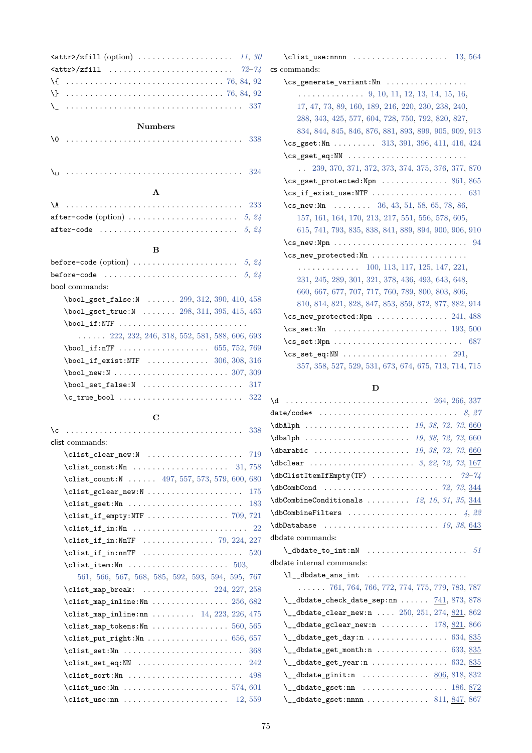<attr>/zfill (option) . . . . . . . . . . . . . . . . . . . . *11*, *30*
<attr>/zfill . . . . . . . . . . . . . . . . . . . . . . . . . *72–74*
\{ . . . . . . . . . . . . . . . . . . . . . . . . . . . . . . . . . 76, 84, 92
\} . . . . . . . . . . . . . . . . . . . . . . . . . . . . . . . . . 76, 84, 92
\_ . . . . . . . . . . . . . . . . . . . . . . . . . . . . . . . . . . . . 337

### Numbers

\0 . . . . . . . . . . . . . . . . . . . . . . . . . . . . . . . . . . . . 338

\␣ . . . . . . . . . . . . . . . . . . . . . . . . . . . . . . . . . . . . 324

### A

\A . . . . . . . . . . . . . . . . . . . . . . . . . . . . . . . . . . . . 233
after-code (option) . . . . . . . . . . . . . . . . . . . . . . . *5*, *24*
after-code . . . . . . . . . . . . . . . . . . . . . . . . . . . . . *5*, *24*

### B

before-code (option) . . . . . . . . . . . . . . . . . . . . . . *5*, *24*
before-code . . . . . . . . . . . . . . . . . . . . . . . . . . . . *5*, *24*
bool commands:
- \bool_gset_false:N . . . . . . 299, 312, 390, 410, 458
- \bool_gset_true:N . . . . . . . 298, 311, 395, 415, 463
- \bool_if:NTF . . . . . . . . . . . . . . . . . . . . . . . . . . 222, 232, 246, 318, 552, 581, 588, 606, 693
- \bool_if:nTF . . . . . . . . . . . . . . . . . . . . 655, 752, 769
- \bool_if_exist:NTF . . . . . . . . . . . . . 306, 308, 316
- \bool_new:N . . . . . . . . . . . . . . . . . . . . . . . . 307, 309
- \bool_set_false:N . . . . . . . . . . . . . . . . . . . . . . 317
- \c_true_bool . . . . . . . . . . . . . . . . . . . . . . . . . . . 322

### C

\c . . . . . . . . . . . . . . . . . . . . . . . . . . . . . . . . . . . . 338
clist commands:
- \clist_clear_new:N . . . . . . . . . . . . . . . . . . . . . 719
- \clist_const:Nn . . . . . . . . . . . . . . . . . . . . . 31, 758
- \clist_count:N . . . . . . 497, 557, 573, 579, 600, 680
- \clist_gclear_new:N . . . . . . . . . . . . . . . . . . . . 175
- \clist_gset:Nn . . . . . . . . . . . . . . . . . . . . . . . . . 183
- \clist_if_empty:NTF . . . . . . . . . . . . . . . . . 709, 721
- \clist_if_in:Nn . . . . . . . . . . . . . . . . . . . . . . . . . 22
- \clist_if_in:NnTF . . . . . . . . . . . . . . . . 79, 224, 227
- \clist_if_in:nnTF . . . . . . . . . . . . . . . . . . . . . . 520
- \clist_item:Nn . . . . . . . . . . . . . . . . . . . . . . . 503, 561, 566, 567, 568, 585, 592, 593, 594, 595, 767
- \clist_map_break: . . . . . . . . . . . . . . . 224, 227, 258
- \clist_map_inline:Nn . . . . . . . . . . . . . . . . 256, 682
- \clist_map_inline:nn . . . . . . . . . 14, 223, 226, 475
- \clist_map_tokens:Nn . . . . . . . . . . . . . . . . 560, 565
- \clist_put_right:Nn . . . . . . . . . . . . . . . . . 656, 657
- \clist_set:Nn . . . . . . . . . . . . . . . . . . . . . . . . . 368
- \clist_set_eq:NN . . . . . . . . . . . . . . . . . . . . . . . 242
- \clist_sort:Nn . . . . . . . . . . . . . . . . . . . . . . . . 498
- \clist_use:Nn . . . . . . . . . . . . . . . . . . . . . . 574, 601
- \clist_use:nn . . . . . . . . . . . . . . . . . . . . . . . 12, 559
- \clist_use:nnnn . . . . . . . . . . . . . . . . . . . . . 13, 564

cs commands:
- \cs_generate_variant:Nn . . . . . . . . . . . . . . . . . . 9, 10, 11, 12, 13, 14, 15, 16, 17, 47, 73, 89, 160, 189, 216, 220, 230, 238, 240, 288, 343, 425, 577, 604, 728, 750, 792, 820, 827, 834, 844, 845, 846, 876, 881, 893, 899, 905, 909, 913
- \cs_gset:Nn . . . . . . . . . 313, 391, 396, 411, 416, 424
- \cs_gset_eq:NN . . . . . . . . . . . . . . . . . . . . . . . . . . 239, 370, 371, 372, 373, 374, 375, 376, 377, 870
- \cs_gset_protected:Npn . . . . . . . . . . . . . . 861, 865
- \cs_if_exist_use:NTF . . . . . . . . . . . . . . . . . . . . 631
- \cs_new:Nn . . . . . . . . 36, 43, 51, 58, 65, 78, 86, 157, 161, 164, 170, 213, 217, 551, 556, 578, 605, 615, 741, 793, 835, 838, 841, 889, 894, 900, 906, 910
- \cs_new:Npn . . . . . . . . . . . . . . . . . . . . . . . . . . . . 94
- \cs_new_protected:Nn . . . . . . . . . . . . . . . . . . . . . . . . . . . . . . . . 100, 113, 117, 125, 147, 221, 231, 245, 289, 301, 321, 378, 436, 493, 643, 648, 660, 667, 677, 707, 717, 760, 789, 800, 803, 806, 810, 814, 821, 828, 847, 853, 859, 872, 877, 882, 914
- \cs_new_protected:Npn . . . . . . . . . . . . . . . 241, 488
- \cs_set:Nn . . . . . . . . . . . . . . . . . . . . . . . . . 193, 500
- \cs_set:Npn . . . . . . . . . . . . . . . . . . . . . . . . . . . 687
- \cs_set_eq:NN . . . . . . . . . . . . . . . . . . . . . . 291, 357, 358, 527, 529, 531, 673, 674, 675, 713, 714, 715

### D

\d . . . . . . . . . . . . . . . . . . . . . . . . . . . . . . . 264, 266, 337
date/code* . . . . . . . . . . . . . . . . . . . . . . . . . . . . *8*, *27*
\dbAlph . . . . . . . . . . . . . . . . . . . . . *19*, *38*, *72*, *73*, 660
\dbalph . . . . . . . . . . . . . . . . . . . . . *19*, *38*, *72*, *73*, 660
\dbarabic . . . . . . . . . . . . . . . . . . . *19*, *38*, *72*, *73*, 660
\dbclear . . . . . . . . . . . . . . . . . . . . . *3*, *22*, *72*, *73*, 167
\dbClistItemIfEmpty(TF) . . . . . . . . . . . . . . . . . *72–74*
\dbCombCond . . . . . . . . . . . . . . . . . . . . . . . . *72*, *73*, 344
\dbCombineConditionals . . . . . . . . . *12*, *16*, *31*, *35*, 344
\dbCombineFilters . . . . . . . . . . . . . . . . . . . . . . . . *4*, *22*
\dbDatabase . . . . . . . . . . . . . . . . . . . . . . . . *19*, *38*, 643
dbdate commands:
- \_dbdate_to_int:nN . . . . . . . . . . . . . . . . . . . . . . *51*

dbdate internal commands:
- \l__dbdate_ans_int . . . . . . . . . . . . . . . . . . . . . . . . . . 761, 764, 766, 772, 774, 775, 779, 783, 787
- \__dbdate_check_date_sep:nn . . . . . . 741, 873, 878
- \__dbdate_clear_new:n . . . . 250, 251, 274, 821, 862
- \__dbdate_gclear_new:n . . . . . . . . . . 178, 821, 866
- \__dbdate_get_day:n . . . . . . . . . . . . . . . . . . 634, 835
- \__dbdate_get_month:n . . . . . . . . . . . . . . . 633, 835
- \__dbdate_get_year:n . . . . . . . . . . . . . . . . . 632, 835
- \__dbdate_ginit:n . . . . . . . . . . . . . . . . 806, 818, 832
- \__dbdate_gset:nn . . . . . . . . . . . . . . . . . . . . 186, 872
- \__dbdate_gset:nnnn . . . . . . . . . . . . . 811, 847, 867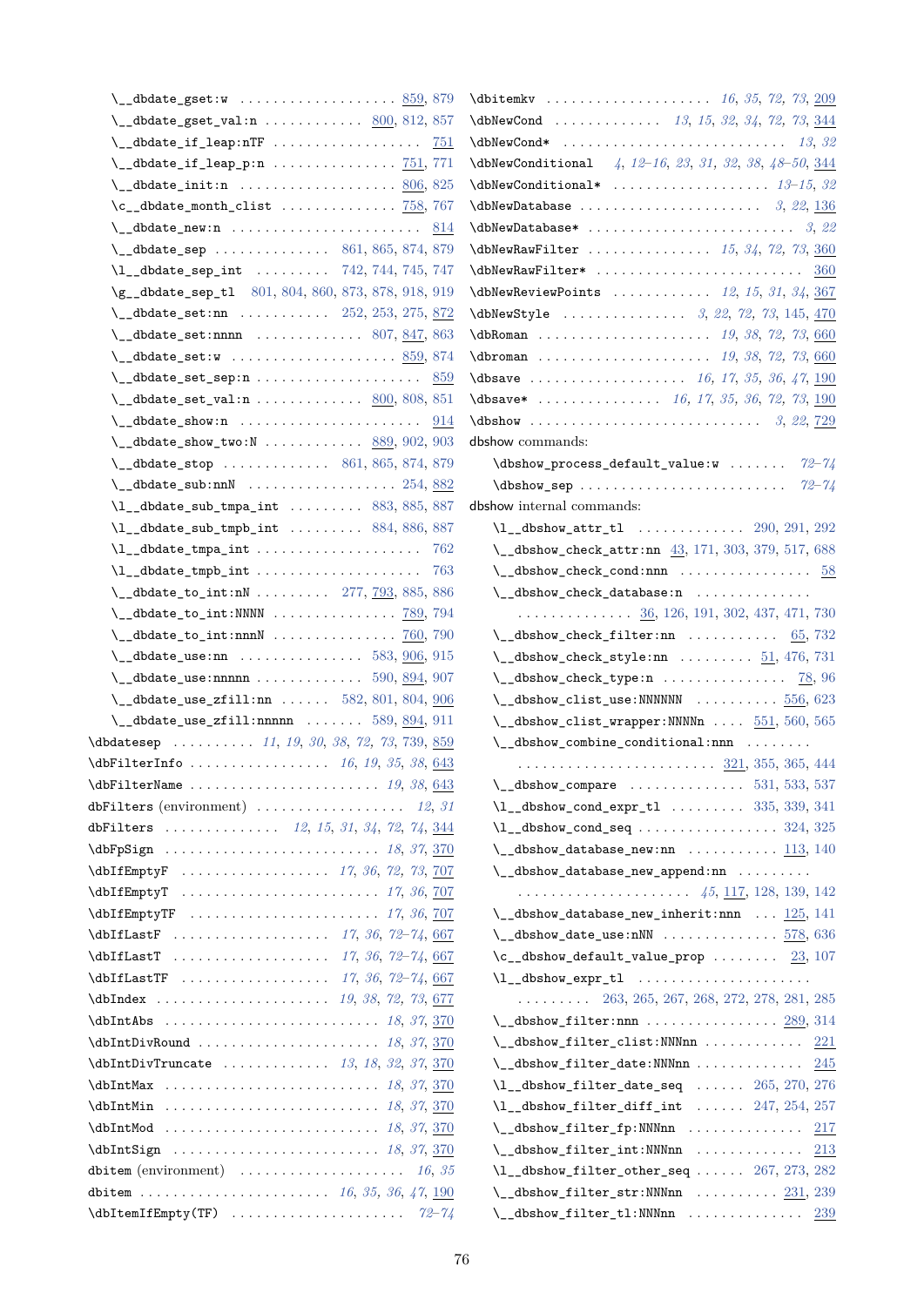\__dbdate_gset:w .................. 859, 879
\__dbdate_gset_val:n ............ 800, 812, 857
\__dbdate_if_leap:nTF ................. 751
\__dbdate_if_leap_p:n ............... 751, 771
\__dbdate_init:n .................. 806, 825
\c__dbdate_month_clist .............. 758, 767
\__dbdate_new:n ...................... 814
\__dbdate_sep ............. 861, 865, 874, 879
\l__dbdate_sep_int ......... 742, 744, 745, 747
\g__dbdate_sep_tl 801, 804, 860, 873, 878, 918, 919
\__dbdate_set:nn ........... 252, 253, 275, 872
\__dbdate_set:nnnn ............ 807, 847, 863
\__dbdate_set:w .................. 859, 874
\__dbdate_set_sep:n .................... 859
\__dbdate_set_val:n ............ 800, 808, 851
\__dbdate_show:n ...................... 914
\__dbdate_show_two:N ........... 889, 902, 903
\__dbdate_stop ............ 861, 865, 874, 879
\__dbdate_sub:nnN ................. 254, 882
\l__dbdate_sub_tmpa_int ......... 883, 885, 887
\l__dbdate_sub_tmpb_int ......... 884, 886, 887
\l__dbdate_tmpa_int .................... 762
\l__dbdate_tmpb_int .................... 763
\__dbdate_to_int:nN ......... 277, 793, 885, 886
\__dbdate_to_int:NNNN ............... 789, 794
\__dbdate_to_int:nnnN ............... 760, 790
\__dbdate_use:nn .............. 583, 906, 915
\__dbdate_use:nnnnn ............ 590, 894, 907
\__dbdate_use_zfill:nn ...... 582, 801, 804, 906
\__dbdate_use_zfill:nnnnn ....... 589, 894, 911
\dbdatesep .......... *11*, *19*, *30*, *38*, *72*, *73*, 739, 859
\dbFilterInfo ................. *16*, *19*, *35*, *38*, 643
\dbFilterName ...................... *19*, *38*, 643
dbFilters (environment) .................. *12*, *31*
dbFilters ............. *12*, *15*, *31*, *34*, *72*, *74*, 344
\dbFpSign ......................... *18*, *37*, 370
\dbIfEmptyF ................. *17*, *36*, *72*, *73*, 707
\dbIfEmptyT ........................ *17*, *36*, 707
\dbIfEmptyTF ....................... *17*, *36*, 707
\dbIfLastF .................. *17*, *36*, *72*–*74*, 667
\dbIfLastT .................. *17*, *36*, *72*–*74*, 667
\dbIfLastTF ................. *17*, *36*, *72*–*74*, 667
\dbIndex .................... *19*, *38*, *72*, *73*, 677
\dbIntAbs ......................... *18*, *37*, 370
\dbIntDivRound ..................... *18*, *37*, 370
\dbIntDivTruncate ............. *13*, *18*, *32*, *37*, 370
\dbIntMax ......................... *18*, *37*, 370
\dbIntMin ......................... *18*, *37*, 370
\dbIntMod ......................... *18*, *37*, 370
\dbIntSign ........................ *18*, *37*, 370
dbitem (environment) .................... *16*, *35*
dbitem ..................... *16*, *35*, *36*, *47*, 190
\dbItemIfEmpty(TF) .................... *72*–*74*
\dbitemkv .................... *16*, *35*, *72*, *73*, 209
\dbNewCond ............. *13*, *15*, *32*, *34*, *72*, *73*, 344
\dbNewCond* .......................... *13*, *32*
\dbNewConditional  *4*, *12*–*16*, *23*, *31*, *32*, *38*, *48*–*50*, 344
\dbNewConditional* .................. *13*–*15*, *32*
\dbNewDatabase ...................... *3*, *22*, 136
\dbNewDatabase* ......................... *3*, *22*
\dbNewRawFilter ............... *15*, *34*, *72*, *73*, 360
\dbNewRawFilter* ........................ 360
\dbNewReviewPoints ............ *12*, *15*, *31*, *34*, 367
\dbNewStyle ............... *3*, *22*, *72*, *73*, 145, 470
\dbRoman .................... *19*, *38*, *72*, *73*, 660
\dbroman .................... *19*, *38*, *72*, *73*, 660
\dbsave ................... *16*, *17*, *35*, *36*, *47*, 190
\dbsave* ............... *16*, *17*, *35*, *36*, *72*, *73*, 190
\dbshow ........................... *3*, *22*, 729

dbshow commands:

\dbshow_process_default_value:w ....... *72*–*74*
\dbshow_sep ......................... *72*–*74*

dbshow internal commands:

\l__dbshow_attr_tl ............. 290, 291, 292
\__dbshow_check_attr:nn  43, 171, 303, 379, 517, 688
\__dbshow_check_cond:nnn ................ 58
\__dbshow_check_database:n ..............
.............. 36, 126, 191, 302, 437, 471, 730
\__dbshow_check_filter:nn ........... 65, 732
\__dbshow_check_style:nn ......... 51, 476, 731
\__dbshow_check_type:n ............... 78, 96
\__dbshow_clist_use:NNNNNN .......... 556, 623
\__dbshow_clist_wrapper:NNNNn .... 551, 560, 565
\__dbshow_combine_conditional:nnn ........
........................ 321, 355, 365, 444
\__dbshow_compare ............. 531, 533, 537
\l__dbshow_cond_expr_tl ......... 335, 339, 341
\l__dbshow_cond_seq ................. 324, 325
\__dbshow_database_new:nn ........... 113, 140
\__dbshow_database_new_append:nn .........
..................... *45*, 117, 128, 139, 142
\__dbshow_database_new_inherit:nnn ... 125, 141
\__dbshow_date_use:nNN .............. 578, 636
\c__dbshow_default_value_prop ........ 23, 107
\l__dbshow_expr_tl ....................
......... 263, 265, 267, 268, 272, 278, 281, 285
\__dbshow_filter:nnn ................ 289, 314
\__dbshow_filter_clist:NNNnn ............ 221
\__dbshow_filter_date:NNNnn ............. 245
\l__dbshow_filter_date_seq ...... 265, 270, 276
\l__dbshow_filter_diff_int ...... 247, 254, 257
\__dbshow_filter_fp:NNNnn .............. 217
\__dbshow_filter_int:NNNnn ............. 213
\l__dbshow_filter_other_seq ...... 267, 273, 282
\__dbshow_filter_str:NNNnn .......... 231, 239
\__dbshow_filter_tl:NNNnn .............. 239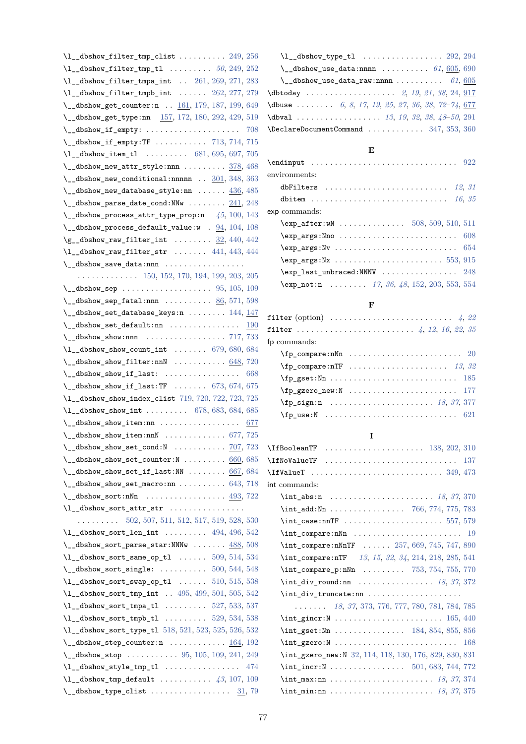\l__dbshow_filter_tmp_clist . . . . . . . . . . 249, 256
\l__dbshow_filter_tmp_tl . . . . . . . . . *50*, 249, 252
\l__dbshow_filter_tmpa_int . . 261, 269, 271, 283
\l__dbshow_filter_tmpb_int . . . . . . 262, 277, 279
\__dbshow_get_counter:n . . 161, 179, 187, 199, 649
\__dbshow_get_type:nn 157, 172, 180, 292, 429, 519
\__dbshow_if_empty: . . . . . . . . . . . . . . . . . . . . 708
\__dbshow_if_empty:TF . . . . . . . . . . . 713, 714, 715
\l__dbshow_item_tl . . . . . . . . . 681, 695, 697, 705
\__dbshow_new_attr_style:nnn . . . . . . . . . 378, 468
\__dbshow_new_conditional:nnnnn . . 301, 348, 363
\__dbshow_new_database_style:nn . . . . . . 436, 485
\__dbshow_parse_date_cond:NNw . . . . . . . . 241, 248
\__dbshow_process_attr_type_prop:n *45*, 100, 143
\__dbshow_process_default_value:w . 94, 104, 108
\g__dbshow_raw_filter_int . . . . . . . . 32, 440, 442
\l__dbshow_raw_filter_str . . . . . . . 441, 443, 444
\__dbshow_save_data:nnn . . . . . . . . . . . . . . . . .
. . . . . . . . . . . . . 150, 152, 170, 194, 199, 203, 205
\__dbshow_sep . . . . . . . . . . . . . . . . . . . 95, 105, 109
\__dbshow_sep_fatal:nnn . . . . . . . . . . 86, 571, 598
\__dbshow_set_database_keys:n . . . . . . . . 144, 147
\__dbshow_set_default:nn . . . . . . . . . . . . . . . 190
\__dbshow_show:nnn . . . . . . . . . . . . . . . . . 717, 733
\l__dbshow_show_count_int . . . . . . . 679, 680, 684
\__dbshow_show_filter:nnN . . . . . . . . . . . 648, 720
\__dbshow_show_if_last: . . . . . . . . . . . . . . . . 668
\__dbshow_show_if_last:TF . . . . . . . 673, 674, 675
\l__dbshow_show_index_clist 719, 720, 722, 723, 725
\l__dbshow_show_int . . . . . . . . . 678, 683, 684, 685
\__dbshow_show_item:nn . . . . . . . . . . . . . . . . . 677
\__dbshow_show_item:nnN . . . . . . . . . . . . . 677, 725
\__dbshow_show_set_cond:N . . . . . . . . . . . 707, 723
\__dbshow_show_set_counter:N . . . . . . . . . 660, 685
\__dbshow_show_set_if_last:NN . . . . . . . . 667, 684
\__dbshow_show_set_macro:nn . . . . . . . . . . 643, 718
\__dbshow_sort:nNn . . . . . . . . . . . . . . . . . 493, 722
\l__dbshow_sort_attr_str . . . . . . . . . . . . . . . .
. . . . . . . . . 502, 507, 511, 512, 517, 519, 528, 530
\l__dbshow_sort_len_int . . . . . . . . . 494, 496, 542
\__dbshow_sort_parse_star:NNNw . . . . . . . 488, 508
\l__dbshow_sort_same_op_tl . . . . . . 509, 514, 534
\__dbshow_sort_single: . . . . . . . . . . 500, 544, 548
\l__dbshow_sort_swap_op_tl . . . . . . 510, 515, 538
\l__dbshow_sort_tmp_int . . 495, 499, 501, 505, 542
\l__dbshow_sort_tmpa_tl . . . . . . . . . 527, 533, 537
\l__dbshow_sort_tmpb_tl . . . . . . . . . 529, 534, 538
\l__dbshow_sort_type_tl 518, 521, 523, 525, 526, 532
\__dbshow_step_counter:n . . . . . . . . . . . . 164, 192
\__dbshow_stop . . . . . . . . . . . 95, 105, 109, 241, 249
\l__dbshow_style_tmp_tl . . . . . . . . . . . . . . . . 474
\l__dbshow_tmp_default . . . . . . . . . . . *43*, 107, 109
\__dbshow_type_clist . . . . . . . . . . . . . . . . . 31, 79
\l__dbshow_type_tl . . . . . . . . . . . . . . . . . . 292, 294
\__dbshow_use_data:nnnn . . . . . . . . . . *61*, 605, 690
\__dbshow_use_data_raw:nnnn . . . . . . . . . . *61*, 605
\dbtoday . . . . . . . . . . . . . . . . . . . *2*, *19*, *21*, *38*, 24, 917
\dbuse . . . . . . . . *6*, *8*, *17*, *19*, *25*, *27*, *36*, *38*, *72–74*, 677
\dbval . . . . . . . . . . . . . . . . . . *13*, *19*, *32*, *38*, *48–50*, 291
\DeclareDocumentCommand . . . . . . . . . . . 347, 353, 360

## E

\endinput . . . . . . . . . . . . . . . . . . . . . . . . . . . . . . . 922
environments:
  dbFilters . . . . . . . . . . . . . . . . . . . . . . . . . . *12*, *31*
  dbitem . . . . . . . . . . . . . . . . . . . . . . . . . . . . . *16*, *35*
exp commands:
  \exp_after:wN . . . . . . . . . . . . . . 508, 509, 510, 511
  \exp_args:Nno . . . . . . . . . . . . . . . . . . . . . . . . . 608
  \exp_args:Nv . . . . . . . . . . . . . . . . . . . . . . . . . . 654
  \exp_args:Nx . . . . . . . . . . . . . . . . . . . . . . . 553, 915
  \exp_last_unbraced:NNNV . . . . . . . . . . . . . . . . 248
  \exp_not:n . . . . . . . . *17*, *36*, *48*, 152, 203, 553, 554

## F

filter (option) . . . . . . . . . . . . . . . . . . . . . . . . . . *4*, *22*
filter . . . . . . . . . . . . . . . . . . . . . . . . *4*, *12*, *16*, *22*, *35*
fp commands:
  \fp_compare:nNn . . . . . . . . . . . . . . . . . . . . . . . . 20
  \fp_compare:nTF . . . . . . . . . . . . . . . . . . . . . *13*, *32*
  \fp_gset:Nn . . . . . . . . . . . . . . . . . . . . . . . . . . . 185
  \fp_gzero_new:N . . . . . . . . . . . . . . . . . . . . . . . 177
  \fp_sign:n . . . . . . . . . . . . . . . . . . . . . . . *18*, *37*, 377
  \fp_use:N . . . . . . . . . . . . . . . . . . . . . . . . . . . . 621

## I

\IfBooleanTF . . . . . . . . . . . . . . . . . . . . 138, 202, 310
\IfNoValueTF . . . . . . . . . . . . . . . . . . . . . . . . . . . 137
\IfValueT . . . . . . . . . . . . . . . . . . . . . . . . . . . 349, 473
int commands:
  \int_abs:n . . . . . . . . . . . . . . . . . . . . . . *18*, *37*, 370
  \int_add:Nn . . . . . . . . . . . . . . . . 766, 774, 775, 783
  \int_case:nnTF . . . . . . . . . . . . . . . . . . . . . 557, 579
  \int_compare:nNn . . . . . . . . . . . . . . . . . . . . . . . 19
  \int_compare:nNnTF . . . . . . 257, 669, 745, 747, 890
  \int_compare:nTF *13*, *15*, *32*, *34*, 214, 218, 285, 541
  \int_compare_p:nNn . . . . . . . . . 753, 754, 755, 770
  \int_div_round:nn . . . . . . . . . . . . . . . *18*, *37*, 372
  \int_div_truncate:nn . . . . . . . . . . . . . . . . . . . .
  . . . . . . . *18*, *37*, 373, 776, 777, 780, 781, 784, 785
  \int_gincr:N . . . . . . . . . . . . . . . . . . . . . . . . 165, 440
  \int_gset:Nn . . . . . . . . . . . . . . . 184, 854, 855, 856
  \int_gzero:N . . . . . . . . . . . . . . . . . . . . . . . . . . . 168
  \int_gzero_new:N 32, 114, 118, 130, 176, 829, 830, 831
  \int_incr:N . . . . . . . . . . . . . . . . 501, 683, 744, 772
  \int_max:nn . . . . . . . . . . . . . . . . . . . . . . *18*, *37*, 374
  \int_min:nn . . . . . . . . . . . . . . . . . . . . . . *18*, *37*, 375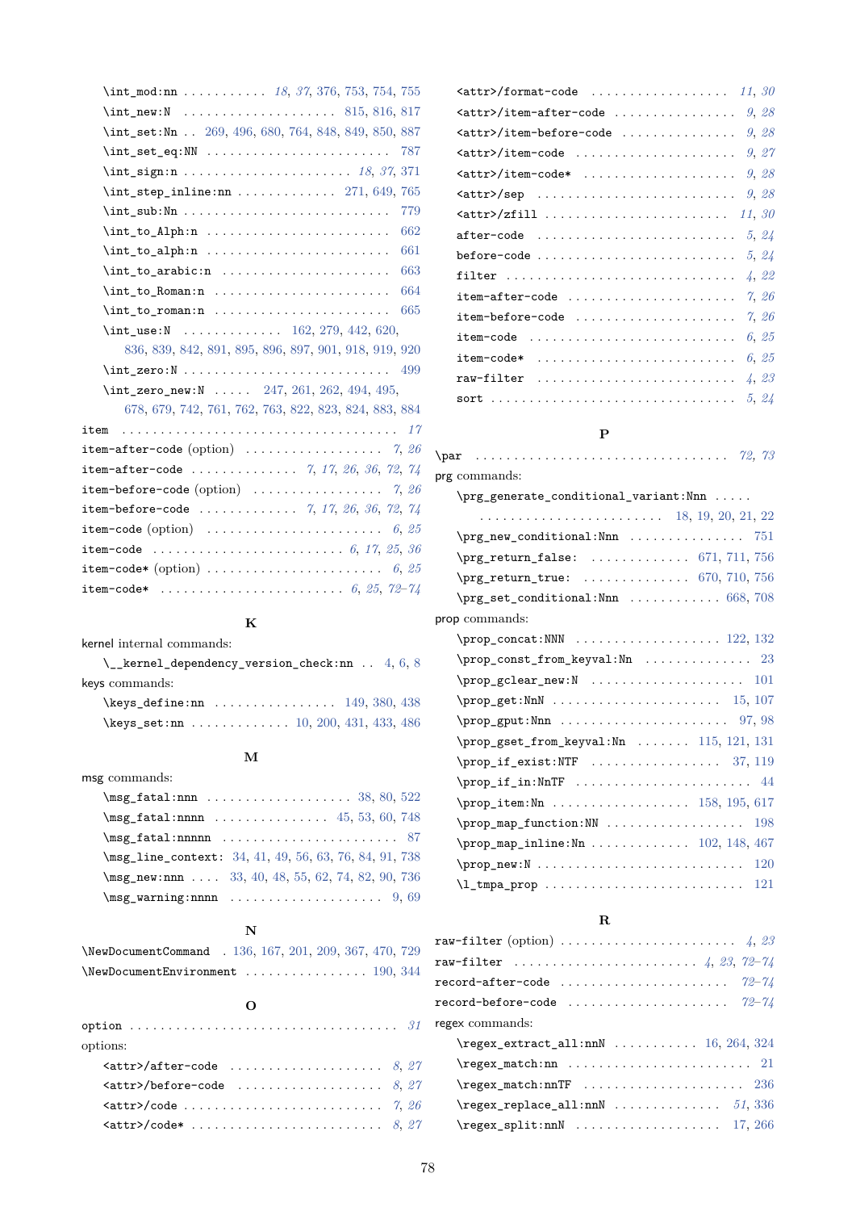\int_mod:nn . . . . . . . . . . . *18*, *37*, 376, 753, 754, 755
\int_new:N . . . . . . . . . . . . . . . . . . . . 815, 816, 817
\int_set:Nn . . 269, 496, 680, 764, 848, 849, 850, 887
\int_set_eq:NN . . . . . . . . . . . . . . . . . . . . . . . . 787
\int_sign:n . . . . . . . . . . . . . . . . . . . . . . *18*, *37*, 371
\int_step_inline:nn . . . . . . . . . . . . . 271, 649, 765
\int_sub:Nn . . . . . . . . . . . . . . . . . . . . . . . . . . 779
\int_to_Alph:n . . . . . . . . . . . . . . . . . . . . . . . . 662
\int_to_alph:n . . . . . . . . . . . . . . . . . . . . . . . . 661
\int_to_arabic:n . . . . . . . . . . . . . . . . . . . . . . 663
\int_to_Roman:n . . . . . . . . . . . . . . . . . . . . . . 664
\int_to_roman:n . . . . . . . . . . . . . . . . . . . . . . 665
\int_use:N . . . . . . . . . . . . . 162, 279, 442, 620, 836, 839, 842, 891, 895, 896, 897, 901, 918, 919, 920
\int_zero:N . . . . . . . . . . . . . . . . . . . . . . . . . . 499
\int_zero_new:N . . . . . 247, 261, 262, 494, 495, 678, 679, 742, 761, 762, 763, 822, 823, 824, 883, 884
item . . . . . . . . . . . . . . . . . . . . . . . . . . . . . . . . . . . *17*
item-after-code (option) . . . . . . . . . . . . . . . . . . *7*, *26*
item-after-code . . . . . . . . . . . . . . *7*, *17*, *26*, *36*, *72*, *74*
item-before-code (option) . . . . . . . . . . . . . . . . . *7*, *26*
item-before-code . . . . . . . . . . . . . *7*, *17*, *26*, *36*, *72*, *74*
item-code (option) . . . . . . . . . . . . . . . . . . . . . . . *6*, *25*
item-code . . . . . . . . . . . . . . . . . . . . . . . . . *6*, *17*, *25*, *36*
item-code* (option) . . . . . . . . . . . . . . . . . . . . . . *6*, *25*
item-code* . . . . . . . . . . . . . . . . . . . . . . . . . *6*, *25*, *72–74*

## K

kernel internal commands:
\__kernel_dependency_version_check:nn . . 4, 6, 8
keys commands:
\keys_define:nn . . . . . . . . . . . . . . . . 149, 380, 438
\keys_set:nn . . . . . . . . . . . . . 10, 200, 431, 433, 486

## M

msg commands:
\msg_fatal:nnn . . . . . . . . . . . . . . . . . . . 38, 80, 522
\msg_fatal:nnnn . . . . . . . . . . . . . . . 45, 53, 60, 748
\msg_fatal:nnnnn . . . . . . . . . . . . . . . . . . . . . . . . 87
\msg_line_context: 34, 41, 49, 56, 63, 76, 84, 91, 738
\msg_new:nnn . . . . 33, 40, 48, 55, 62, 74, 82, 90, 736
\msg_warning:nnnn . . . . . . . . . . . . . . . . . . . . 9, 69

## N

\NewDocumentCommand . 136, 167, 201, 209, 367, 470, 729
\NewDocumentEnvironment . . . . . . . . . . . . . . . 190, 344

## O

option . . . . . . . . . . . . . . . . . . . . . . . . . . . . . . . . . . *31*
options:
<attr>/after-code . . . . . . . . . . . . . . . . . . . . *8*, *27*
<attr>/before-code . . . . . . . . . . . . . . . . . . . *8*, *27*
<attr>/code . . . . . . . . . . . . . . . . . . . . . . . . . . *7*, *26*
<attr>/code* . . . . . . . . . . . . . . . . . . . . . . . . . *8*, *27*
<attr>/format-code . . . . . . . . . . . . . . . . . . *11*, *30*
<attr>/item-after-code . . . . . . . . . . . . . . . . *9*, *28*
<attr>/item-before-code . . . . . . . . . . . . . . . *9*, *28*
<attr>/item-code . . . . . . . . . . . . . . . . . . . . . *9*, *27*
<attr>/item-code* . . . . . . . . . . . . . . . . . . . . *9*, *28*
<attr>/sep . . . . . . . . . . . . . . . . . . . . . . . . . . *9*, *28*
<attr>/zfill . . . . . . . . . . . . . . . . . . . . . . . . *11*, *30*
after-code . . . . . . . . . . . . . . . . . . . . . . . . . . . *5*, *24*
before-code . . . . . . . . . . . . . . . . . . . . . . . . . . *5*, *24*
filter . . . . . . . . . . . . . . . . . . . . . . . . . . . . . . . *4*, *22*
item-after-code . . . . . . . . . . . . . . . . . . . . . . *7*, *26*
item-before-code . . . . . . . . . . . . . . . . . . . . . *7*, *26*
item-code . . . . . . . . . . . . . . . . . . . . . . . . . . . *6*, *25*
item-code* . . . . . . . . . . . . . . . . . . . . . . . . . . *6*, *25*
raw-filter . . . . . . . . . . . . . . . . . . . . . . . . . . *4*, *23*
sort . . . . . . . . . . . . . . . . . . . . . . . . . . . . . . . . *5*, *24*

## P

\par . . . . . . . . . . . . . . . . . . . . . . . . . . . . . . . *72*, *73*
prg commands:
\prg_generate_conditional_variant:Nnn . . . . . . . . . . . . . . . . . . . . . . . . . . . . . 18, 19, 20, 21, 22
\prg_new_conditional:Nnn . . . . . . . . . . . . . . . 751
\prg_return_false: . . . . . . . . . . . . . 671, 711, 756
\prg_return_true: . . . . . . . . . . . . . . 670, 710, 756
\prg_set_conditional:Nnn . . . . . . . . . . . . 668, 708
prop commands:
\prop_concat:NNN . . . . . . . . . . . . . . . . . . 122, 132
\prop_const_from_keyval:Nn . . . . . . . . . . . . . . 23
\prop_gclear_new:N . . . . . . . . . . . . . . . . . . . . 101
\prop_get:NnN . . . . . . . . . . . . . . . . . . . . . . 15, 107
\prop_gput:Nnn . . . . . . . . . . . . . . . . . . . . . . 97, 98
\prop_gset_from_keyval:Nn . . . . . . . 115, 121, 131
\prop_if_exist:NTF . . . . . . . . . . . . . . . . . 37, 119
\prop_if_in:NnTF . . . . . . . . . . . . . . . . . . . . . . . 44
\prop_item:Nn . . . . . . . . . . . . . . . . . . 158, 195, 617
\prop_map_function:NN . . . . . . . . . . . . . . . . . 198
\prop_map_inline:Nn . . . . . . . . . . . . . 102, 148, 467
\prop_new:N . . . . . . . . . . . . . . . . . . . . . . . . . . . 120
\l_tmpa_prop . . . . . . . . . . . . . . . . . . . . . . . . . 121

## R

raw-filter (option) . . . . . . . . . . . . . . . . . . . . . . *4*, *23*
raw-filter . . . . . . . . . . . . . . . . . . . . . . . . *4*, *23*, *72–74*
record-after-code . . . . . . . . . . . . . . . . . . . . . . *72–74*
record-before-code . . . . . . . . . . . . . . . . . . . . *72–74*
regex commands:
\regex_extract_all:nnN . . . . . . . . . . . 16, 264, 324
\regex_match:nn . . . . . . . . . . . . . . . . . . . . . . . . 21
\regex_match:nnTF . . . . . . . . . . . . . . . . . . . . . 236
\regex_replace_all:nnN . . . . . . . . . . . . . . *51*, 336
\regex_split:nnN . . . . . . . . . . . . . . . . . . . 17, 266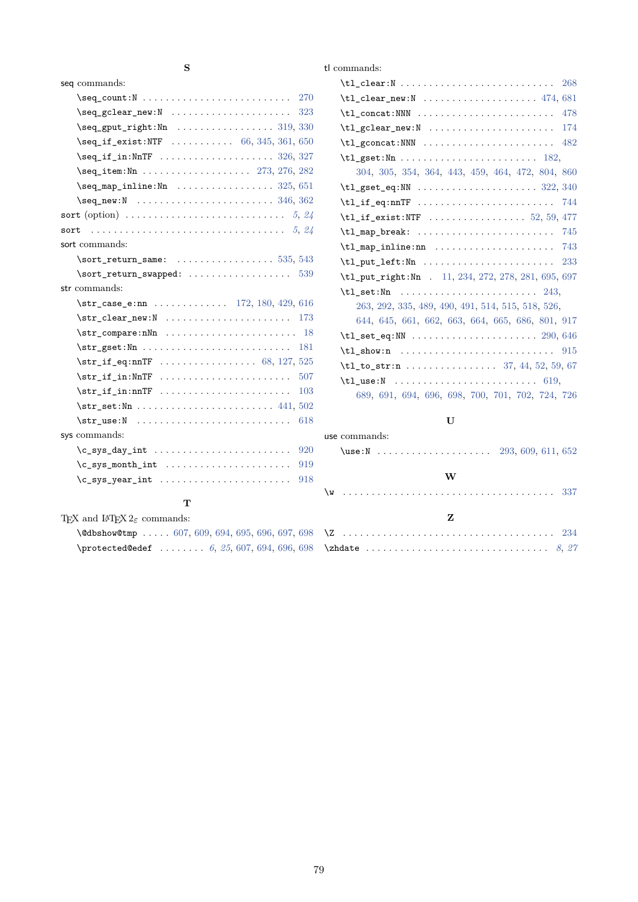## S

seq commands:

- \seq_count:N . . . 270
- \seq_gclear_new:N . . . 323
- \seq_gput_right:Nn . . . 319, 330
- \seq_if_exist:NTF . . . 66, 345, 361, 650
- \seq_if_in:NnTF . . . 326, 327
- \seq_item:Nn . . . 273, 276, 282
- \seq_map_inline:Nn . . . 325, 651
- \seq_new:N . . . 346, 362

sort (option) . . . *5*, *24*

sort . . . *5*, *24*

sort commands:

- \sort_return_same: . . . 535, 543
- \sort_return_swapped: . . . 539

str commands:

- \str_case_e:nn . . . 172, 180, 429, 616
- \str_clear_new:N . . . 173
- \str_compare:nNn . . . 18
- \str_gset:Nn . . . 181
- \str_if_eq:nnTF . . . 68, 127, 525
- \str_if_in:NnTF . . . 507
- \str_if_in:nnTF . . . 103
- \str_set:Nn . . . 441, 502
- \str_use:N . . . 618

sys commands:

- \c_sys_day_int . . . 920
- \c_sys_month_int . . . 919
- \c_sys_year_int . . . 918

## T

TEX and LATEX $2_\varepsilon$ commands:

- \@dbshow@tmp . . . 607, 609, 694, 695, 696, 697, 698
- \protected@edef . . . *6*, *25*, 607, 694, 696, 698

tl commands:

- \tl_clear:N . . . 268
- \tl_clear_new:N . . . 474, 681
- \tl_concat:NNN . . . 478
- \tl_gclear_new:N . . . 174
- \tl_gconcat:NNN . . . 482
- \tl_gset:Nn . . . 182, 304, 305, 354, 364, 443, 459, 464, 472, 804, 860
- \tl_gset_eq:NN . . . 322, 340
- \tl_if_eq:nnTF . . . 744
- \tl_if_exist:NTF . . . 52, 59, 477
- \tl_map_break: . . . 745
- \tl_map_inline:nn . . . 743
- \tl_put_left:Nn . . . 233
- \tl_put_right:Nn . . . 11, 234, 272, 278, 281, 695, 697
- \tl_set:Nn . . . 243, 263, 292, 335, 489, 490, 491, 514, 515, 518, 526, 644, 645, 661, 662, 663, 664, 665, 686, 801, 917
- \tl_set_eq:NN . . . 290, 646
- \tl_show:n . . . 915
- \tl_to_str:n . . . 37, 44, 52, 59, 67
- \tl_use:N . . . 619, 689, 691, 694, 696, 698, 700, 701, 702, 724, 726

## U

use commands:

- \use:N . . . 293, 609, 611, 652

## W

\w . . . 337

## Z

\Z . . . 234

\zhdate . . . *8*, *27*